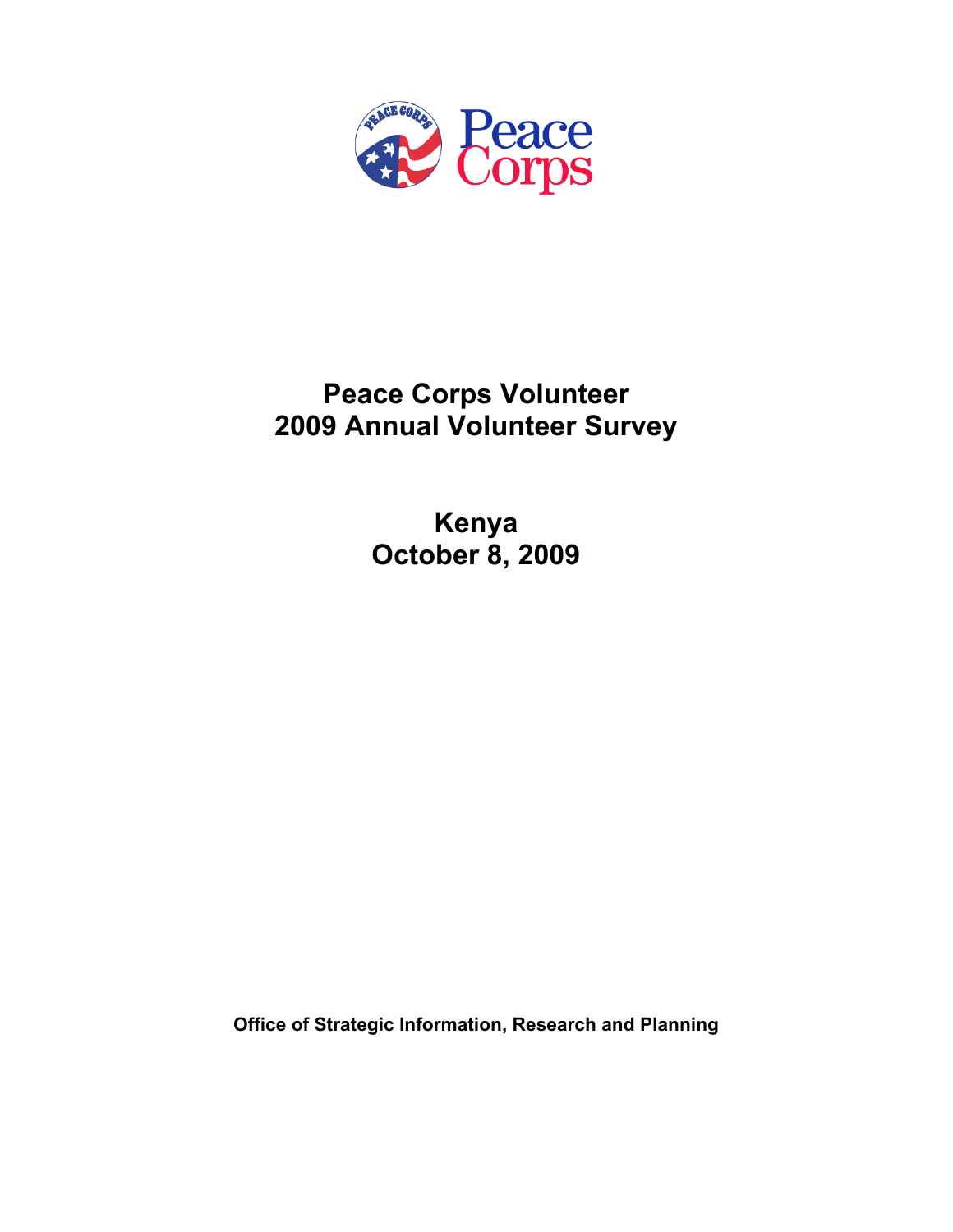Peace Corps

# Peace Corps Volunteer
# 2009 Annual Volunteer Survey

## Kenya
## October 8, 2009

**Office of Strategic Information, Research and Planning**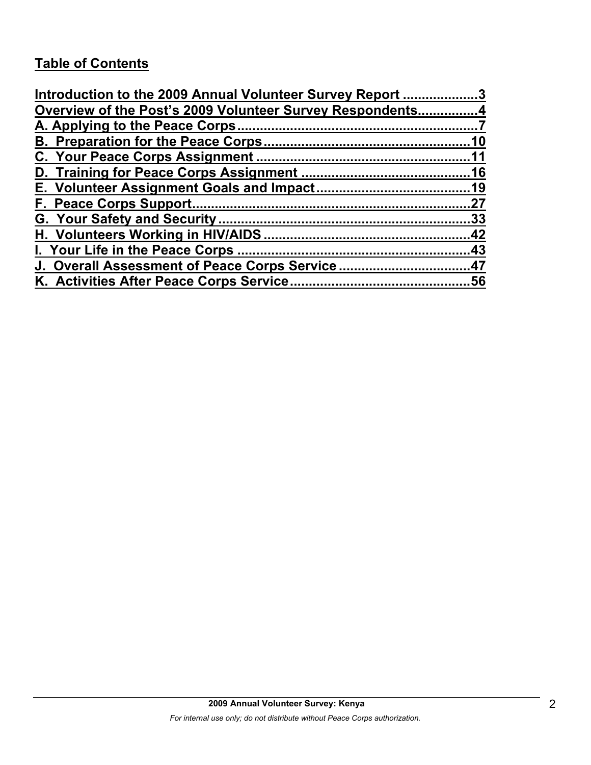## Table of Contents

Introduction to the 2009 Annual Volunteer Survey Report ....................3
Overview of the Post's 2009 Volunteer Survey Respondents................4
A. Applying to the Peace Corps................................................................7
B. Preparation for the Peace Corps.......................................................10
C. Your Peace Corps Assignment ........................................................11
D. Training for Peace Corps Assignment ............................................16
E. Volunteer Assignment Goals and Impact........................................19
F. Peace Corps Support.........................................................................27
G. Your Safety and Security...................................................................33
H. Volunteers Working in HIV/AIDS .......................................................42
I. Your Life in the Peace Corps .............................................................43
J. Overall Assessment of Peace Corps Service ..................................47
K. Activities After Peace Corps Service...............................................56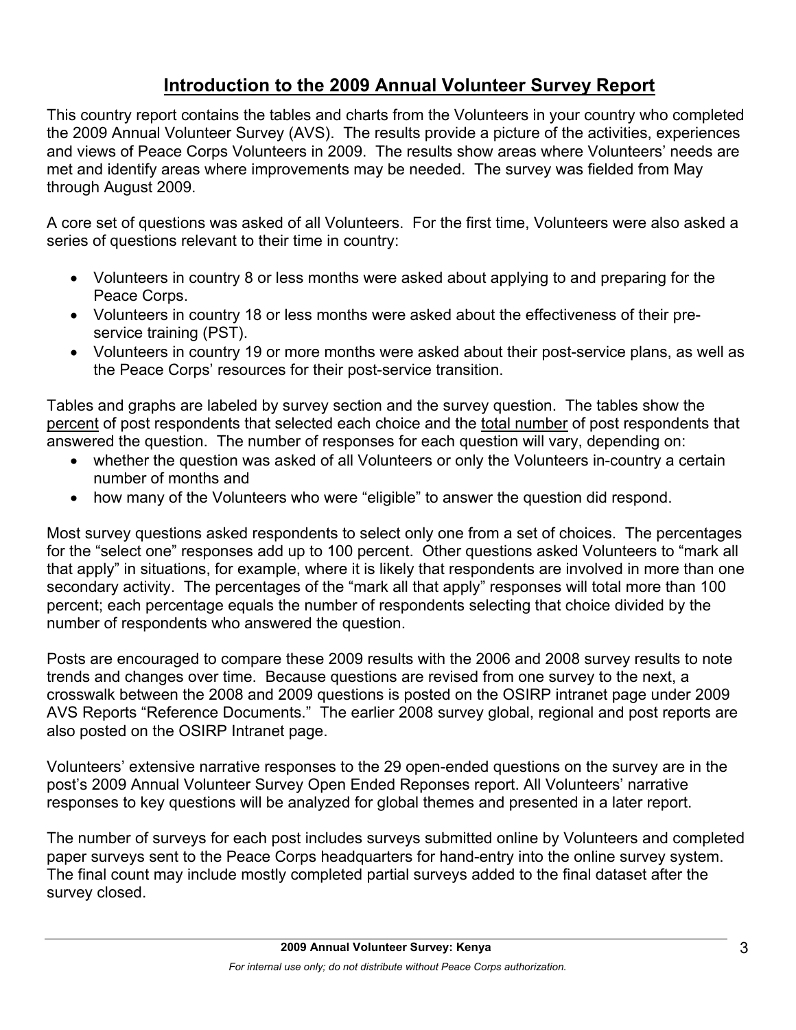# Introduction to the 2009 Annual Volunteer Survey Report

This country report contains the tables and charts from the Volunteers in your country who completed the 2009 Annual Volunteer Survey (AVS). The results provide a picture of the activities, experiences and views of Peace Corps Volunteers in 2009. The results show areas where Volunteers' needs are met and identify areas where improvements may be needed. The survey was fielded from May through August 2009.

A core set of questions was asked of all Volunteers. For the first time, Volunteers were also asked a series of questions relevant to their time in country:

- Volunteers in country 8 or less months were asked about applying to and preparing for the Peace Corps.
- Volunteers in country 18 or less months were asked about the effectiveness of their pre-service training (PST).
- Volunteers in country 19 or more months were asked about their post-service plans, as well as the Peace Corps' resources for their post-service transition.

Tables and graphs are labeled by survey section and the survey question. The tables show the percent of post respondents that selected each choice and the total number of post respondents that answered the question. The number of responses for each question will vary, depending on:

- whether the question was asked of all Volunteers or only the Volunteers in-country a certain number of months and
- how many of the Volunteers who were "eligible" to answer the question did respond.

Most survey questions asked respondents to select only one from a set of choices. The percentages for the "select one" responses add up to 100 percent. Other questions asked Volunteers to "mark all that apply" in situations, for example, where it is likely that respondents are involved in more than one secondary activity. The percentages of the "mark all that apply" responses will total more than 100 percent; each percentage equals the number of respondents selecting that choice divided by the number of respondents who answered the question.

Posts are encouraged to compare these 2009 results with the 2006 and 2008 survey results to note trends and changes over time. Because questions are revised from one survey to the next, a crosswalk between the 2008 and 2009 questions is posted on the OSIRP intranet page under 2009 AVS Reports "Reference Documents." The earlier 2008 survey global, regional and post reports are also posted on the OSIRP Intranet page.

Volunteers' extensive narrative responses to the 29 open-ended questions on the survey are in the post's 2009 Annual Volunteer Survey Open Ended Reponses report. All Volunteers' narrative responses to key questions will be analyzed for global themes and presented in a later report.

The number of surveys for each post includes surveys submitted online by Volunteers and completed paper surveys sent to the Peace Corps headquarters for hand-entry into the online survey system. The final count may include mostly completed partial surveys added to the final dataset after the survey closed.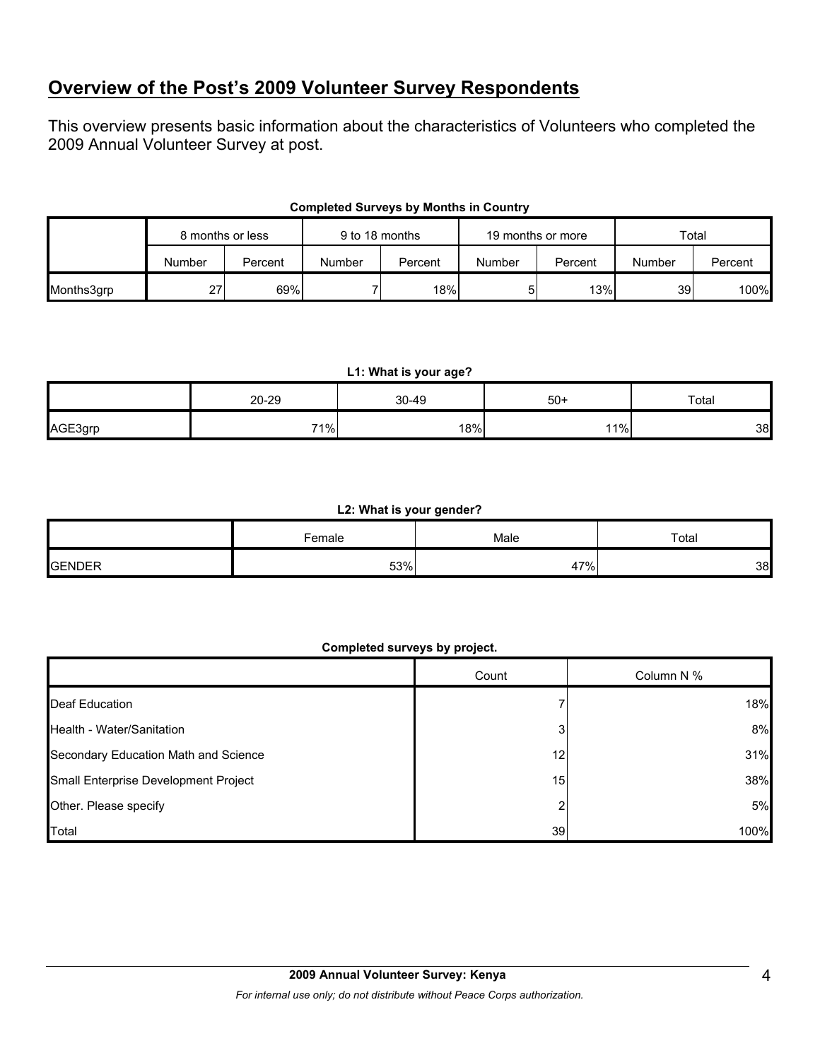## Overview of the Post's 2009 Volunteer Survey Respondents

This overview presents basic information about the characteristics of Volunteers who completed the 2009 Annual Volunteer Survey at post.

**Completed Surveys by Months in Country**

| | 8 months or less | | 9 to 18 months | | 19 months or more | | Total | |
|---|---|---|---|---|---|---|---|---|
| | Number | Percent | Number | Percent | Number | Percent | Number | Percent |
| Months3grp | 27 | 69% | 7 | 18% | 5 | 13% | 39 | 100% |

**L1: What is your age?**

| | 20-29 | 30-49 | 50+ | Total |
|---|---|---|---|---|
| AGE3grp | 71% | 18% | 11% | 38 |

**L2: What is your gender?**

| | Female | Male | Total |
|---|---|---|---|
| GENDER | 53% | 47% | 38 |

**Completed surveys by project.**

| | Count | Column N % |
|---|---|---|
| Deaf Education | 7 | 18% |
| Health - Water/Sanitation | 3 | 8% |
| Secondary Education Math and Science | 12 | 31% |
| Small Enterprise Development Project | 15 | 38% |
| Other. Please specify | 2 | 5% |
| Total | 39 | 100% |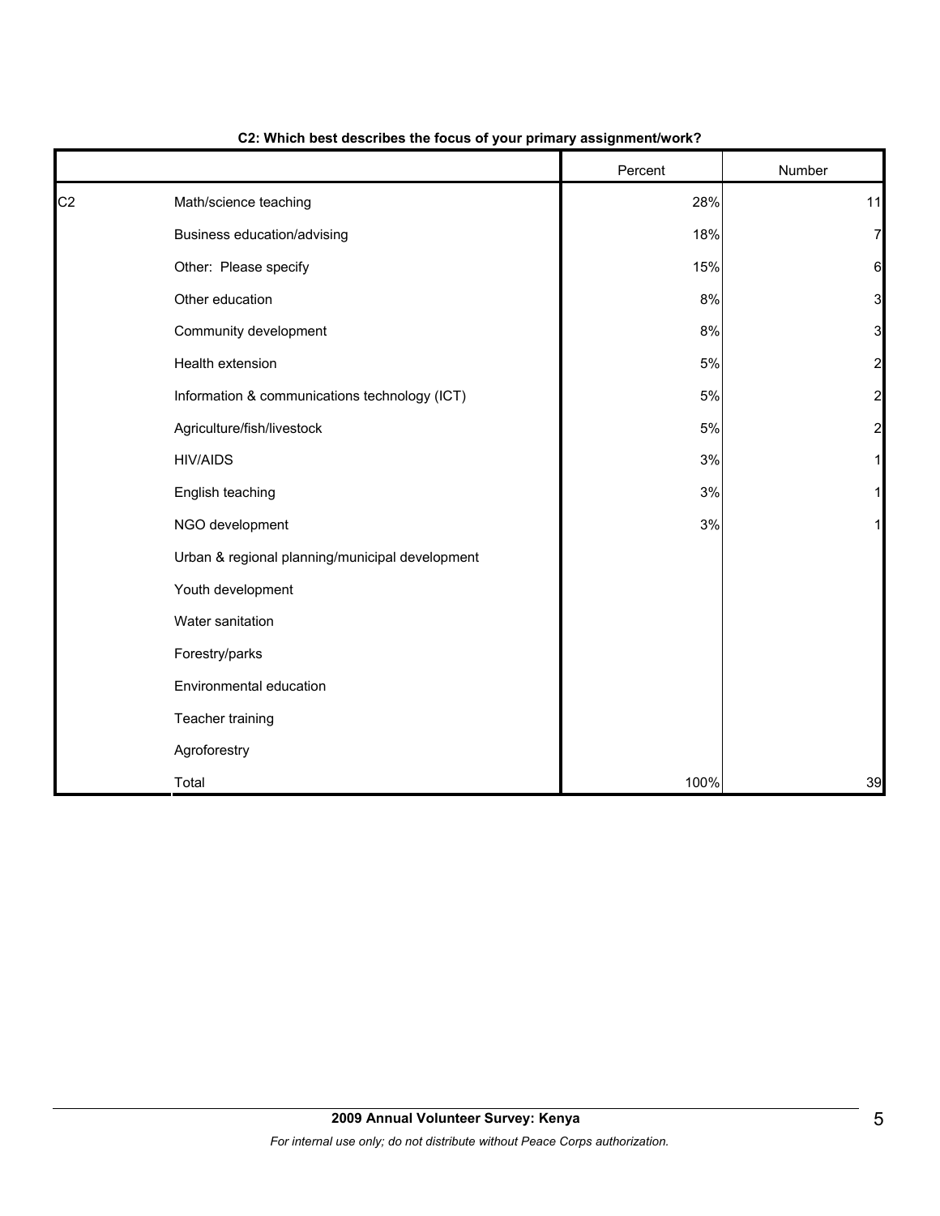**C2: Which best describes the focus of your primary assignment/work?**

| | | Percent | Number |
|---|---|---|---|
| C2 | Math/science teaching | 28% | 11 |
| | Business education/advising | 18% | 7 |
| | Other: Please specify | 15% | 6 |
| | Other education | 8% | 3 |
| | Community development | 8% | 3 |
| | Health extension | 5% | 2 |
| | Information & communications technology (ICT) | 5% | 2 |
| | Agriculture/fish/livestock | 5% | 2 |
| | HIV/AIDS | 3% | 1 |
| | English teaching | 3% | 1 |
| | NGO development | 3% | 1 |
| | Urban & regional planning/municipal development | | |
| | Youth development | | |
| | Water sanitation | | |
| | Forestry/parks | | |
| | Environmental education | | |
| | Teacher training | | |
| | Agroforestry | | |
| | Total | 100% | 39 |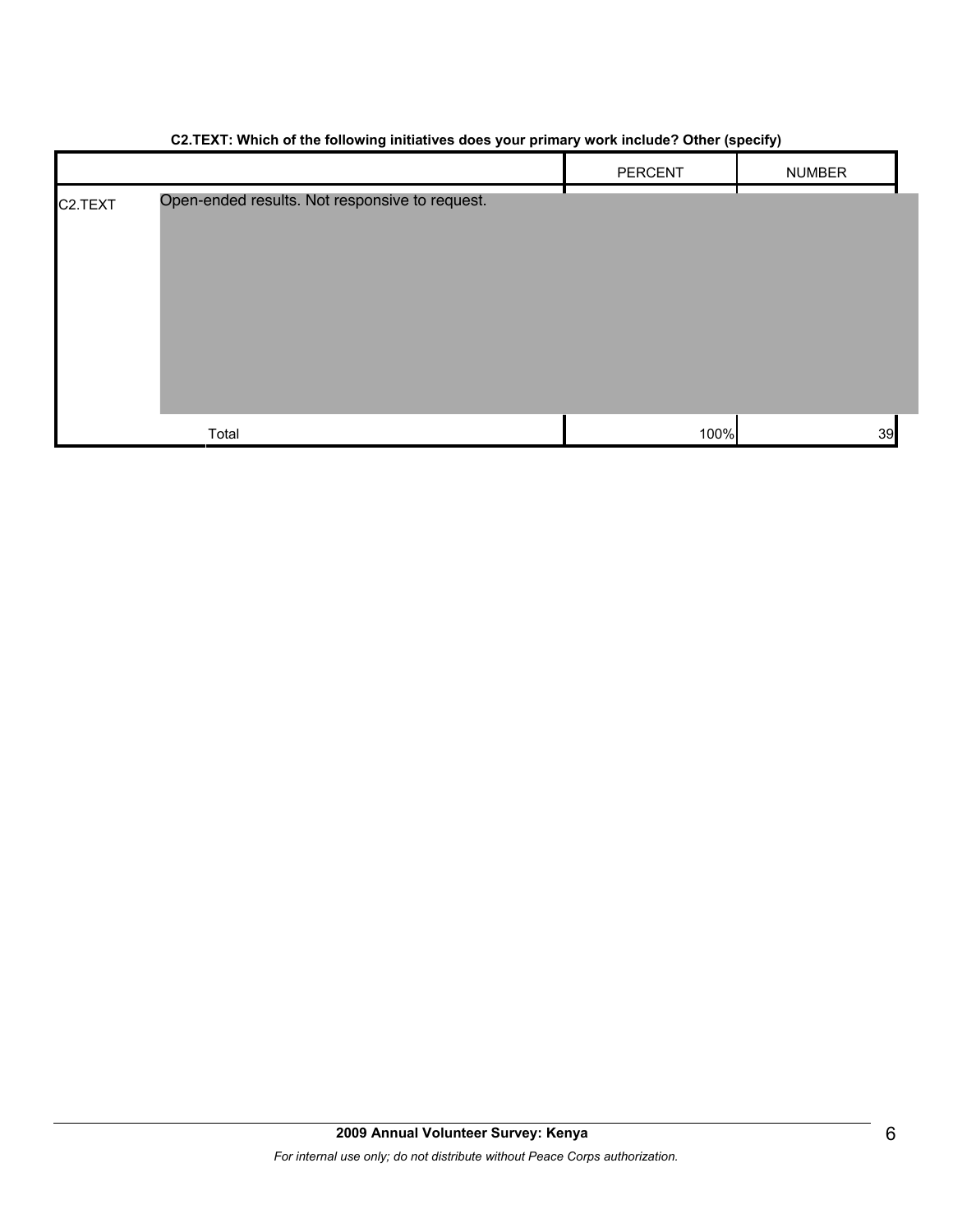**C2.TEXT: Which of the following initiatives does your primary work include? Other (specify)**

| | | PERCENT | NUMBER |
|---|---|---|---|
| C2.TEXT | Open-ended results. Not responsive to request. | | |
| | Total | 100% | 39 |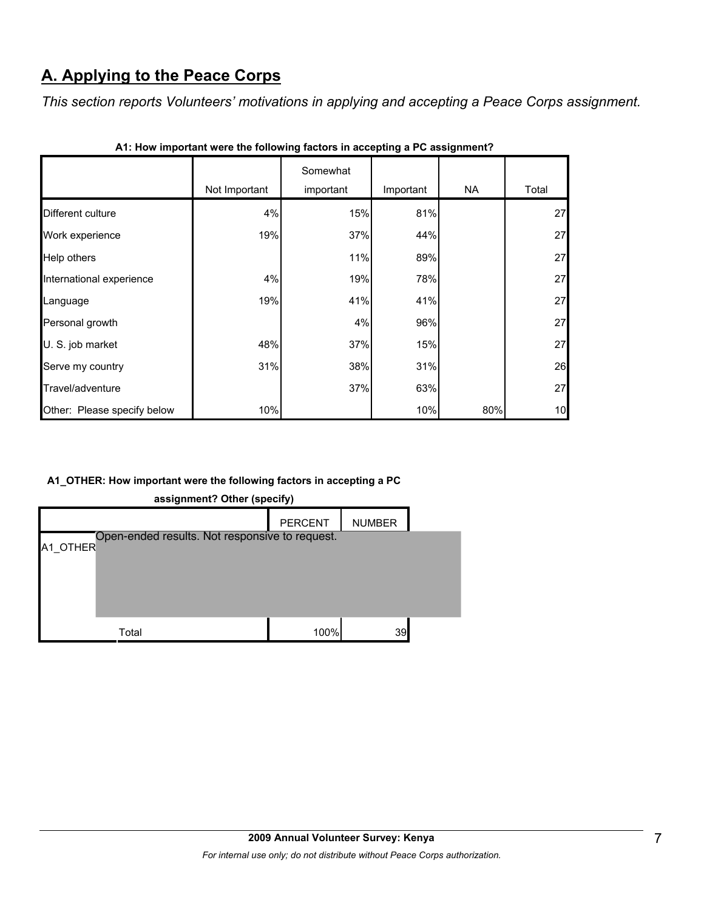## A. Applying to the Peace Corps

*This section reports Volunteers' motivations in applying and accepting a Peace Corps assignment.*

**A1: How important were the following factors in accepting a PC assignment?**

| | Not Important | Somewhat important | Important | NA | Total |
|---|---|---|---|---|---|
| Different culture | 4% | 15% | 81% | | 27 |
| Work experience | 19% | 37% | 44% | | 27 |
| Help others | | 11% | 89% | | 27 |
| International experience | 4% | 19% | 78% | | 27 |
| Language | 19% | 41% | 41% | | 27 |
| Personal growth | | 4% | 96% | | 27 |
| U. S. job market | 48% | 37% | 15% | | 27 |
| Serve my country | 31% | 38% | 31% | | 26 |
| Travel/adventure | | 37% | 63% | | 27 |
| Other: Please specify below | 10% | | 10% | 80% | 10 |

**A1_OTHER: How important were the following factors in accepting a PC assignment? Other (specify)**

| | PERCENT | NUMBER |
|---|---|---|
| A1_OTHER | Open-ended results. Not responsive to request. | |
| Total | 100% | 39 |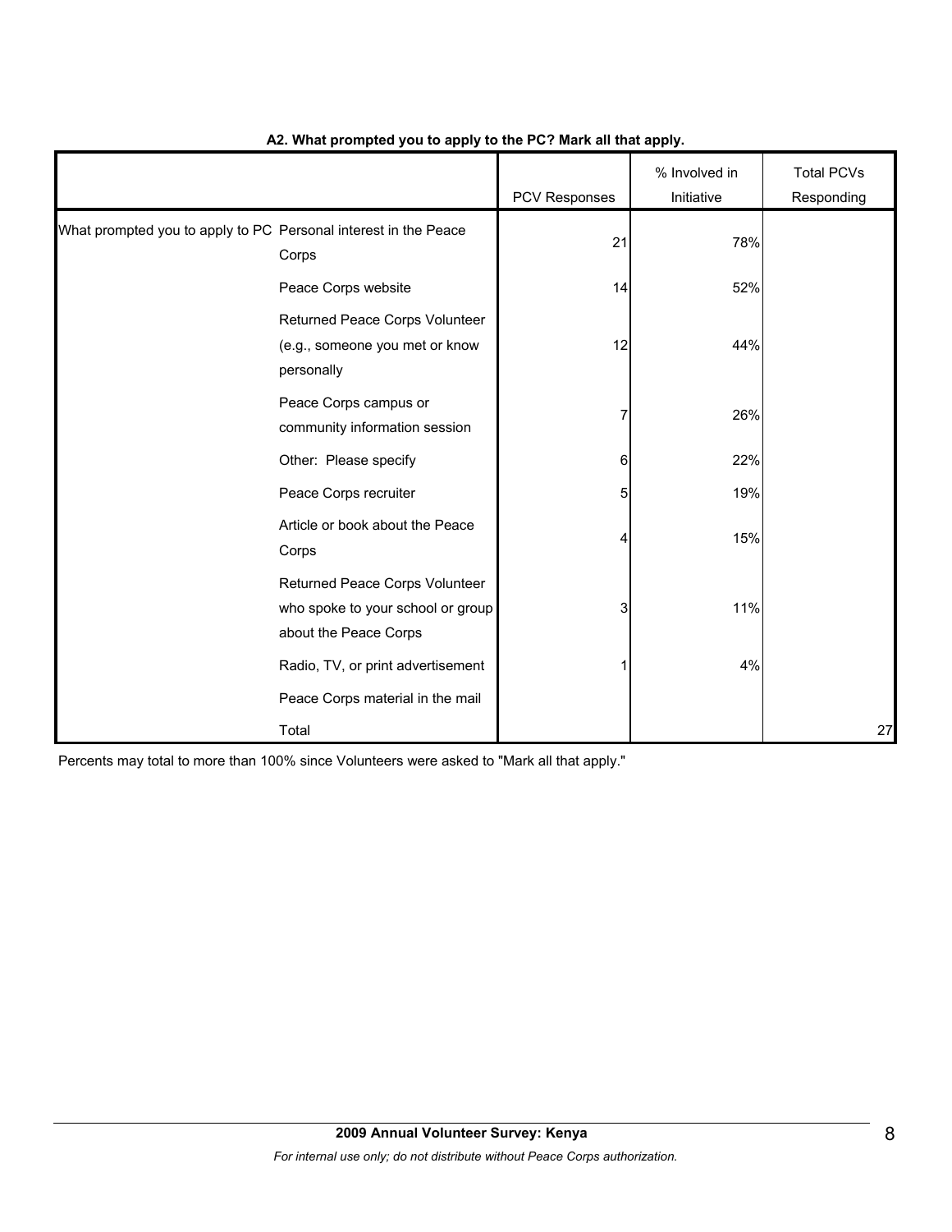**A2. What prompted you to apply to the PC? Mark all that apply.**

| | | PCV Responses | % Involved in Initiative | Total PCVs Responding |
|---|---|---|---|---|
| What prompted you to apply to PC | Personal interest in the Peace Corps | 21 | 78% | |
| | Peace Corps website | 14 | 52% | |
| | Returned Peace Corps Volunteer (e.g., someone you met or know personally | 12 | 44% | |
| | Peace Corps campus or community information session | 7 | 26% | |
| | Other: Please specify | 6 | 22% | |
| | Peace Corps recruiter | 5 | 19% | |
| | Article or book about the Peace Corps | 4 | 15% | |
| | Returned Peace Corps Volunteer who spoke to your school or group about the Peace Corps | 3 | 11% | |
| | Radio, TV, or print advertisement | 1 | 4% | |
| | Peace Corps material in the mail | | | |
| | Total | | | 27 |

Percents may total to more than 100% since Volunteers were asked to "Mark all that apply."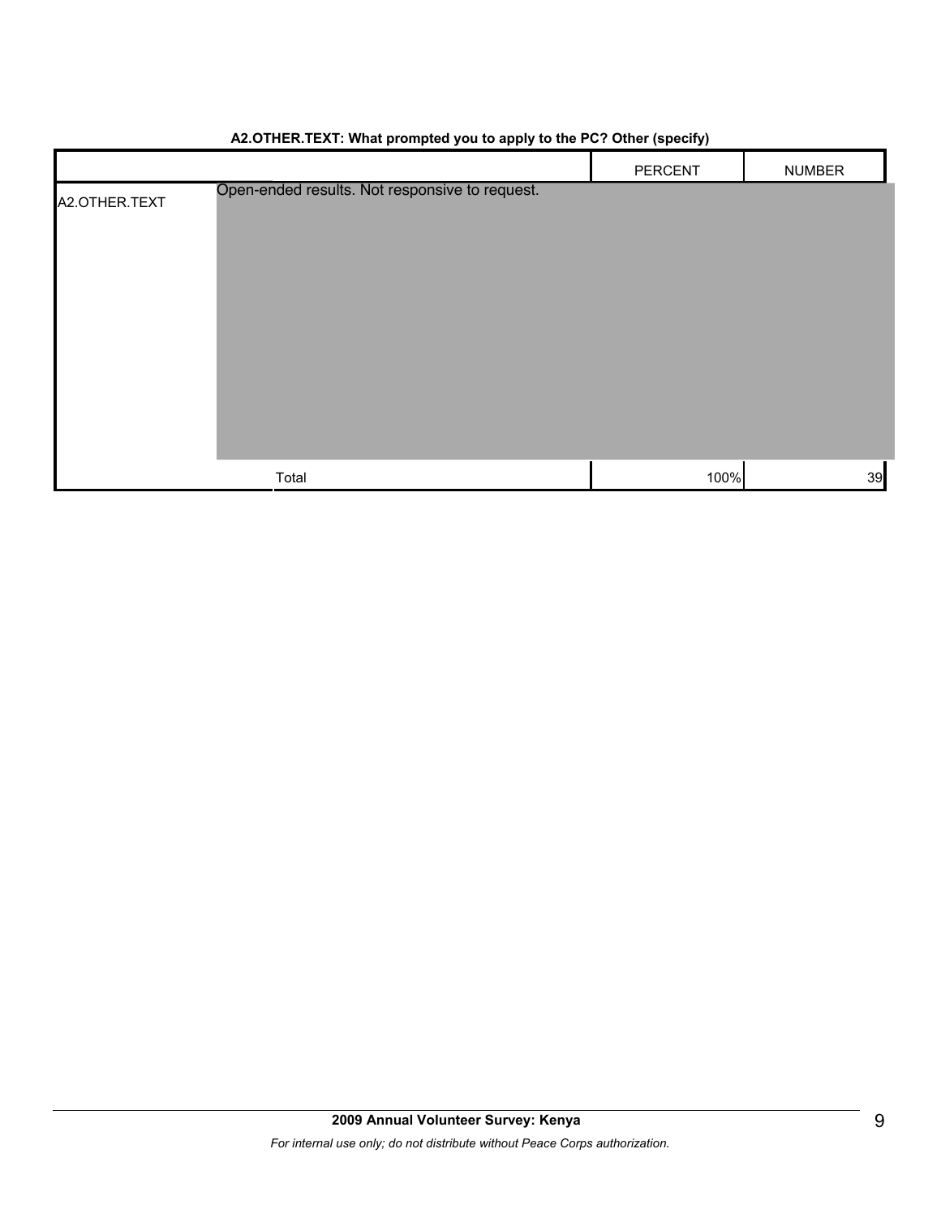**A2.OTHER.TEXT: What prompted you to apply to the PC? Other (specify)**

| | | PERCENT | NUMBER |
|---|---|---|---|
| A2.OTHER.TEXT | Open-ended results. Not responsive to request. | | |
| | Total | 100% | 39 |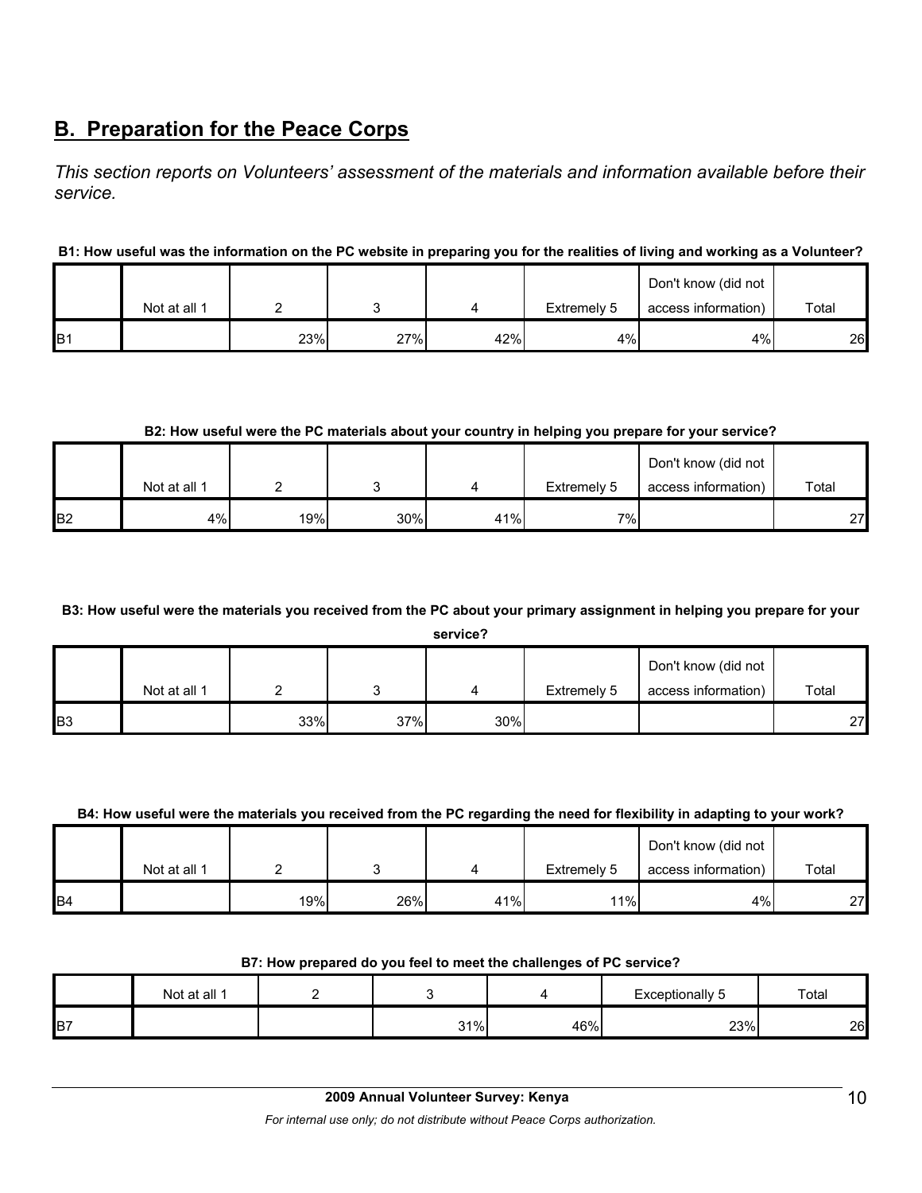## B. Preparation for the Peace Corps

*This section reports on Volunteers' assessment of the materials and information available before their service.*

**B1: How useful was the information on the PC website in preparing you for the realities of living and working as a Volunteer?**

| | Not at all 1 | 2 | 3 | 4 | Extremely 5 | Don't know (did not access information) | Total |
|---|---|---|---|---|---|---|---|
| B1 | | 23% | 27% | 42% | 4% | 4% | 26 |

**B2: How useful were the PC materials about your country in helping you prepare for your service?**

| | Not at all 1 | 2 | 3 | 4 | Extremely 5 | Don't know (did not access information) | Total |
|---|---|---|---|---|---|---|---|
| B2 | 4% | 19% | 30% | 41% | 7% | | 27 |

**B3: How useful were the materials you received from the PC about your primary assignment in helping you prepare for your service?**

| | Not at all 1 | 2 | 3 | 4 | Extremely 5 | Don't know (did not access information) | Total |
|---|---|---|---|---|---|---|---|
| B3 | | 33% | 37% | 30% | | | 27 |

**B4: How useful were the materials you received from the PC regarding the need for flexibility in adapting to your work?**

| | Not at all 1 | 2 | 3 | 4 | Extremely 5 | Don't know (did not access information) | Total |
|---|---|---|---|---|---|---|---|
| B4 | | 19% | 26% | 41% | 11% | 4% | 27 |

**B7: How prepared do you feel to meet the challenges of PC service?**

| | Not at all 1 | 2 | 3 | 4 | Exceptionally 5 | Total |
|---|---|---|---|---|---|---|
| B7 | | | 31% | 46% | 23% | 26 |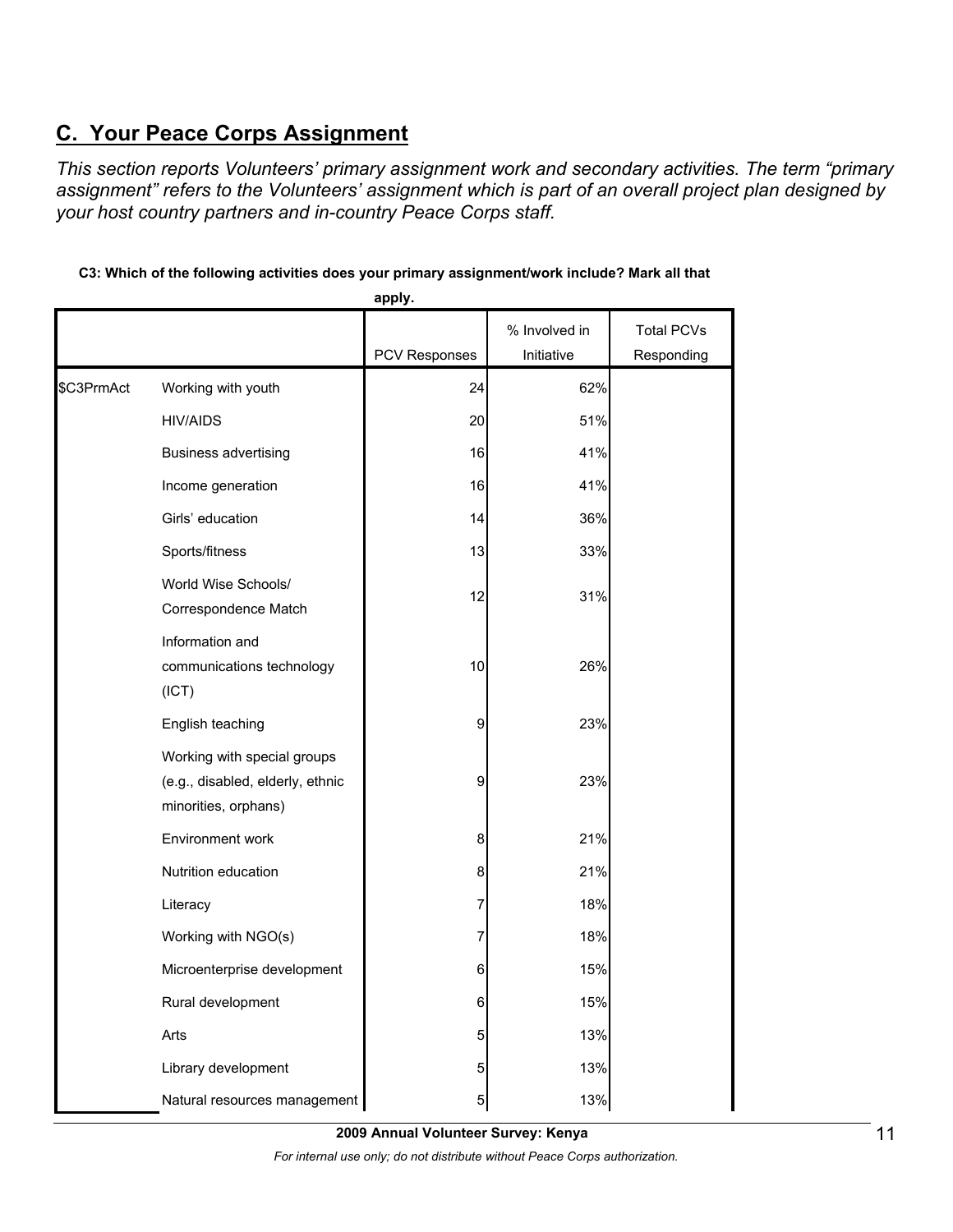## C. Your Peace Corps Assignment

*This section reports Volunteers' primary assignment work and secondary activities. The term "primary assignment" refers to the Volunteers' assignment which is part of an overall project plan designed by your host country partners and in-country Peace Corps staff.*

**C3: Which of the following activities does your primary assignment/work include? Mark all that apply.**

| | | PCV Responses | % Involved in Initiative | Total PCVs Responding |
|---|---|---|---|---|
| $C3PrmAct | Working with youth | 24 | 62% | |
| | HIV/AIDS | 20 | 51% | |
| | Business advertising | 16 | 41% | |
| | Income generation | 16 | 41% | |
| | Girls' education | 14 | 36% | |
| | Sports/fitness | 13 | 33% | |
| | World Wise Schools/ Correspondence Match | 12 | 31% | |
| | Information and communications technology (ICT) | 10 | 26% | |
| | English teaching | 9 | 23% | |
| | Working with special groups (e.g., disabled, elderly, ethnic minorities, orphans) | 9 | 23% | |
| | Environment work | 8 | 21% | |
| | Nutrition education | 8 | 21% | |
| | Literacy | 7 | 18% | |
| | Working with NGO(s) | 7 | 18% | |
| | Microenterprise development | 6 | 15% | |
| | Rural development | 6 | 15% | |
| | Arts | 5 | 13% | |
| | Library development | 5 | 13% | |
| | Natural resources management | 5 | 13% | |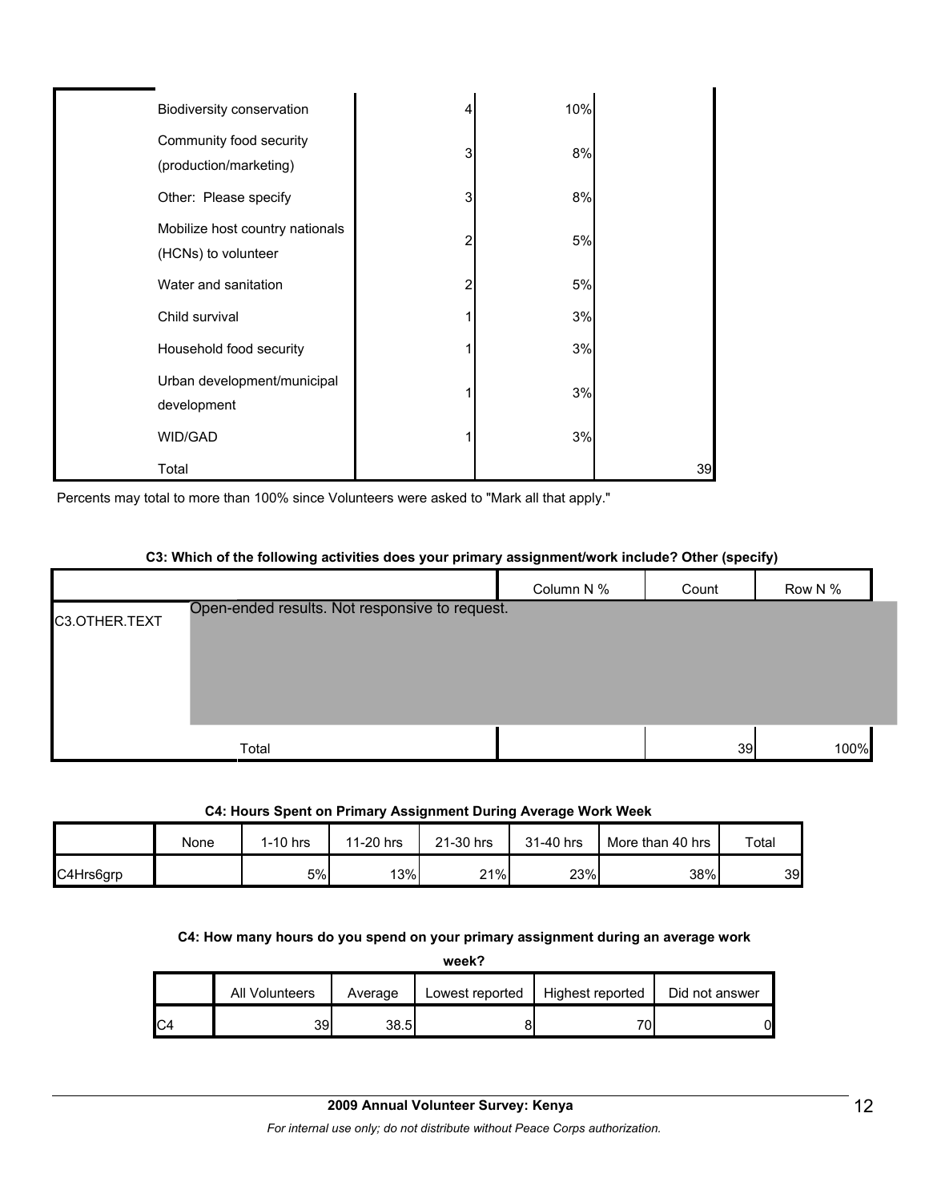| | | | |
|---|---|---|---|
| Biodiversity conservation | 4 | 10% | |
| Community food security (production/marketing) | 3 | 8% | |
| Other: Please specify | 3 | 8% | |
| Mobilize host country nationals (HCNs) to volunteer | 2 | 5% | |
| Water and sanitation | 2 | 5% | |
| Child survival | 1 | 3% | |
| Household food security | 1 | 3% | |
| Urban development/municipal development | 1 | 3% | |
| WID/GAD | 1 | 3% | |
| Total | | | 39 |

Percents may total to more than 100% since Volunteers were asked to "Mark all that apply."

**C3: Which of the following activities does your primary assignment/work include? Other (specify)**

| | | Column N % | Count | Row N % |
|---|---|---|---|---|
| C3.OTHER.TEXT | Open-ended results. Not responsive to request. | | | |
| | Total | | 39 | 100% |

**C4: Hours Spent on Primary Assignment During Average Work Week**

| | None | 1-10 hrs | 11-20 hrs | 21-30 hrs | 31-40 hrs | More than 40 hrs | Total |
|---|---|---|---|---|---|---|---|
| C4Hrs6grp | | 5% | 13% | 21% | 23% | 38% | 39 |

**C4: How many hours do you spend on your primary assignment during an average work week?**

| | All Volunteers | Average | Lowest reported | Highest reported | Did not answer |
|---|---|---|---|---|---|
| C4 | 39 | 38.5 | 8 | 70 | 0 |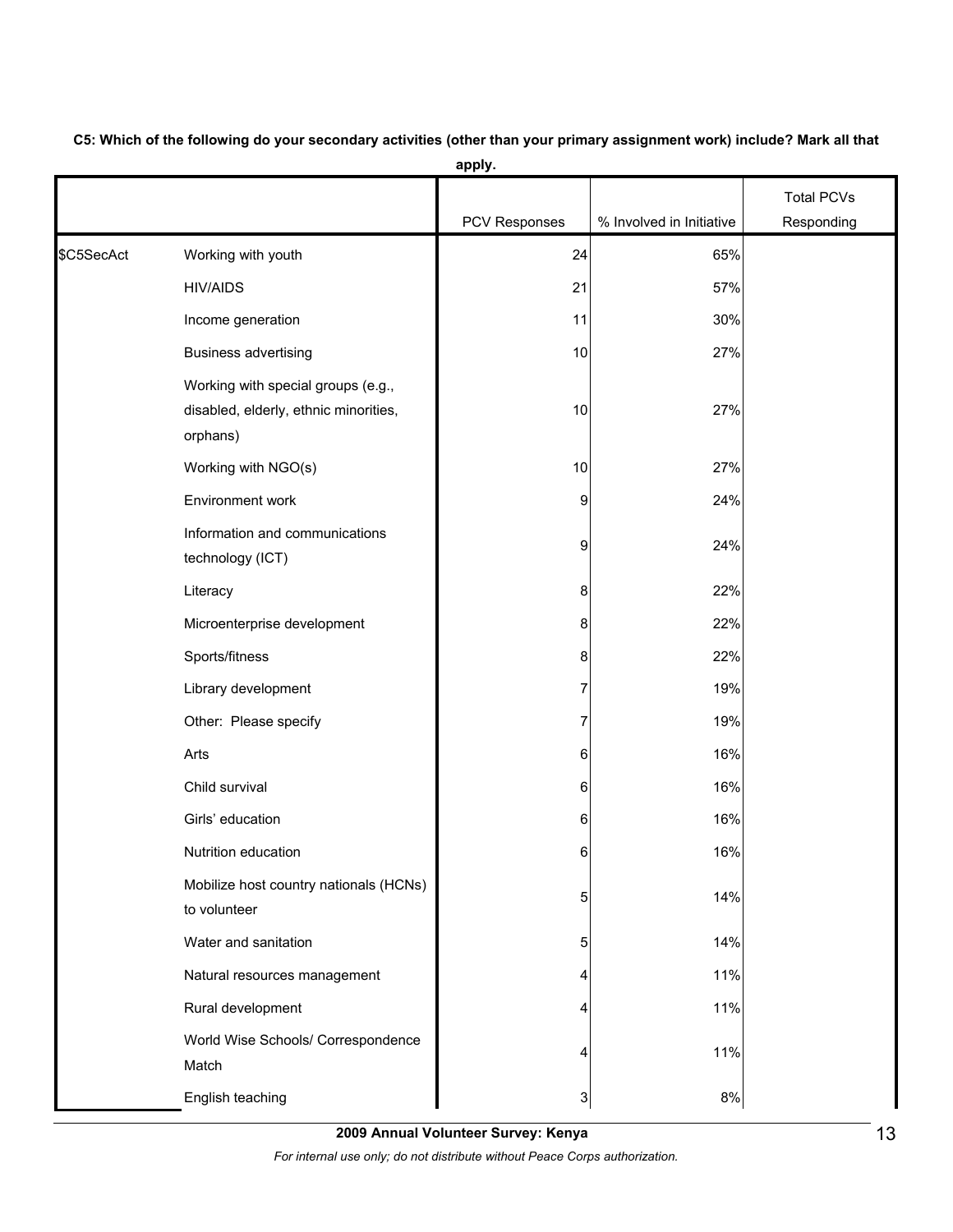**C5: Which of the following do your secondary activities (other than your primary assignment work) include? Mark all that apply.**

| | | PCV Responses | % Involved in Initiative | Total PCVs Responding |
|---|---|---|---|---|
| $C5SecAct | Working with youth | 24 | 65% | |
| | HIV/AIDS | 21 | 57% | |
| | Income generation | 11 | 30% | |
| | Business advertising | 10 | 27% | |
| | Working with special groups (e.g., disabled, elderly, ethnic minorities, orphans) | 10 | 27% | |
| | Working with NGO(s) | 10 | 27% | |
| | Environment work | 9 | 24% | |
| | Information and communications technology (ICT) | 9 | 24% | |
| | Literacy | 8 | 22% | |
| | Microenterprise development | 8 | 22% | |
| | Sports/fitness | 8 | 22% | |
| | Library development | 7 | 19% | |
| | Other: Please specify | 7 | 19% | |
| | Arts | 6 | 16% | |
| | Child survival | 6 | 16% | |
| | Girls' education | 6 | 16% | |
| | Nutrition education | 6 | 16% | |
| | Mobilize host country nationals (HCNs) to volunteer | 5 | 14% | |
| | Water and sanitation | 5 | 14% | |
| | Natural resources management | 4 | 11% | |
| | Rural development | 4 | 11% | |
| | World Wise Schools/ Correspondence Match | 4 | 11% | |
| | English teaching | 3 | 8% | |

**2009 Annual Volunteer Survey: Kenya**

*For internal use only; do not distribute without Peace Corps authorization.*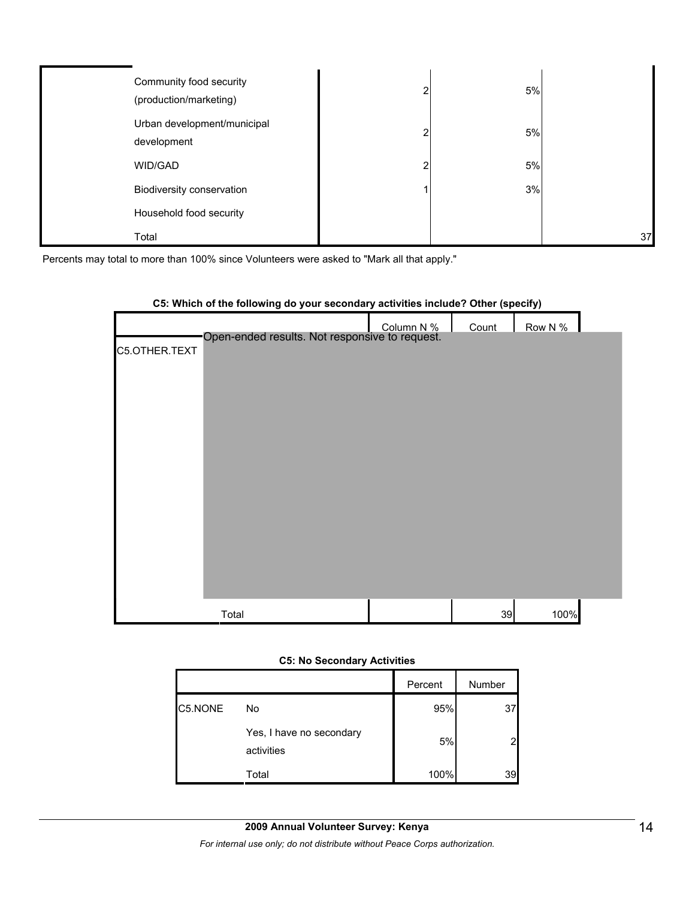| | | | | |
|---|---|---|---|---|
| | Community food security (production/marketing) | 2 | 5% | |
| | Urban development/municipal development | 2 | 5% | |
| | WID/GAD | 2 | 5% | |
| | Biodiversity conservation | 1 | 3% | |
| | Household food security | | | |
| | Total | | | 37 |

Percents may total to more than 100% since Volunteers were asked to "Mark all that apply."

**C5: Which of the following do your secondary activities include? Other (specify)**

| | | Column N % | Count | Row N % |
|---|---|---|---|---|
| C5.OTHER.TEXT | Open-ended results. Not responsive to request. | | | |
| | Total | | 39 | 100% |

**C5: No Secondary Activities**

| | | Percent | Number |
|---|---|---|---|
| C5.NONE | No | 95% | 37 |
| | Yes, I have no secondary activities | 5% | 2 |
| | Total | 100% | 39 |

**2009 Annual Volunteer Survey: Kenya**

*For internal use only; do not distribute without Peace Corps authorization.*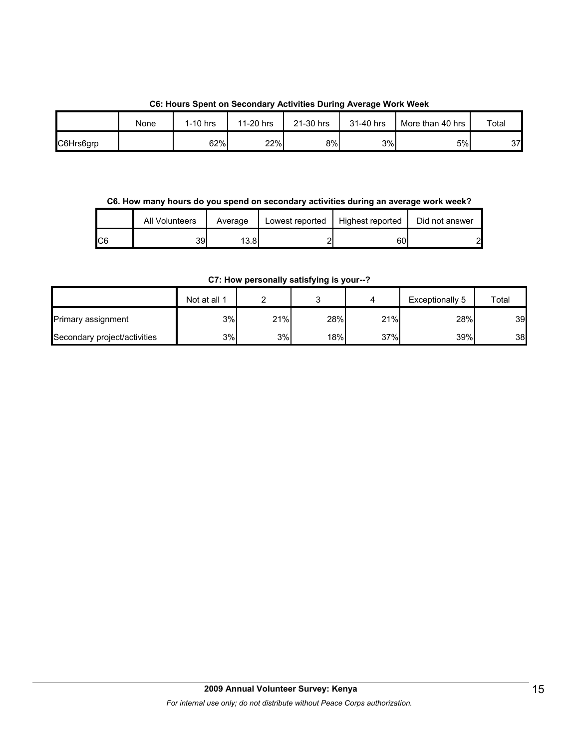**C6: Hours Spent on Secondary Activities During Average Work Week**

| | None | 1-10 hrs | 11-20 hrs | 21-30 hrs | 31-40 hrs | More than 40 hrs | Total |
|---|---|---|---|---|---|---|---|
| C6Hrs6grp | | 62% | 22% | 8% | 3% | 5% | 37 |

**C6. How many hours do you spend on secondary activities during an average work week?**

| | All Volunteers | Average | Lowest reported | Highest reported | Did not answer |
|---|---|---|---|---|---|
| C6 | 39 | 13.8 | 2 | 60 | 2 |

**C7: How personally satisfying is your--?**

| | Not at all 1 | 2 | 3 | 4 | Exceptionally 5 | Total |
|---|---|---|---|---|---|---|
| Primary assignment | 3% | 21% | 28% | 21% | 28% | 39 |
| Secondary project/activities | 3% | 3% | 18% | 37% | 39% | 38 |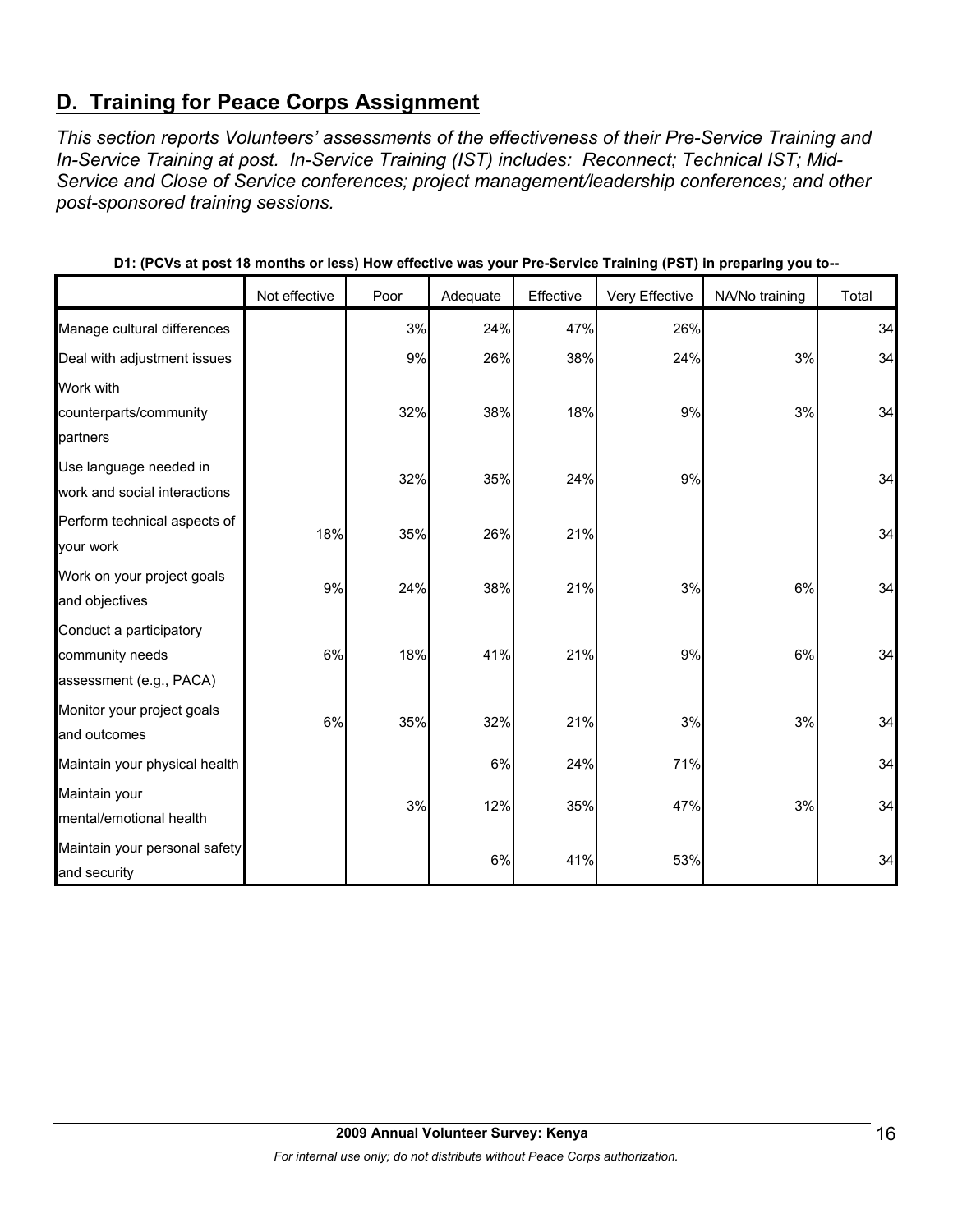## D. Training for Peace Corps Assignment

*This section reports Volunteers' assessments of the effectiveness of their Pre-Service Training and In-Service Training at post. In-Service Training (IST) includes: Reconnect; Technical IST; Mid-Service and Close of Service conferences; project management/leadership conferences; and other post-sponsored training sessions.*

**D1: (PCVs at post 18 months or less) How effective was your Pre-Service Training (PST) in preparing you to--**

| | Not effective | Poor | Adequate | Effective | Very Effective | NA/No training | Total |
|---|---|---|---|---|---|---|---|
| Manage cultural differences | | 3% | 24% | 47% | 26% | | 34 |
| Deal with adjustment issues | | 9% | 26% | 38% | 24% | 3% | 34 |
| Work with counterparts/community partners | | 32% | 38% | 18% | 9% | 3% | 34 |
| Use language needed in work and social interactions | | 32% | 35% | 24% | 9% | | 34 |
| Perform technical aspects of your work | 18% | 35% | 26% | 21% | | | 34 |
| Work on your project goals and objectives | 9% | 24% | 38% | 21% | 3% | 6% | 34 |
| Conduct a participatory community needs assessment (e.g., PACA) | 6% | 18% | 41% | 21% | 9% | 6% | 34 |
| Monitor your project goals and outcomes | 6% | 35% | 32% | 21% | 3% | 3% | 34 |
| Maintain your physical health | | | 6% | 24% | 71% | | 34 |
| Maintain your mental/emotional health | | 3% | 12% | 35% | 47% | 3% | 34 |
| Maintain your personal safety and security | | | 6% | 41% | 53% | | 34 |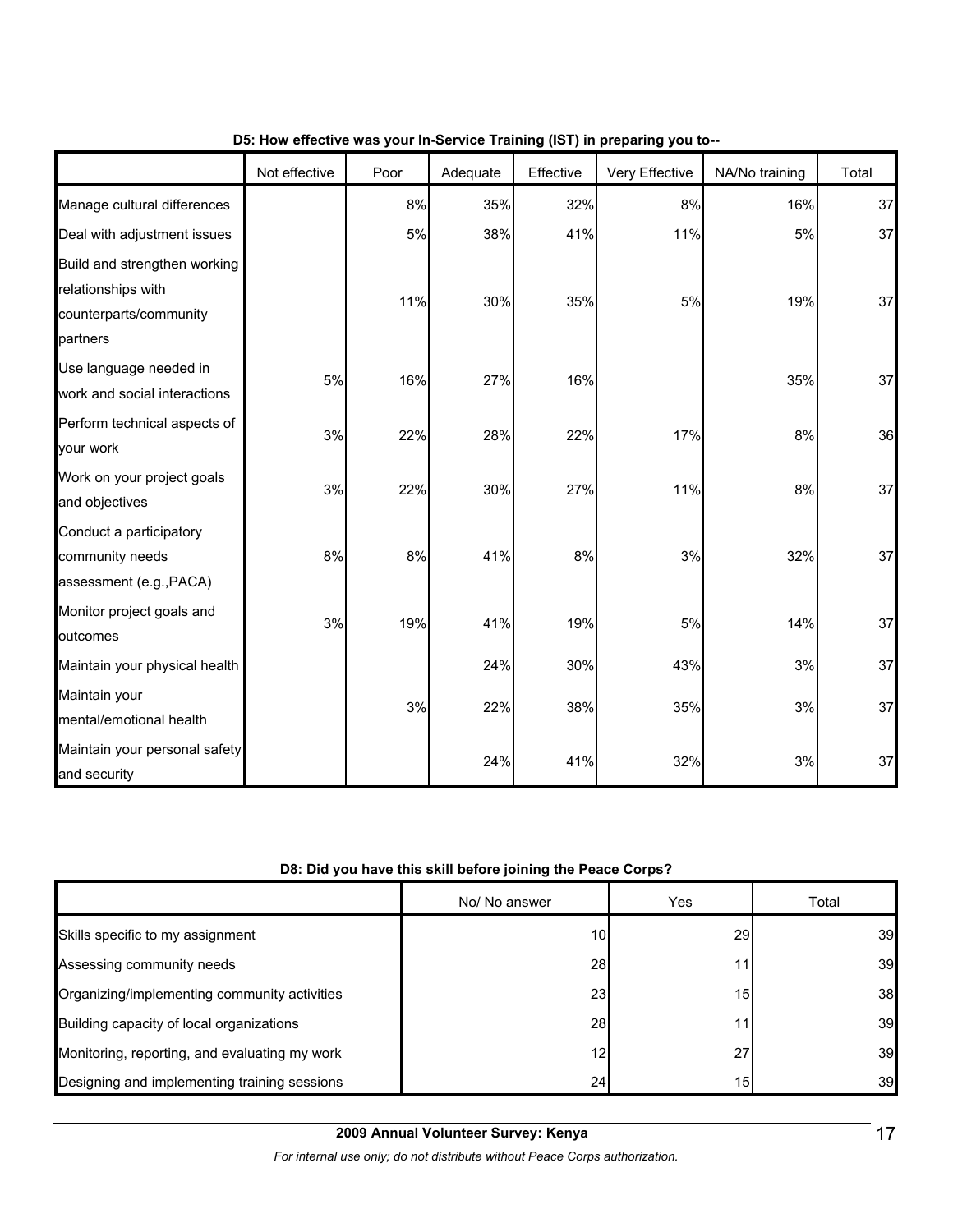**D5: How effective was your In-Service Training (IST) in preparing you to--**

| | Not effective | Poor | Adequate | Effective | Very Effective | NA/No training | Total |
|---|---|---|---|---|---|---|---|
| Manage cultural differences | | 8% | 35% | 32% | 8% | 16% | 37 |
| Deal with adjustment issues | | 5% | 38% | 41% | 11% | 5% | 37 |
| Build and strengthen working relationships with counterparts/community partners | | 11% | 30% | 35% | 5% | 19% | 37 |
| Use language needed in work and social interactions | 5% | 16% | 27% | 16% | | 35% | 37 |
| Perform technical aspects of your work | 3% | 22% | 28% | 22% | 17% | 8% | 36 |
| Work on your project goals and objectives | 3% | 22% | 30% | 27% | 11% | 8% | 37 |
| Conduct a participatory community needs assessment (e.g.,PACA) | 8% | 8% | 41% | 8% | 3% | 32% | 37 |
| Monitor project goals and outcomes | 3% | 19% | 41% | 19% | 5% | 14% | 37 |
| Maintain your physical health | | | 24% | 30% | 43% | 3% | 37 |
| Maintain your mental/emotional health | | 3% | 22% | 38% | 35% | 3% | 37 |
| Maintain your personal safety and security | | | 24% | 41% | 32% | 3% | 37 |

**D8: Did you have this skill before joining the Peace Corps?**

| | No/ No answer | Yes | Total |
|---|---|---|---|
| Skills specific to my assignment | 10 | 29 | 39 |
| Assessing community needs | 28 | 11 | 39 |
| Organizing/implementing community activities | 23 | 15 | 38 |
| Building capacity of local organizations | 28 | 11 | 39 |
| Monitoring, reporting, and evaluating my work | 12 | 27 | 39 |
| Designing and implementing training sessions | 24 | 15 | 39 |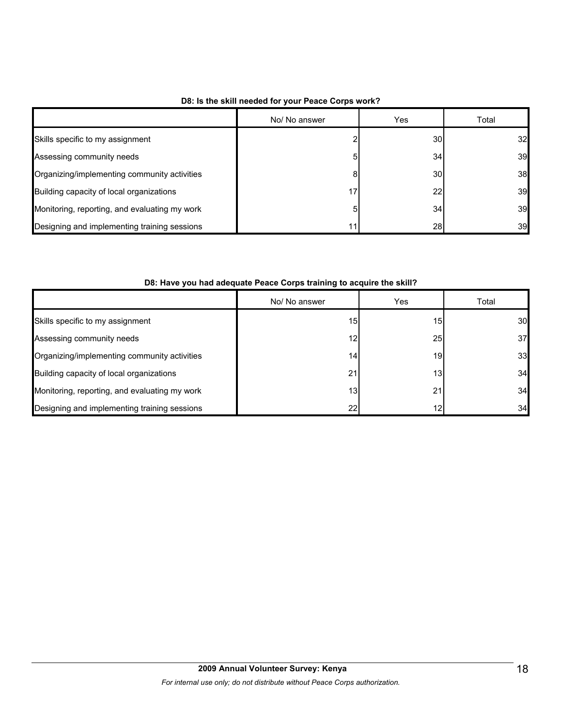**D8: Is the skill needed for your Peace Corps work?**

| | No/ No answer | Yes | Total |
|---|---|---|---|
| Skills specific to my assignment | 2 | 30 | 32 |
| Assessing community needs | 5 | 34 | 39 |
| Organizing/implementing community activities | 8 | 30 | 38 |
| Building capacity of local organizations | 17 | 22 | 39 |
| Monitoring, reporting, and evaluating my work | 5 | 34 | 39 |
| Designing and implementing training sessions | 11 | 28 | 39 |

**D8: Have you had adequate Peace Corps training to acquire the skill?**

| | No/ No answer | Yes | Total |
|---|---|---|---|
| Skills specific to my assignment | 15 | 15 | 30 |
| Assessing community needs | 12 | 25 | 37 |
| Organizing/implementing community activities | 14 | 19 | 33 |
| Building capacity of local organizations | 21 | 13 | 34 |
| Monitoring, reporting, and evaluating my work | 13 | 21 | 34 |
| Designing and implementing training sessions | 22 | 12 | 34 |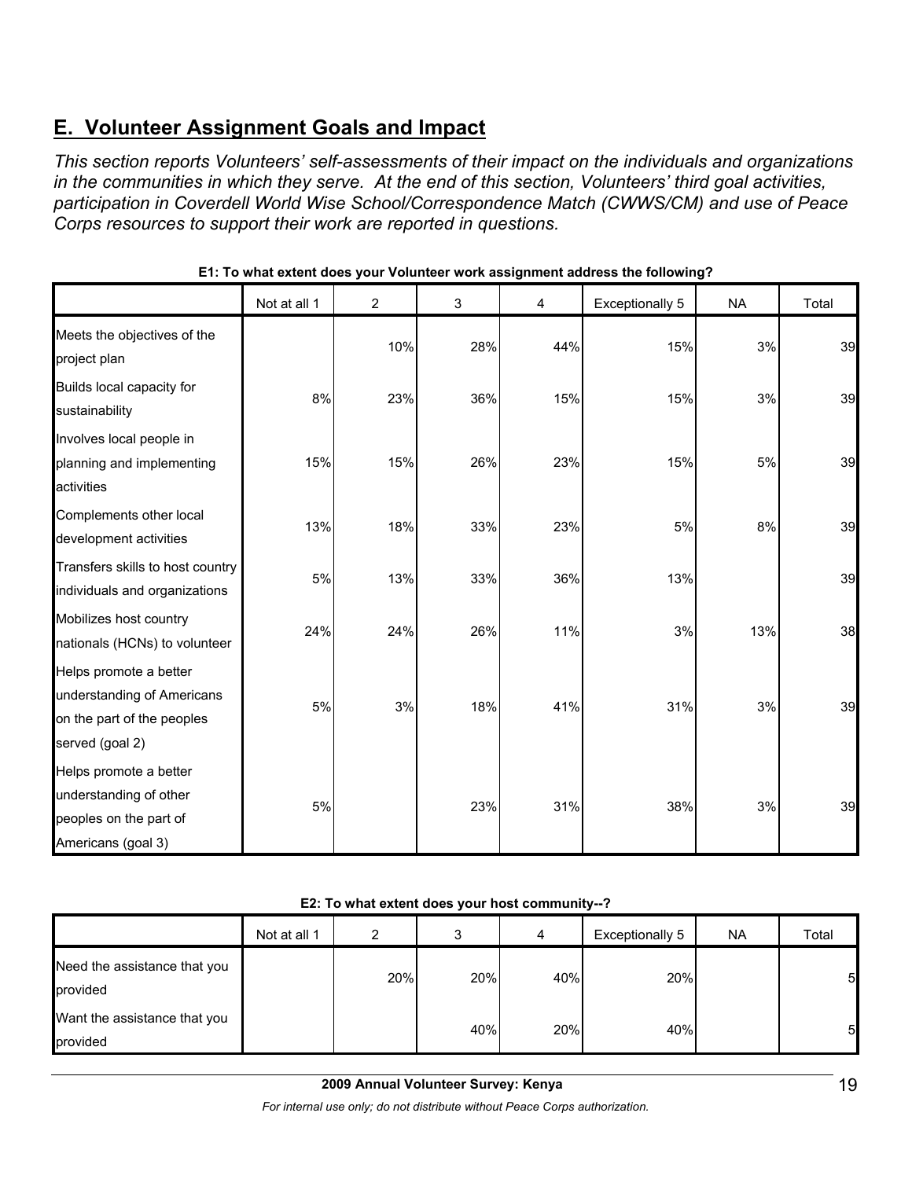## E. Volunteer Assignment Goals and Impact

*This section reports Volunteers' self-assessments of their impact on the individuals and organizations in the communities in which they serve. At the end of this section, Volunteers' third goal activities, participation in Coverdell World Wise School/Correspondence Match (CWWS/CM) and use of Peace Corps resources to support their work are reported in questions.*

**E1: To what extent does your Volunteer work assignment address the following?**

| | Not at all 1 | 2 | 3 | 4 | Exceptionally 5 | NA | Total |
|---|---|---|---|---|---|---|---|
| Meets the objectives of the project plan | | 10% | 28% | 44% | 15% | 3% | 39 |
| Builds local capacity for sustainability | 8% | 23% | 36% | 15% | 15% | 3% | 39 |
| Involves local people in planning and implementing activities | 15% | 15% | 26% | 23% | 15% | 5% | 39 |
| Complements other local development activities | 13% | 18% | 33% | 23% | 5% | 8% | 39 |
| Transfers skills to host country individuals and organizations | 5% | 13% | 33% | 36% | 13% | | 39 |
| Mobilizes host country nationals (HCNs) to volunteer | 24% | 24% | 26% | 11% | 3% | 13% | 38 |
| Helps promote a better understanding of Americans on the part of the peoples served (goal 2) | 5% | 3% | 18% | 41% | 31% | 3% | 39 |
| Helps promote a better understanding of other peoples on the part of Americans (goal 3) | 5% | | 23% | 31% | 38% | 3% | 39 |

**E2: To what extent does your host community--?**

| | Not at all 1 | 2 | 3 | 4 | Exceptionally 5 | NA | Total |
|---|---|---|---|---|---|---|---|
| Need the assistance that you provided | | 20% | 20% | 40% | 20% | | 5 |
| Want the assistance that you provided | | | 40% | 20% | 40% | | 5 |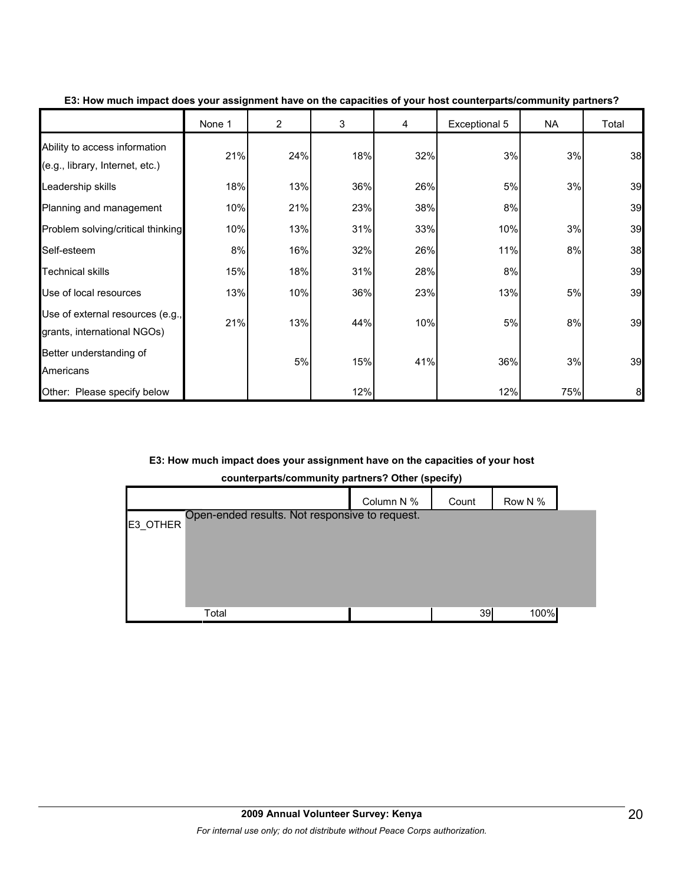**E3: How much impact does your assignment have on the capacities of your host counterparts/community partners?**

| | None 1 | 2 | 3 | 4 | Exceptional 5 | NA | Total |
|---|---|---|---|---|---|---|---|
| Ability to access information (e.g., library, Internet, etc.) | 21% | 24% | 18% | 32% | 3% | 3% | 38 |
| Leadership skills | 18% | 13% | 36% | 26% | 5% | 3% | 39 |
| Planning and management | 10% | 21% | 23% | 38% | 8% | | 39 |
| Problem solving/critical thinking | 10% | 13% | 31% | 33% | 10% | 3% | 39 |
| Self-esteem | 8% | 16% | 32% | 26% | 11% | 8% | 38 |
| Technical skills | 15% | 18% | 31% | 28% | 8% | | 39 |
| Use of local resources | 13% | 10% | 36% | 23% | 13% | 5% | 39 |
| Use of external resources (e.g., grants, international NGOs) | 21% | 13% | 44% | 10% | 5% | 8% | 39 |
| Better understanding of Americans | | 5% | 15% | 41% | 36% | 3% | 39 |
| Other: Please specify below | | | 12% | | 12% | 75% | 8 |

**E3: How much impact does your assignment have on the capacities of your host counterparts/community partners? Other (specify)**

| | | Column N % | Count | Row N % |
|---|---|---|---|---|
| E3_OTHER | Open-ended results. Not responsive to request. | | | |
| | Total | | 39 | 100% |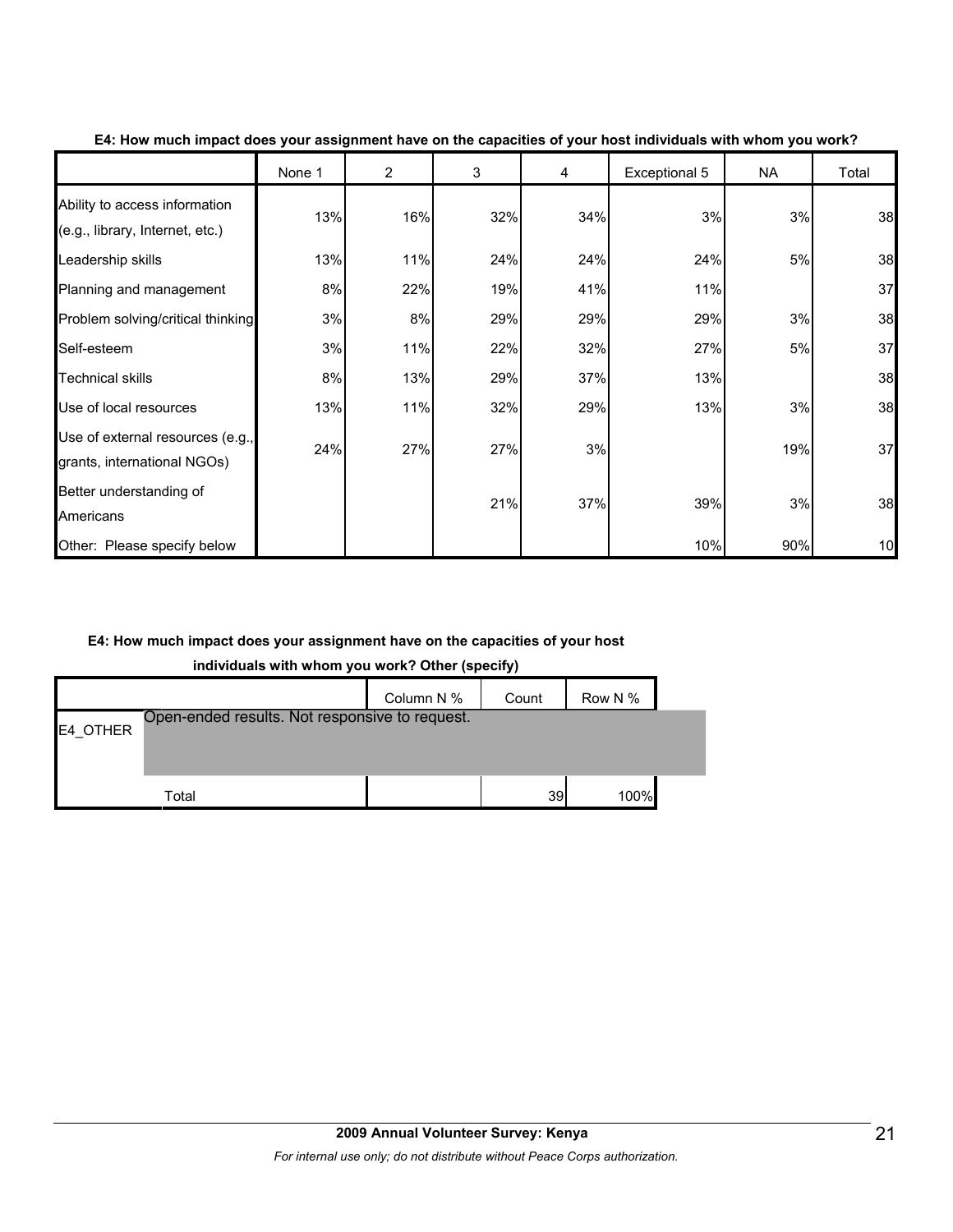**E4: How much impact does your assignment have on the capacities of your host individuals with whom you work?**

| | None 1 | 2 | 3 | 4 | Exceptional 5 | NA | Total |
|---|---|---|---|---|---|---|---|
| Ability to access information (e.g., library, Internet, etc.) | 13% | 16% | 32% | 34% | 3% | 3% | 38 |
| Leadership skills | 13% | 11% | 24% | 24% | 24% | 5% | 38 |
| Planning and management | 8% | 22% | 19% | 41% | 11% | | 37 |
| Problem solving/critical thinking | 3% | 8% | 29% | 29% | 29% | 3% | 38 |
| Self-esteem | 3% | 11% | 22% | 32% | 27% | 5% | 37 |
| Technical skills | 8% | 13% | 29% | 37% | 13% | | 38 |
| Use of local resources | 13% | 11% | 32% | 29% | 13% | 3% | 38 |
| Use of external resources (e.g., grants, international NGOs) | 24% | 27% | 27% | 3% | | 19% | 37 |
| Better understanding of Americans | | | 21% | 37% | 39% | 3% | 38 |
| Other: Please specify below | | | | | 10% | 90% | 10 |

**E4: How much impact does your assignment have on the capacities of your host individuals with whom you work? Other (specify)**

| | | Column N % | Count | Row N % |
|---|---|---|---|---|
| E4_OTHER | Open-ended results. Not responsive to request. | | | |
| | Total | | 39 | 100% |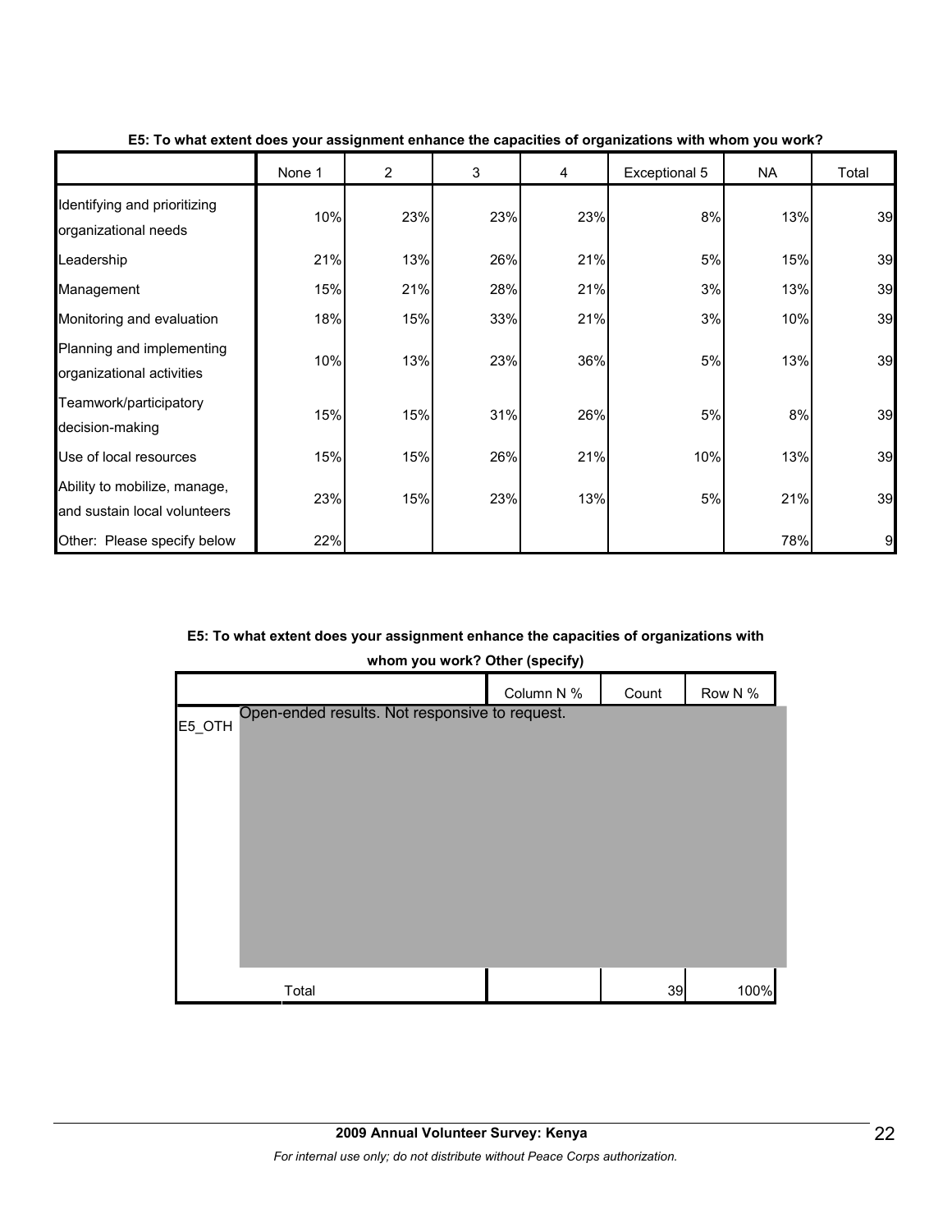**E5: To what extent does your assignment enhance the capacities of organizations with whom you work?**

| | None 1 | 2 | 3 | 4 | Exceptional 5 | NA | Total |
|---|---|---|---|---|---|---|---|
| Identifying and prioritizing organizational needs | 10% | 23% | 23% | 23% | 8% | 13% | 39 |
| Leadership | 21% | 13% | 26% | 21% | 5% | 15% | 39 |
| Management | 15% | 21% | 28% | 21% | 3% | 13% | 39 |
| Monitoring and evaluation | 18% | 15% | 33% | 21% | 3% | 10% | 39 |
| Planning and implementing organizational activities | 10% | 13% | 23% | 36% | 5% | 13% | 39 |
| Teamwork/participatory decision-making | 15% | 15% | 31% | 26% | 5% | 8% | 39 |
| Use of local resources | 15% | 15% | 26% | 21% | 10% | 13% | 39 |
| Ability to mobilize, manage, and sustain local volunteers | 23% | 15% | 23% | 13% | 5% | 21% | 39 |
| Other: Please specify below | 22% | | | | | 78% | 9 |

**E5: To what extent does your assignment enhance the capacities of organizations with whom you work? Other (specify)**

| | | Column N % | Count | Row N % |
|---|---|---|---|---|
| E5_OTH | Open-ended results. Not responsive to request. | | | |
| | Total | | 39 | 100% |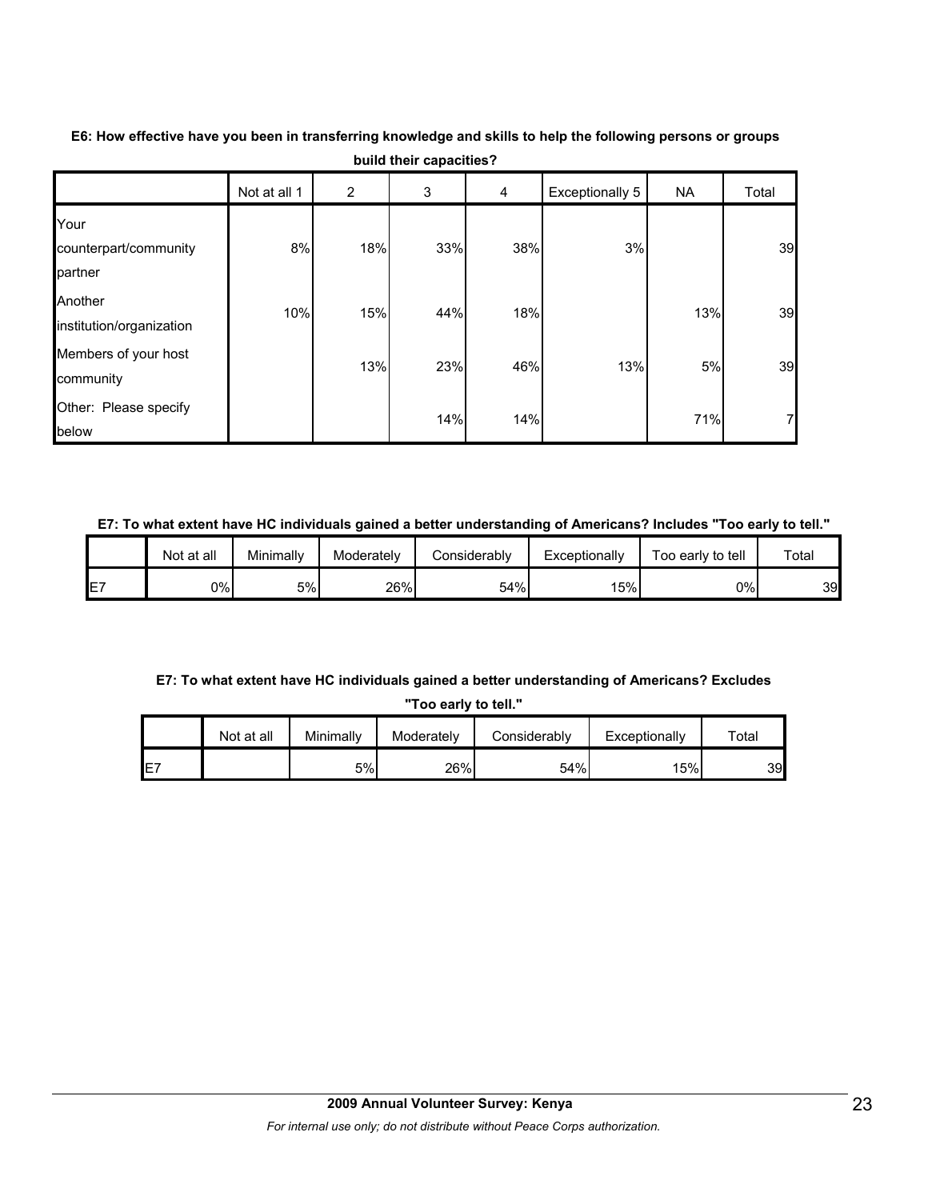**E6: How effective have you been in transferring knowledge and skills to help the following persons or groups build their capacities?**

| | Not at all 1 | 2 | 3 | 4 | Exceptionally 5 | NA | Total |
|---|---|---|---|---|---|---|---|
| Your counterpart/community partner | 8% | 18% | 33% | 38% | 3% | | 39 |
| Another institution/organization | 10% | 15% | 44% | 18% | | 13% | 39 |
| Members of your host community | | 13% | 23% | 46% | 13% | 5% | 39 |
| Other: Please specify below | | | 14% | 14% | | 71% | 7 |

**E7: To what extent have HC individuals gained a better understanding of Americans? Includes "Too early to tell."**

| | Not at all | Minimally | Moderately | Considerably | Exceptionally | Too early to tell | Total |
|---|---|---|---|---|---|---|---|
| E7 | 0% | 5% | 26% | 54% | 15% | 0% | 39 |

**E7: To what extent have HC individuals gained a better understanding of Americans? Excludes "Too early to tell."**

| | Not at all | Minimally | Moderately | Considerably | Exceptionally | Total |
|---|---|---|---|---|---|---|
| E7 | | 5% | 26% | 54% | 15% | 39 |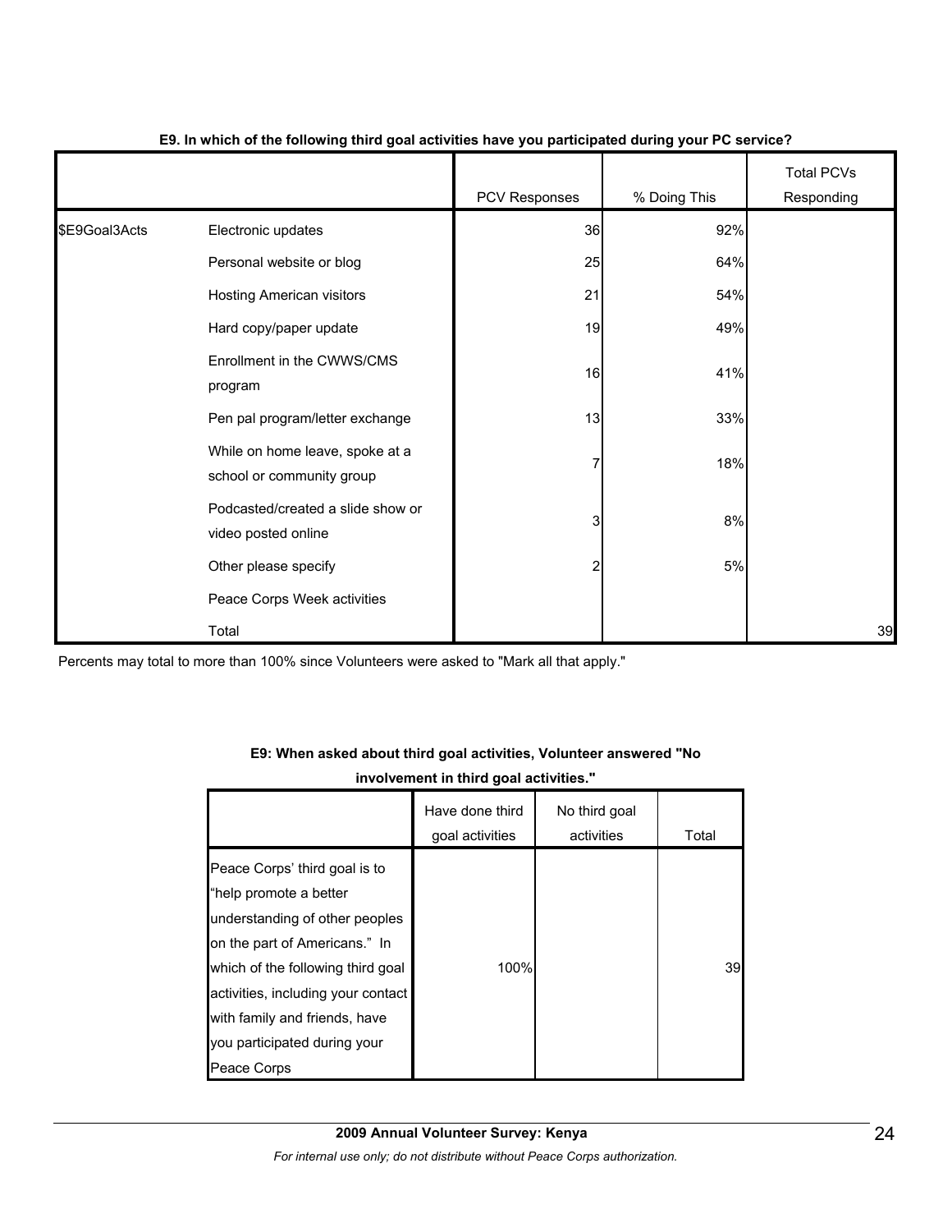**E9. In which of the following third goal activities have you participated during your PC service?**

| | | PCV Responses | % Doing This | Total PCVs Responding |
|---|---|---|---|---|
| $E9Goal3Acts | Electronic updates | 36 | 92% | |
| | Personal website or blog | 25 | 64% | |
| | Hosting American visitors | 21 | 54% | |
| | Hard copy/paper update | 19 | 49% | |
| | Enrollment in the CWWS/CMS program | 16 | 41% | |
| | Pen pal program/letter exchange | 13 | 33% | |
| | While on home leave, spoke at a school or community group | 7 | 18% | |
| | Podcasted/created a slide show or video posted online | 3 | 8% | |
| | Other please specify | 2 | 5% | |
| | Peace Corps Week activities | | | |
| | Total | | | 39 |

Percents may total to more than 100% since Volunteers were asked to "Mark all that apply."

**E9: When asked about third goal activities, Volunteer answered "No involvement in third goal activities."**

| | Have done third goal activities | No third goal activities | Total |
|---|---|---|---|
| Peace Corps' third goal is to "help promote a better understanding of other peoples on the part of Americans." In which of the following third goal activities, including your contact with family and friends, have you participated during your Peace Corps | 100% | | 39 |

**2009 Annual Volunteer Survey: Kenya**

*For internal use only; do not distribute without Peace Corps authorization.*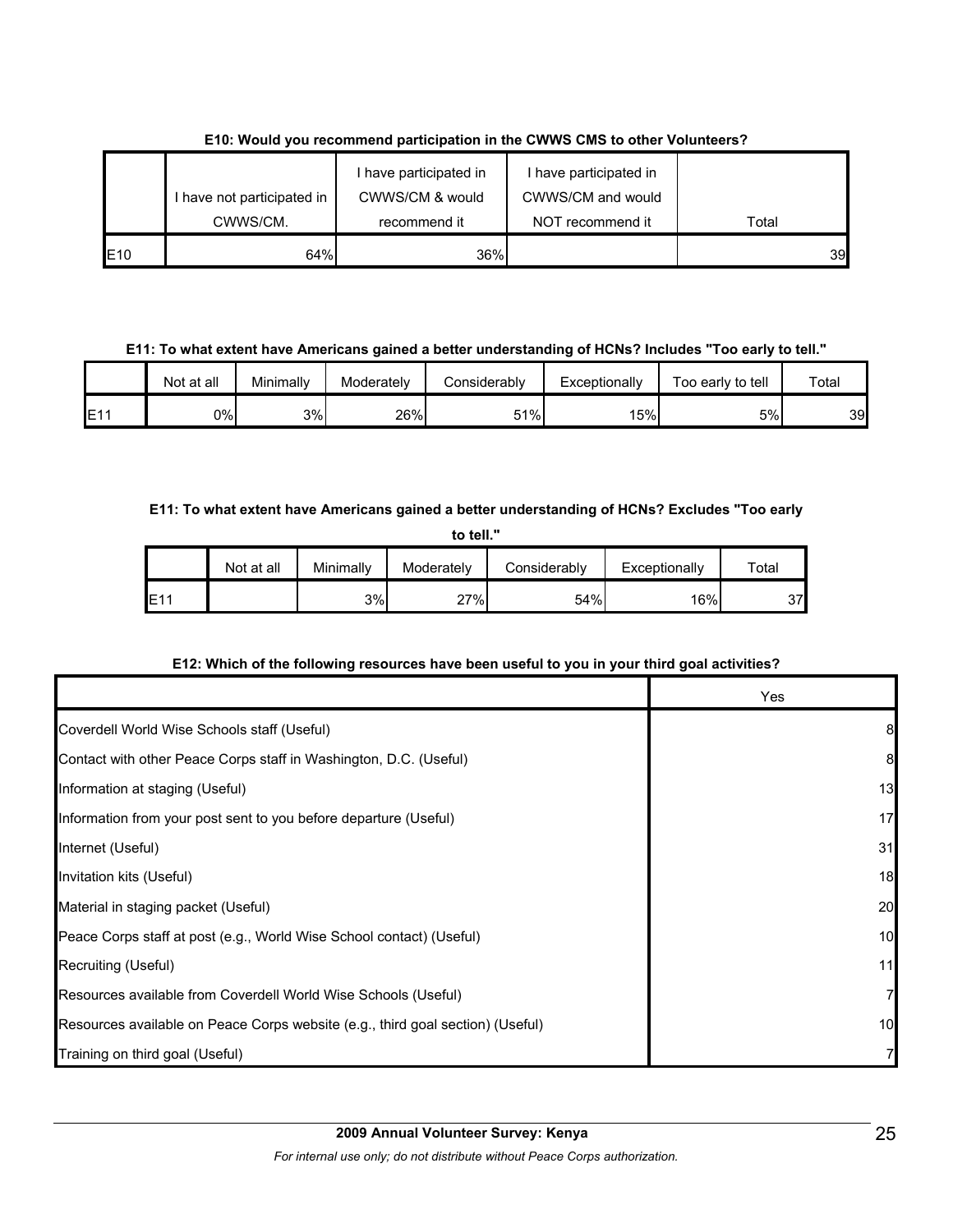**E10: Would you recommend participation in the CWWS CMS to other Volunteers?**

| | I have not participated in CWWS/CM. | I have participated in CWWS/CM & would recommend it | I have participated in CWWS/CM and would NOT recommend it | Total |
|---|---|---|---|---|
| E10 | 64% | 36% | | 39 |

**E11: To what extent have Americans gained a better understanding of HCNs? Includes "Too early to tell."**

| | Not at all | Minimally | Moderately | Considerably | Exceptionally | Too early to tell | Total |
|---|---|---|---|---|---|---|---|
| E11 | 0% | 3% | 26% | 51% | 15% | 5% | 39 |

**E11: To what extent have Americans gained a better understanding of HCNs? Excludes "Too early to tell."**

| | Not at all | Minimally | Moderately | Considerably | Exceptionally | Total |
|---|---|---|---|---|---|---|
| E11 | | 3% | 27% | 54% | 16% | 37 |

**E12: Which of the following resources have been useful to you in your third goal activities?**

| | Yes |
|---|---|
| Coverdell World Wise Schools staff (Useful) | 8 |
| Contact with other Peace Corps staff in Washington, D.C. (Useful) | 8 |
| Information at staging (Useful) | 13 |
| Information from your post sent to you before departure (Useful) | 17 |
| Internet (Useful) | 31 |
| Invitation kits (Useful) | 18 |
| Material in staging packet (Useful) | 20 |
| Peace Corps staff at post (e.g., World Wise School contact) (Useful) | 10 |
| Recruiting (Useful) | 11 |
| Resources available from Coverdell World Wise Schools (Useful) | 7 |
| Resources available on Peace Corps website (e.g., third goal section) (Useful) | 10 |
| Training on third goal (Useful) | 7 |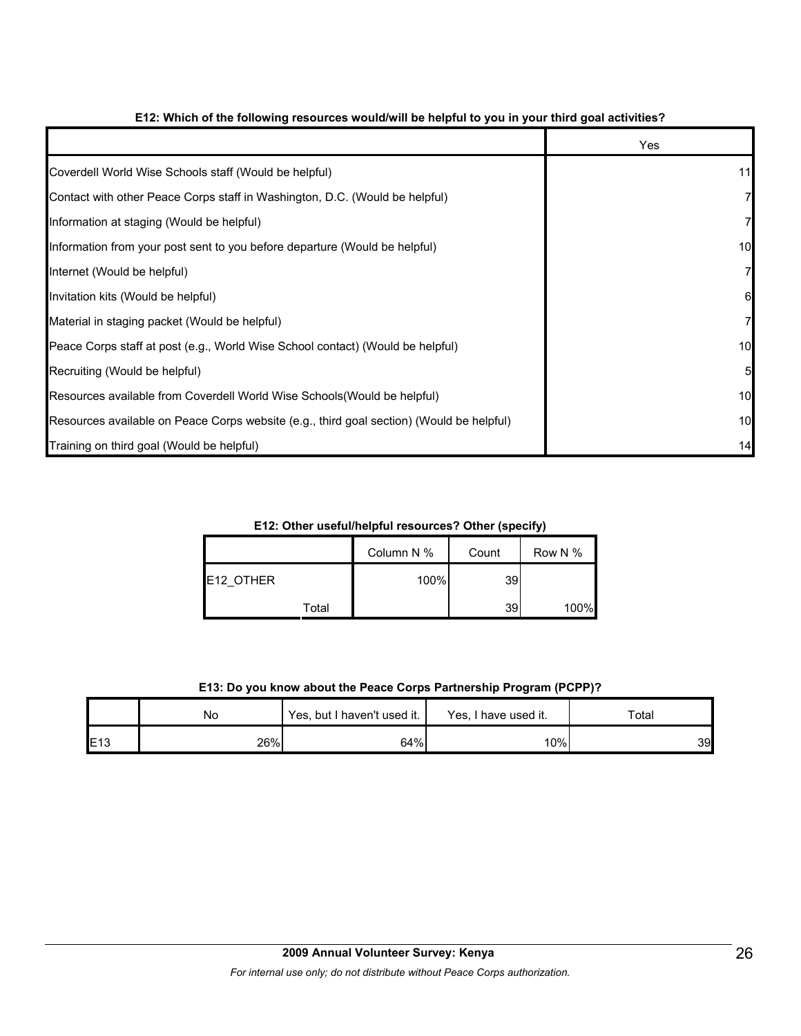**E12: Which of the following resources would/will be helpful to you in your third goal activities?**

| | Yes |
|---|---|
| Coverdell World Wise Schools staff (Would be helpful) | 11 |
| Contact with other Peace Corps staff in Washington, D.C. (Would be helpful) | 7 |
| Information at staging (Would be helpful) | 7 |
| Information from your post sent to you before departure (Would be helpful) | 10 |
| Internet (Would be helpful) | 7 |
| Invitation kits (Would be helpful) | 6 |
| Material in staging packet (Would be helpful) | 7 |
| Peace Corps staff at post (e.g., World Wise School contact) (Would be helpful) | 10 |
| Recruiting (Would be helpful) | 5 |
| Resources available from Coverdell World Wise Schools(Would be helpful) | 10 |
| Resources available on Peace Corps website (e.g., third goal section) (Would be helpful) | 10 |
| Training on third goal (Would be helpful) | 14 |

**E12: Other useful/helpful resources? Other (specify)**

| | | Column N % | Count | Row N % |
|---|---|---|---|---|
| E12_OTHER | | 100% | 39 | |
| | Total | | 39 | 100% |

**E13: Do you know about the Peace Corps Partnership Program (PCPP)?**

| | No | Yes, but I haven't used it. | Yes, I have used it. | Total |
|---|---|---|---|---|
| E13 | 26% | 64% | 10% | 39 |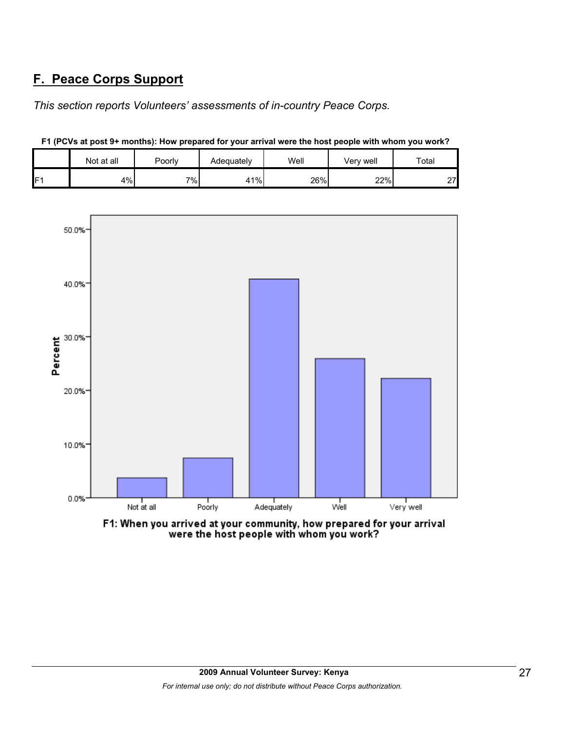## F. Peace Corps Support

*This section reports Volunteers' assessments of in-country Peace Corps.*

**F1 (PCVs at post 9+ months): How prepared for your arrival were the host people with whom you work?**

| | Not at all | Poorly | Adequately | Well | Very well | Total |
|---|---|---|---|---|---|---|
| F1 | 4% | 7% | 41% | 26% | 22% | 27 |

F1: When you arrived at your community, how prepared for your arrival were the host people with whom you work?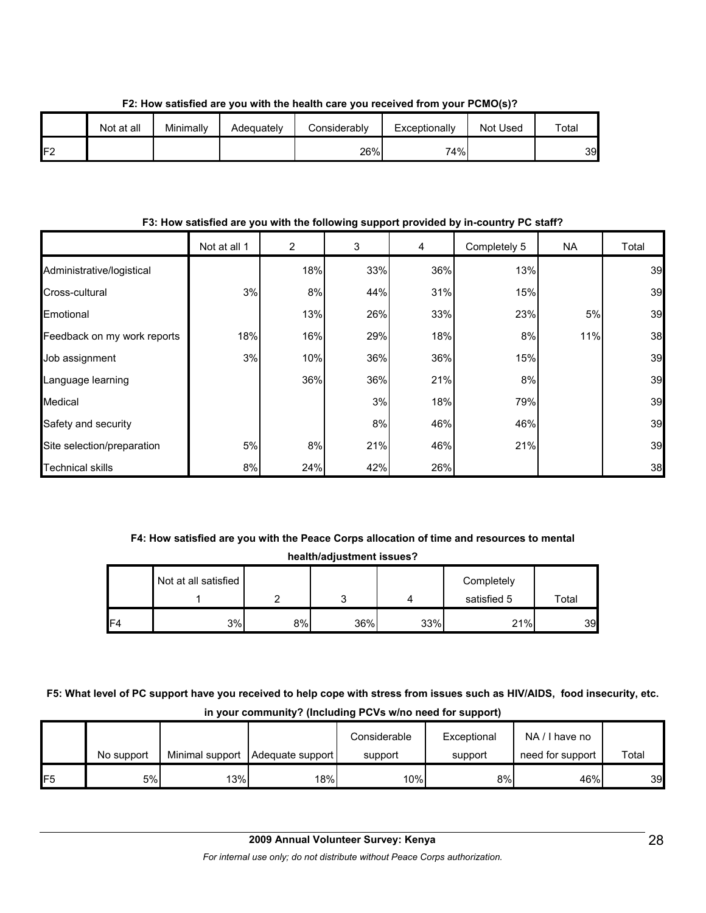**F2: How satisfied are you with the health care you received from your PCMO(s)?**

| | Not at all | Minimally | Adequately | Considerably | Exceptionally | Not Used | Total |
|---|---|---|---|---|---|---|---|
| F2 | | | | 26% | 74% | | 39 |

**F3: How satisfied are you with the following support provided by in-country PC staff?**

| | Not at all 1 | 2 | 3 | 4 | Completely 5 | NA | Total |
|---|---|---|---|---|---|---|---|
| Administrative/logistical | | 18% | 33% | 36% | 13% | | 39 |
| Cross-cultural | 3% | 8% | 44% | 31% | 15% | | 39 |
| Emotional | | 13% | 26% | 33% | 23% | 5% | 39 |
| Feedback on my work reports | 18% | 16% | 29% | 18% | 8% | 11% | 38 |
| Job assignment | 3% | 10% | 36% | 36% | 15% | | 39 |
| Language learning | | 36% | 36% | 21% | 8% | | 39 |
| Medical | | | 3% | 18% | 79% | | 39 |
| Safety and security | | | 8% | 46% | 46% | | 39 |
| Site selection/preparation | 5% | 8% | 21% | 46% | 21% | | 39 |
| Technical skills | 8% | 24% | 42% | 26% | | | 38 |

**F4: How satisfied are you with the Peace Corps allocation of time and resources to mental health/adjustment issues?**

| | Not at all satisfied 1 | 2 | 3 | 4 | Completely satisfied 5 | Total |
|---|---|---|---|---|---|---|
| F4 | 3% | 8% | 36% | 33% | 21% | 39 |

**F5: What level of PC support have you received to help cope with stress from issues such as HIV/AIDS, food insecurity, etc. in your community? (Including PCVs w/no need for support)**

| | No support | Minimal support | Adequate support | Considerable support | Exceptional support | NA / I have no need for support | Total |
|---|---|---|---|---|---|---|---|
| F5 | 5% | 13% | 18% | 10% | 8% | 46% | 39 |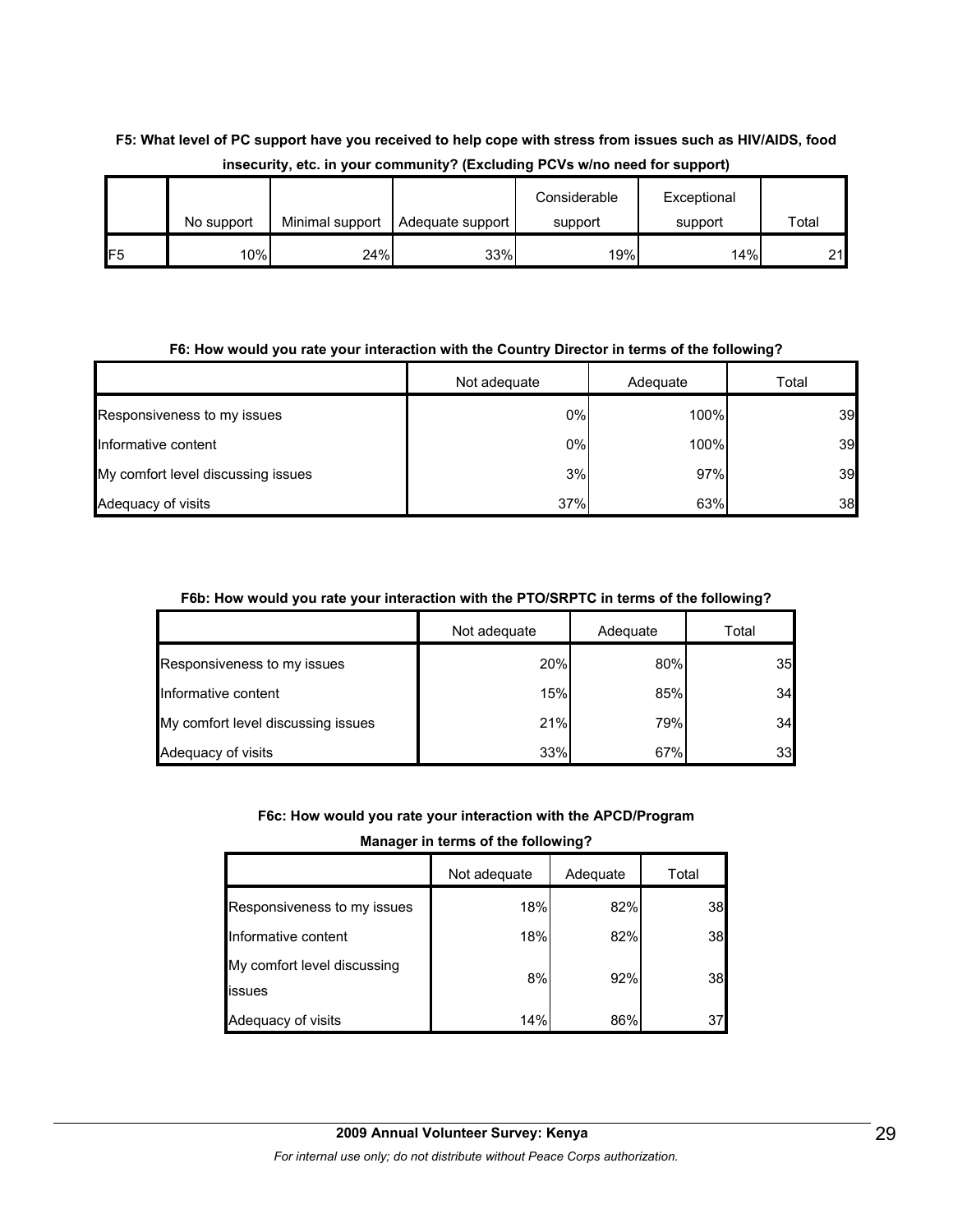**F5: What level of PC support have you received to help cope with stress from issues such as HIV/AIDS, food insecurity, etc. in your community? (Excluding PCVs w/no need for support)**

| | No support | Minimal support | Adequate support | Considerable support | Exceptional support | Total |
|---|---|---|---|---|---|---|
| F5 | 10% | 24% | 33% | 19% | 14% | 21 |

**F6: How would you rate your interaction with the Country Director in terms of the following?**

| | Not adequate | Adequate | Total |
|---|---|---|---|
| Responsiveness to my issues | 0% | 100% | 39 |
| Informative content | 0% | 100% | 39 |
| My comfort level discussing issues | 3% | 97% | 39 |
| Adequacy of visits | 37% | 63% | 38 |

**F6b: How would you rate your interaction with the PTO/SRPTC in terms of the following?**

| | Not adequate | Adequate | Total |
|---|---|---|---|
| Responsiveness to my issues | 20% | 80% | 35 |
| Informative content | 15% | 85% | 34 |
| My comfort level discussing issues | 21% | 79% | 34 |
| Adequacy of visits | 33% | 67% | 33 |

**F6c: How would you rate your interaction with the APCD/Program Manager in terms of the following?**

| | Not adequate | Adequate | Total |
|---|---|---|---|
| Responsiveness to my issues | 18% | 82% | 38 |
| Informative content | 18% | 82% | 38 |
| My comfort level discussing issues | 8% | 92% | 38 |
| Adequacy of visits | 14% | 86% | 37 |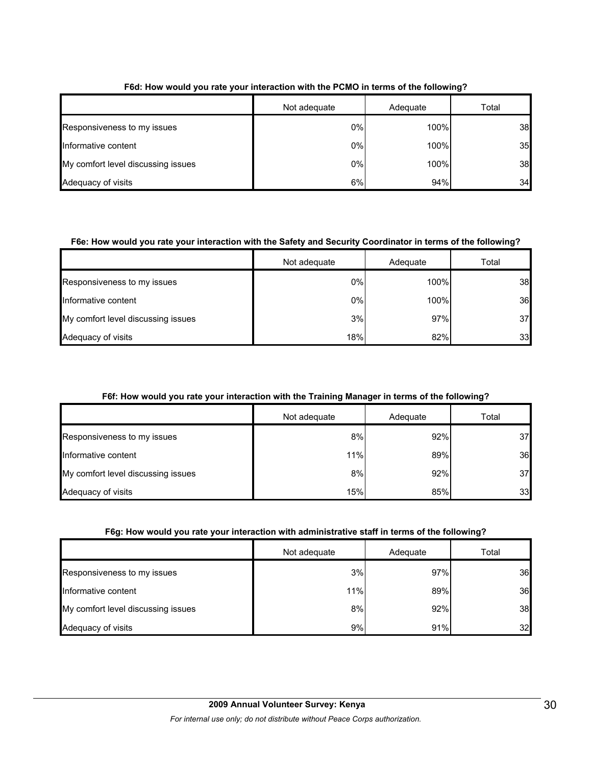**F6d: How would you rate your interaction with the PCMO in terms of the following?**

| | Not adequate | Adequate | Total |
|---|---|---|---|
| Responsiveness to my issues | 0% | 100% | 38 |
| Informative content | 0% | 100% | 35 |
| My comfort level discussing issues | 0% | 100% | 38 |
| Adequacy of visits | 6% | 94% | 34 |

**F6e: How would you rate your interaction with the Safety and Security Coordinator in terms of the following?**

| | Not adequate | Adequate | Total |
|---|---|---|---|
| Responsiveness to my issues | 0% | 100% | 38 |
| Informative content | 0% | 100% | 36 |
| My comfort level discussing issues | 3% | 97% | 37 |
| Adequacy of visits | 18% | 82% | 33 |

**F6f: How would you rate your interaction with the Training Manager in terms of the following?**

| | Not adequate | Adequate | Total |
|---|---|---|---|
| Responsiveness to my issues | 8% | 92% | 37 |
| Informative content | 11% | 89% | 36 |
| My comfort level discussing issues | 8% | 92% | 37 |
| Adequacy of visits | 15% | 85% | 33 |

**F6g: How would you rate your interaction with administrative staff in terms of the following?**

| | Not adequate | Adequate | Total |
|---|---|---|---|
| Responsiveness to my issues | 3% | 97% | 36 |
| Informative content | 11% | 89% | 36 |
| My comfort level discussing issues | 8% | 92% | 38 |
| Adequacy of visits | 9% | 91% | 32 |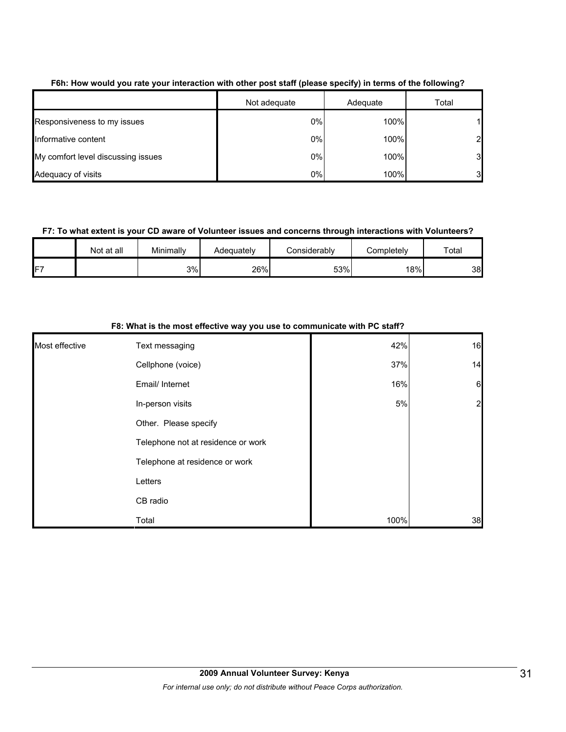**F6h: How would you rate your interaction with other post staff (please specify) in terms of the following?**

| | Not adequate | Adequate | Total |
|---|---|---|---|
| Responsiveness to my issues | 0% | 100% | 1 |
| Informative content | 0% | 100% | 2 |
| My comfort level discussing issues | 0% | 100% | 3 |
| Adequacy of visits | 0% | 100% | 3 |

**F7: To what extent is your CD aware of Volunteer issues and concerns through interactions with Volunteers?**

| | Not at all | Minimally | Adequately | Considerably | Completely | Total |
|---|---|---|---|---|---|---|
| F7 | | 3% | 26% | 53% | 18% | 38 |

**F8: What is the most effective way you use to communicate with PC staff?**

| | | | |
|---|---|---|---|
| Most effective | Text messaging | 42% | 16 |
| | Cellphone (voice) | 37% | 14 |
| | Email/ Internet | 16% | 6 |
| | In-person visits | 5% | 2 |
| | Other. Please specify | | |
| | Telephone not at residence or work | | |
| | Telephone at residence or work | | |
| | Letters | | |
| | CB radio | | |
| | Total | 100% | 38 |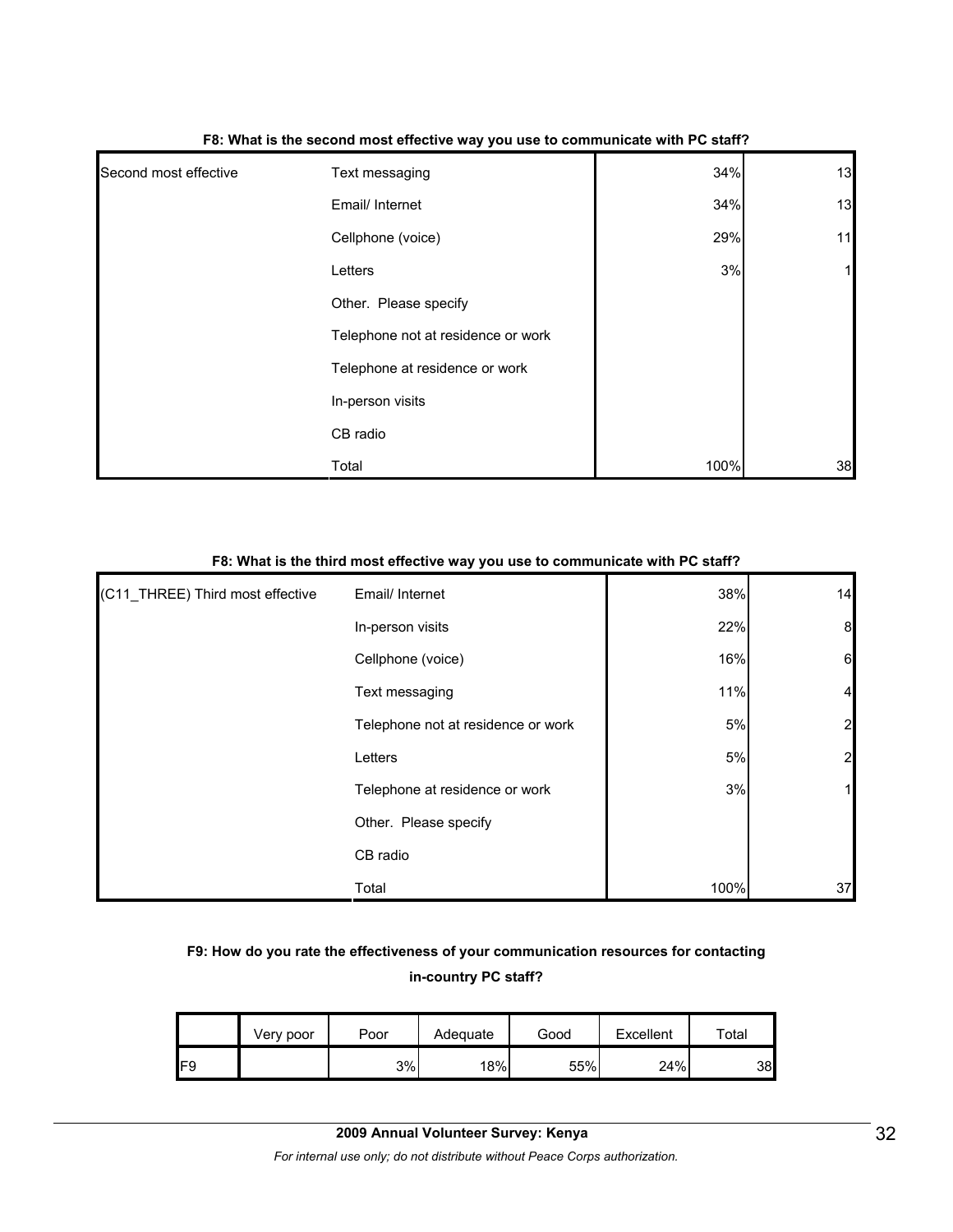**F8: What is the second most effective way you use to communicate with PC staff?**

| | | | |
|---|---|---|---|
| Second most effective | Text messaging | 34% | 13 |
| | Email/ Internet | 34% | 13 |
| | Cellphone (voice) | 29% | 11 |
| | Letters | 3% | 1 |
| | Other. Please specify | | |
| | Telephone not at residence or work | | |
| | Telephone at residence or work | | |
| | In-person visits | | |
| | CB radio | | |
| | Total | 100% | 38 |

**F8: What is the third most effective way you use to communicate with PC staff?**

| | | | |
|---|---|---|---|
| (C11_THREE) Third most effective | Email/ Internet | 38% | 14 |
| | In-person visits | 22% | 8 |
| | Cellphone (voice) | 16% | 6 |
| | Text messaging | 11% | 4 |
| | Telephone not at residence or work | 5% | 2 |
| | Letters | 5% | 2 |
| | Telephone at residence or work | 3% | 1 |
| | Other. Please specify | | |
| | CB radio | | |
| | Total | 100% | 37 |

**F9: How do you rate the effectiveness of your communication resources for contacting in-country PC staff?**

| | Very poor | Poor | Adequate | Good | Excellent | Total |
|---|---|---|---|---|---|---|
| F9 | | 3% | 18% | 55% | 24% | 38 |

**2009 Annual Volunteer Survey: Kenya**

*For internal use only; do not distribute without Peace Corps authorization.*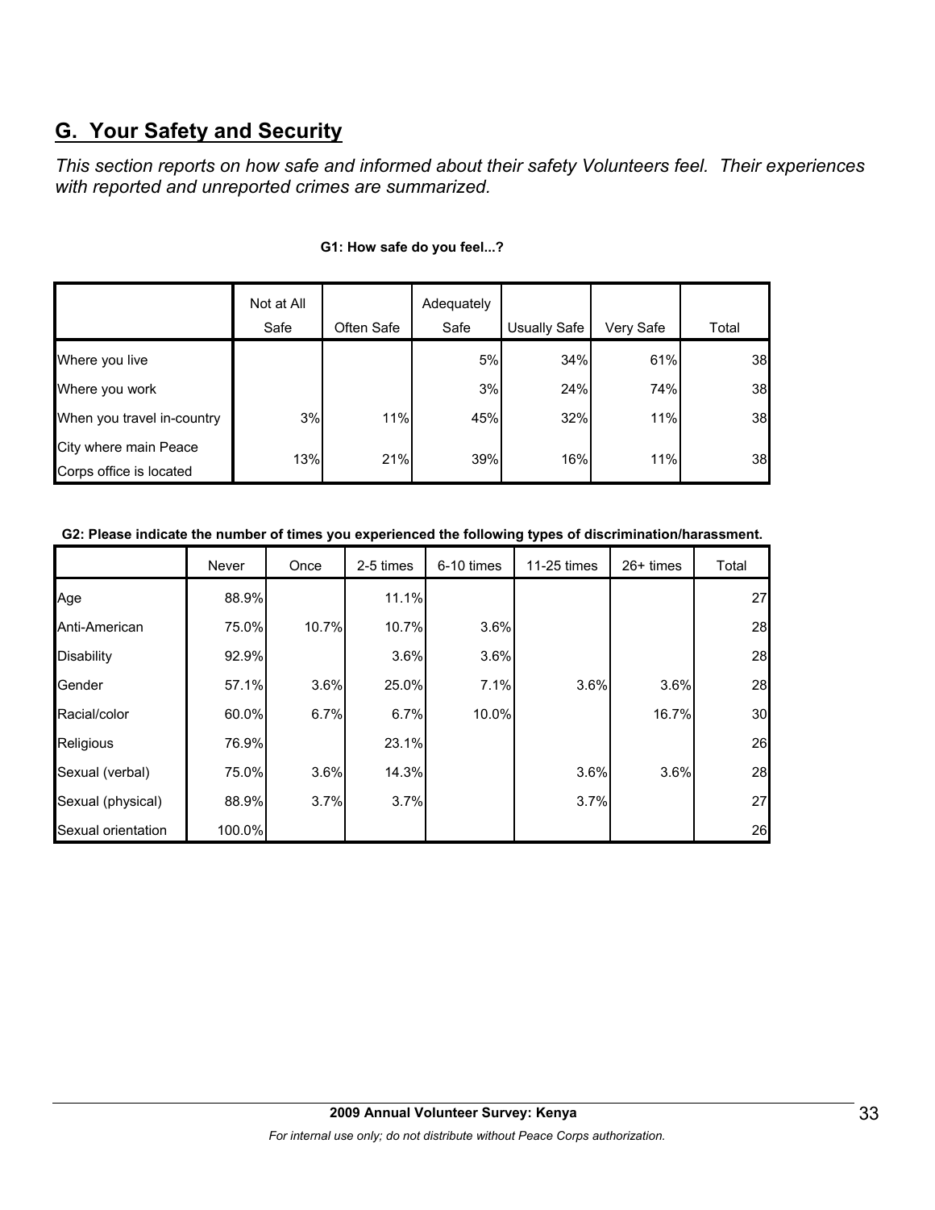## G. Your Safety and Security

*This section reports on how safe and informed about their safety Volunteers feel. Their experiences with reported and unreported crimes are summarized.*

**G1: How safe do you feel...?**

| | Not at All Safe | Often Safe | Adequately Safe | Usually Safe | Very Safe | Total |
|---|---|---|---|---|---|---|
| Where you live | | | 5% | 34% | 61% | 38 |
| Where you work | | | 3% | 24% | 74% | 38 |
| When you travel in-country | 3% | 11% | 45% | 32% | 11% | 38 |
| City where main Peace Corps office is located | 13% | 21% | 39% | 16% | 11% | 38 |

**G2: Please indicate the number of times you experienced the following types of discrimination/harassment.**

| | Never | Once | 2-5 times | 6-10 times | 11-25 times | 26+ times | Total |
|---|---|---|---|---|---|---|---|
| Age | 88.9% | | 11.1% | | | | 27 |
| Anti-American | 75.0% | 10.7% | 10.7% | 3.6% | | | 28 |
| Disability | 92.9% | | 3.6% | 3.6% | | | 28 |
| Gender | 57.1% | 3.6% | 25.0% | 7.1% | 3.6% | 3.6% | 28 |
| Racial/color | 60.0% | 6.7% | 6.7% | 10.0% | | 16.7% | 30 |
| Religious | 76.9% | | 23.1% | | | | 26 |
| Sexual (verbal) | 75.0% | 3.6% | 14.3% | | 3.6% | 3.6% | 28 |
| Sexual (physical) | 88.9% | 3.7% | 3.7% | | 3.7% | | 27 |
| Sexual orientation | 100.0% | | | | | | 26 |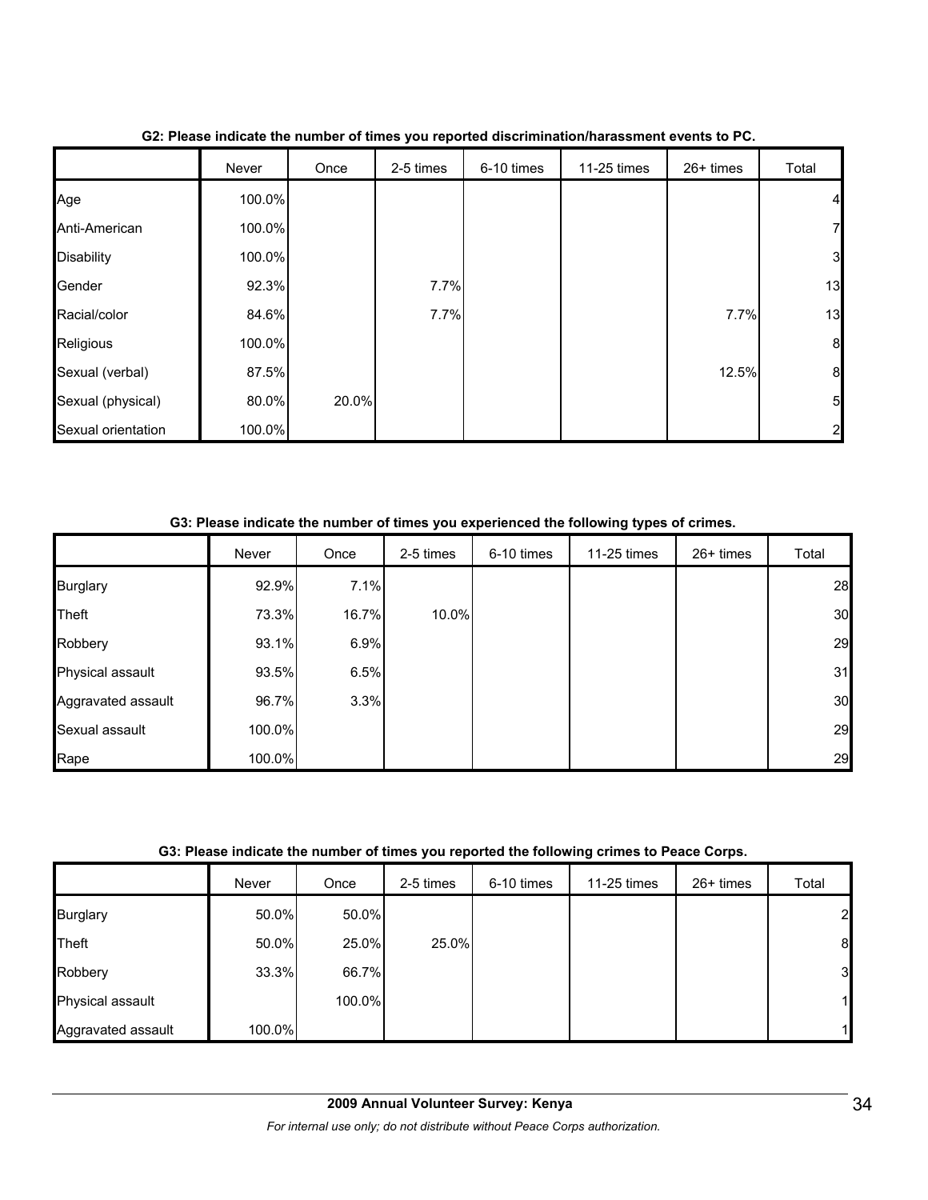**G2: Please indicate the number of times you reported discrimination/harassment events to PC.**

| | Never | Once | 2-5 times | 6-10 times | 11-25 times | 26+ times | Total |
|---|---|---|---|---|---|---|---|
| Age | 100.0% | | | | | | 4 |
| Anti-American | 100.0% | | | | | | 7 |
| Disability | 100.0% | | | | | | 3 |
| Gender | 92.3% | | 7.7% | | | | 13 |
| Racial/color | 84.6% | | 7.7% | | | 7.7% | 13 |
| Religious | 100.0% | | | | | | 8 |
| Sexual (verbal) | 87.5% | | | | | 12.5% | 8 |
| Sexual (physical) | 80.0% | 20.0% | | | | | 5 |
| Sexual orientation | 100.0% | | | | | | 2 |

**G3: Please indicate the number of times you experienced the following types of crimes.**

| | Never | Once | 2-5 times | 6-10 times | 11-25 times | 26+ times | Total |
|---|---|---|---|---|---|---|---|
| Burglary | 92.9% | 7.1% | | | | | 28 |
| Theft | 73.3% | 16.7% | 10.0% | | | | 30 |
| Robbery | 93.1% | 6.9% | | | | | 29 |
| Physical assault | 93.5% | 6.5% | | | | | 31 |
| Aggravated assault | 96.7% | 3.3% | | | | | 30 |
| Sexual assault | 100.0% | | | | | | 29 |
| Rape | 100.0% | | | | | | 29 |

**G3: Please indicate the number of times you reported the following crimes to Peace Corps.**

| | Never | Once | 2-5 times | 6-10 times | 11-25 times | 26+ times | Total |
|---|---|---|---|---|---|---|---|
| Burglary | 50.0% | 50.0% | | | | | 2 |
| Theft | 50.0% | 25.0% | 25.0% | | | | 8 |
| Robbery | 33.3% | 66.7% | | | | | 3 |
| Physical assault | | 100.0% | | | | | 1 |
| Aggravated assault | 100.0% | | | | | | 1 |

**2009 Annual Volunteer Survey: Kenya**

*For internal use only; do not distribute without Peace Corps authorization.*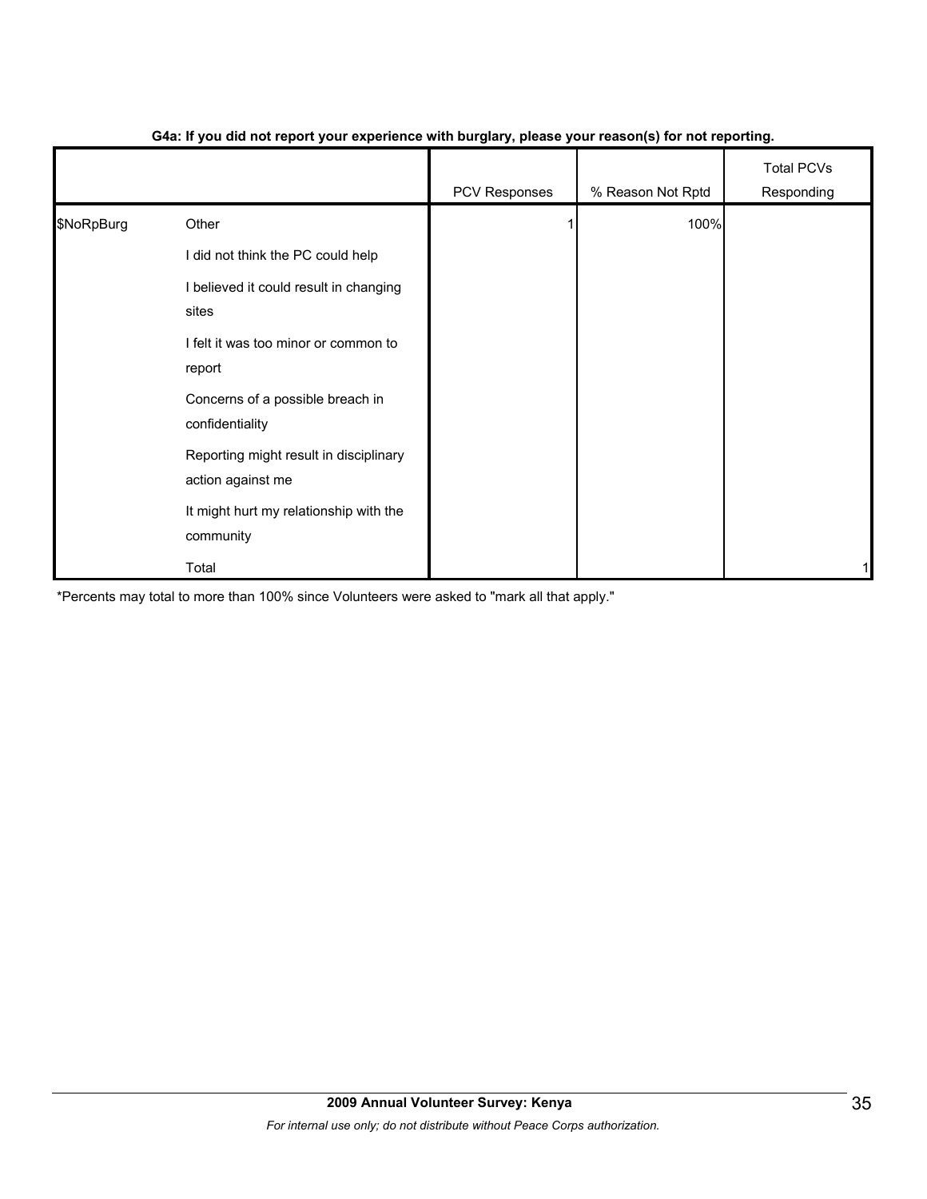**G4a: If you did not report your experience with burglary, please your reason(s) for not reporting.**

| | | PCV Responses | % Reason Not Rptd | Total PCVs Responding |
|---|---|---|---|---|
| $NoRpBurg | Other | 1 | 100% | |
| | I did not think the PC could help | | | |
| | I believed it could result in changing sites | | | |
| | I felt it was too minor or common to report | | | |
| | Concerns of a possible breach in confidentiality | | | |
| | Reporting might result in disciplinary action against me | | | |
| | It might hurt my relationship with the community | | | |
| | Total | | | 1 |

*Percents may total to more than 100% since Volunteers were asked to "mark all that apply."

**2009 Annual Volunteer Survey: Kenya**

*For internal use only; do not distribute without Peace Corps authorization.*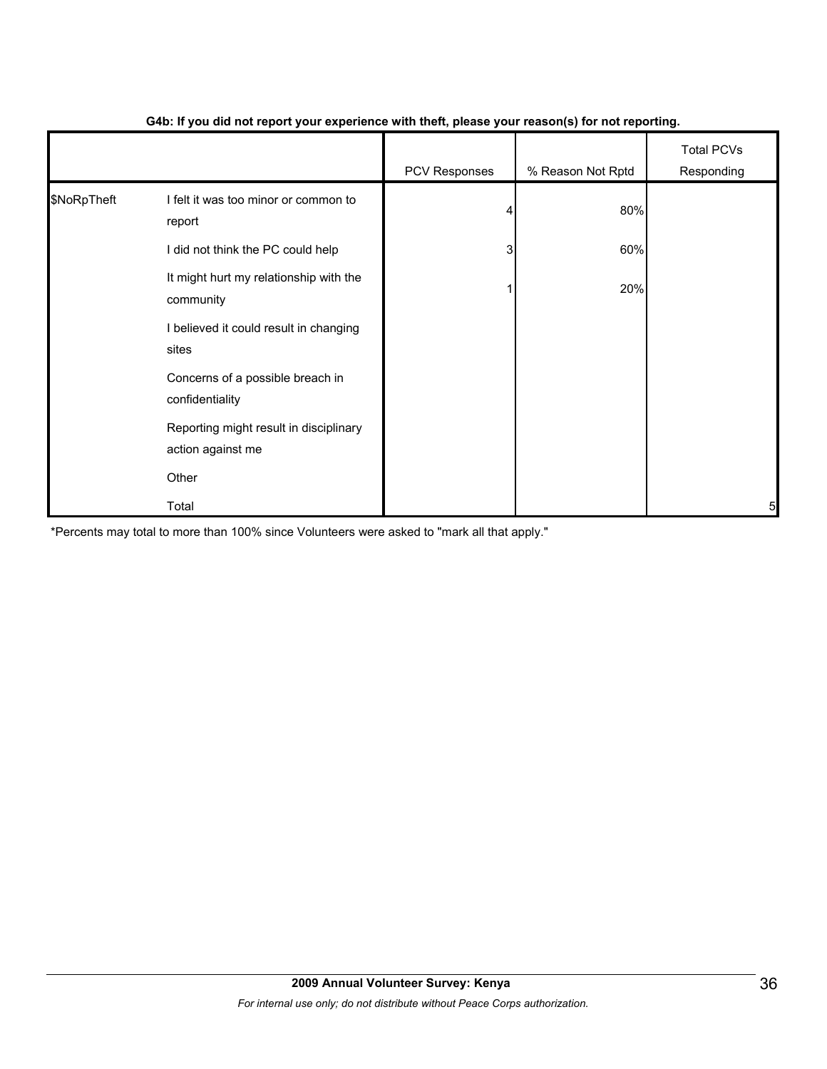**G4b: If you did not report your experience with theft, please your reason(s) for not reporting.**

| | | PCV Responses | % Reason Not Rptd | Total PCVs Responding |
|---|---|---|---|---|
| $NoRpTheft | I felt it was too minor or common to report | 4 | 80% | |
| | I did not think the PC could help | 3 | 60% | |
| | It might hurt my relationship with the community | 1 | 20% | |
| | I believed it could result in changing sites | | | |
| | Concerns of a possible breach in confidentiality | | | |
| | Reporting might result in disciplinary action against me | | | |
| | Other | | | |
| | Total | | | 5 |

*Percents may total to more than 100% since Volunteers were asked to "mark all that apply."

**2009 Annual Volunteer Survey: Kenya**

*For internal use only; do not distribute without Peace Corps authorization.*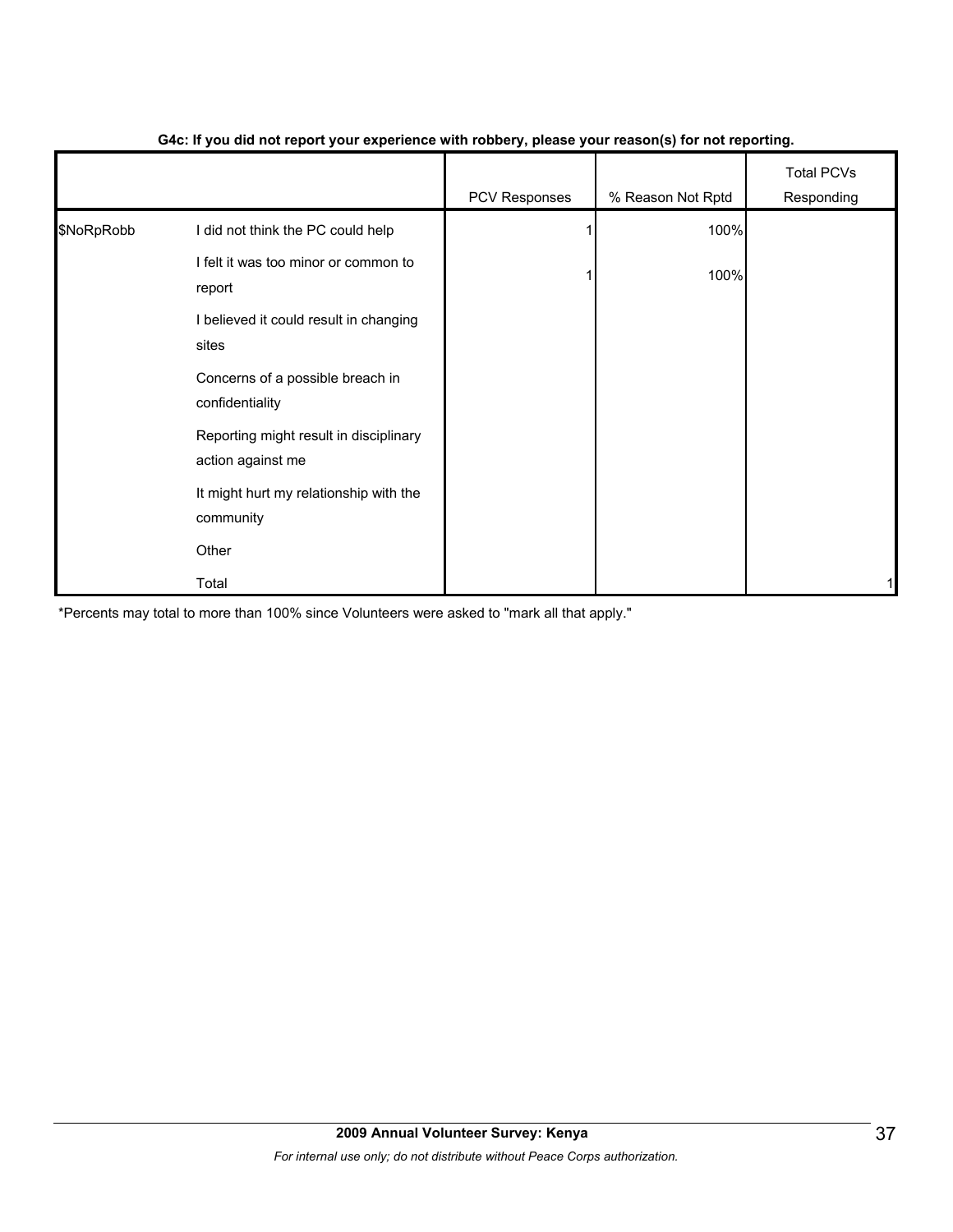**G4c: If you did not report your experience with robbery, please your reason(s) for not reporting.**

| | | PCV Responses | % Reason Not Rptd | Total PCVs Responding |
|---|---|---|---|---|
| $NoRpRobb | I did not think the PC could help | 1 | 100% | |
| | I felt it was too minor or common to report | 1 | 100% | |
| | I believed it could result in changing sites | | | |
| | Concerns of a possible breach in confidentiality | | | |
| | Reporting might result in disciplinary action against me | | | |
| | It might hurt my relationship with the community | | | |
| | Other | | | |
| | Total | | | 1 |

*Percents may total to more than 100% since Volunteers were asked to "mark all that apply."

**2009 Annual Volunteer Survey: Kenya**

*For internal use only; do not distribute without Peace Corps authorization.*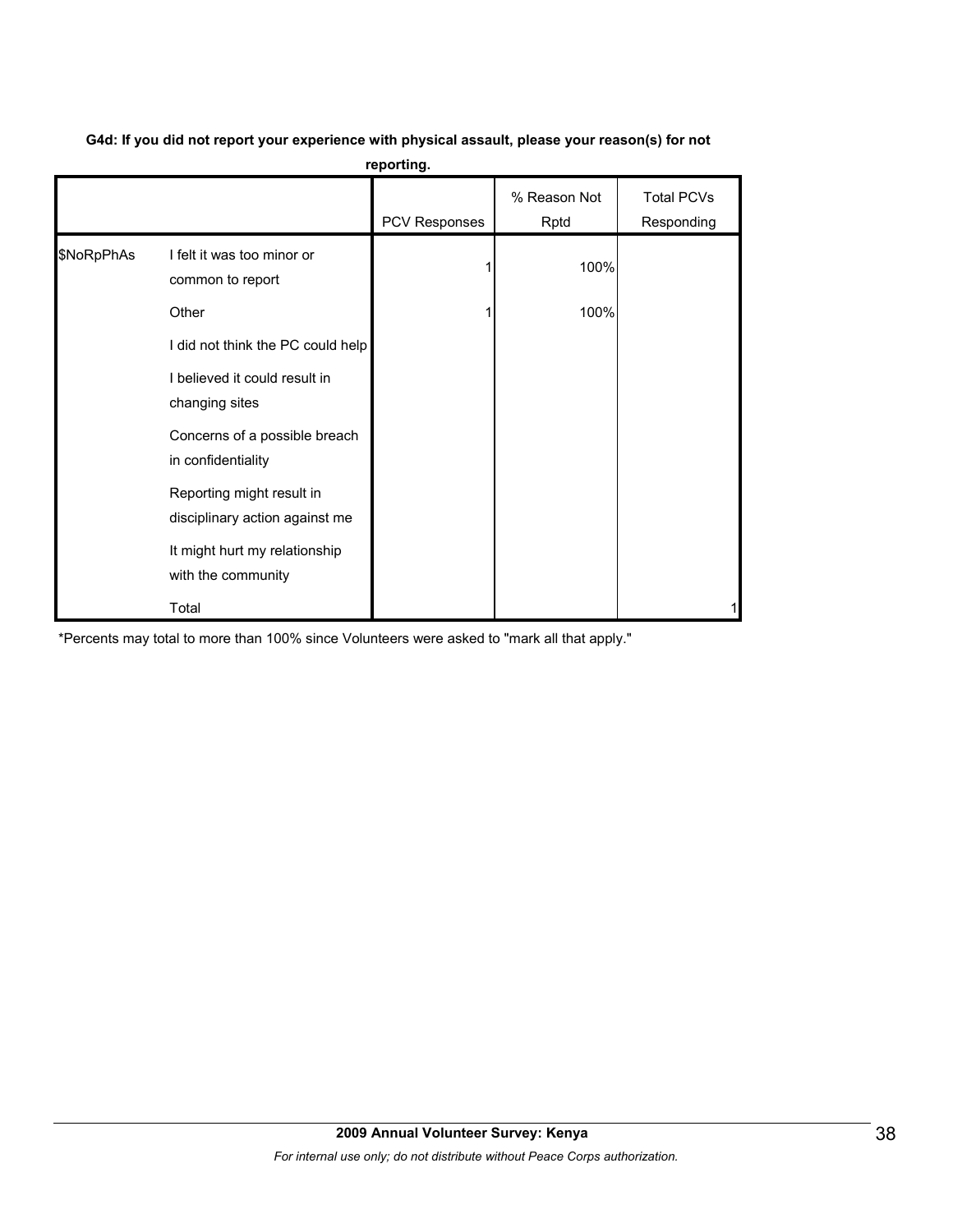**G4d: If you did not report your experience with physical assault, please your reason(s) for not reporting.**

| | | PCV Responses | % Reason Not Rptd | Total PCVs Responding |
|---|---|---|---|---|
| $NoRpPhAs | I felt it was too minor or common to report | 1 | 100% | |
| | Other | 1 | 100% | |
| | I did not think the PC could help | | | |
| | I believed it could result in changing sites | | | |
| | Concerns of a possible breach in confidentiality | | | |
| | Reporting might result in disciplinary action against me | | | |
| | It might hurt my relationship with the community | | | |
| | Total | | | 1 |

*Percents may total to more than 100% since Volunteers were asked to "mark all that apply."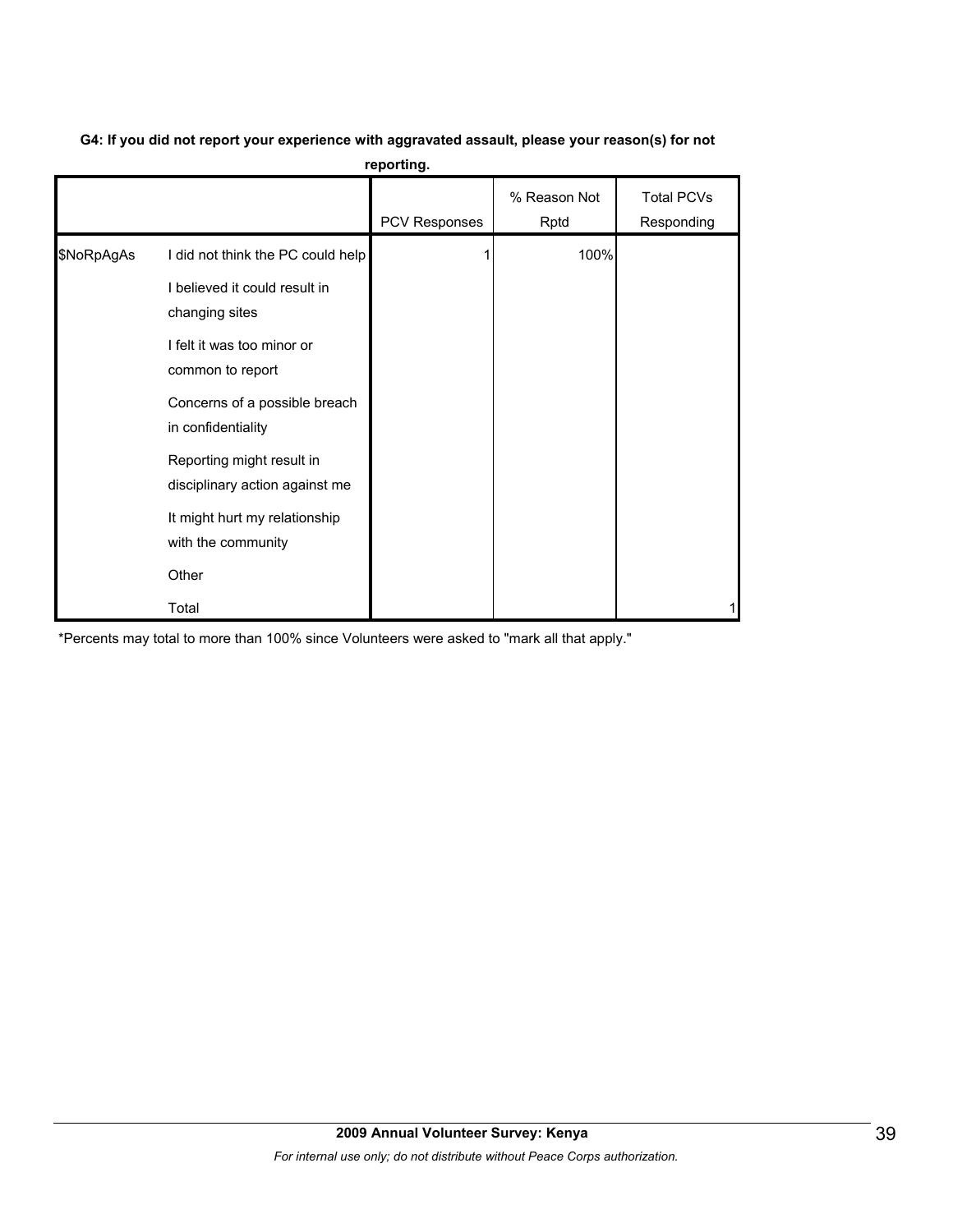**G4: If you did not report your experience with aggravated assault, please your reason(s) for not reporting.**

| | | PCV Responses | % Reason Not Rptd | Total PCVs Responding |
|---|---|---|---|---|
| $NoRpAgAs | I did not think the PC could help | 1 | 100% | |
| | I believed it could result in changing sites | | | |
| | I felt it was too minor or common to report | | | |
| | Concerns of a possible breach in confidentiality | | | |
| | Reporting might result in disciplinary action against me | | | |
| | It might hurt my relationship with the community | | | |
| | Other | | | |
| | Total | | | 1 |

*Percents may total to more than 100% since Volunteers were asked to "mark all that apply."

**2009 Annual Volunteer Survey: Kenya**

*For internal use only; do not distribute without Peace Corps authorization.*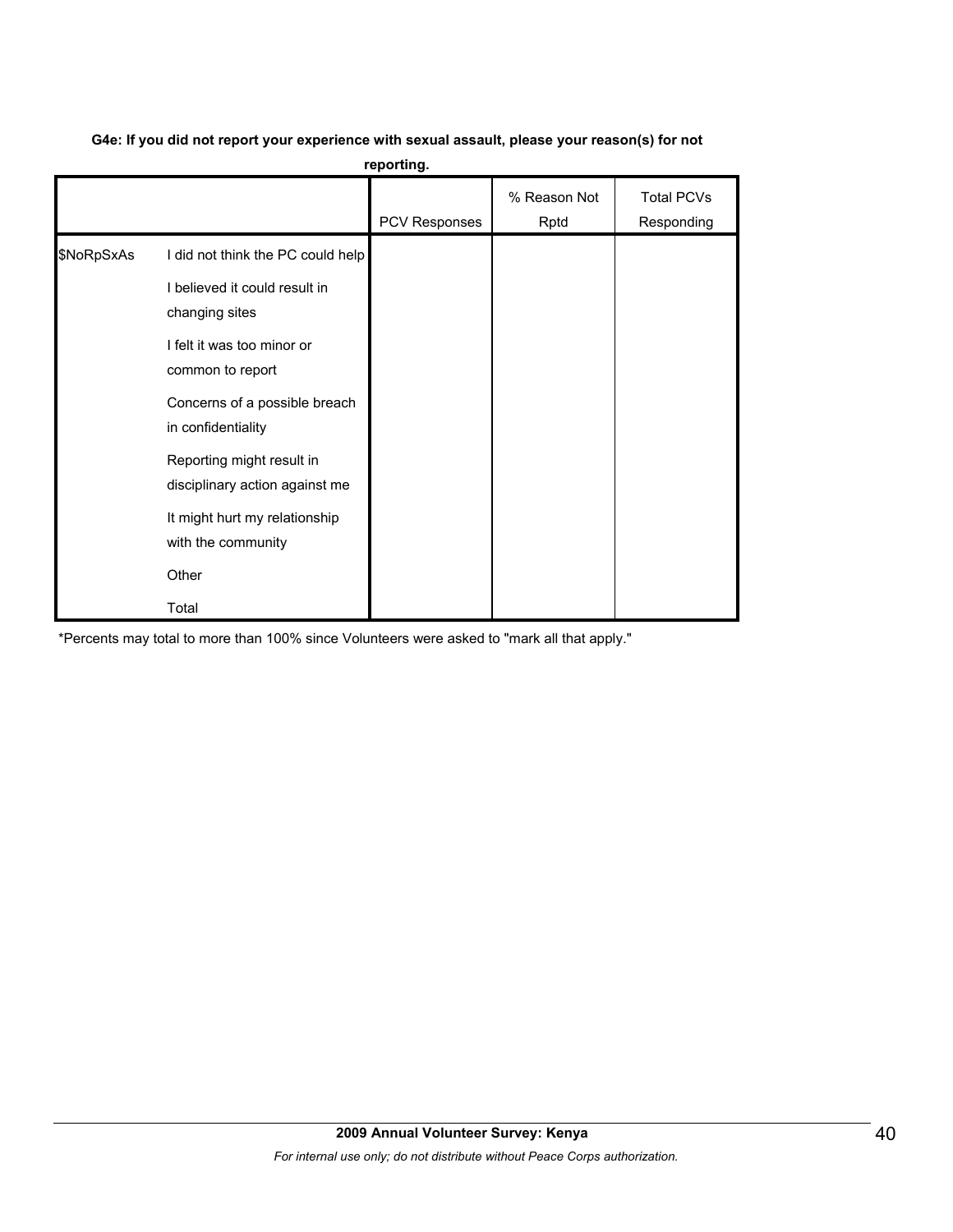**G4e: If you did not report your experience with sexual assault, please your reason(s) for not reporting.**

| | | PCV Responses | % Reason Not Rptd | Total PCVs Responding |
|---|---|---|---|---|
| $NoRpSxAs | I did not think the PC could help | | | |
| | I believed it could result in changing sites | | | |
| | I felt it was too minor or common to report | | | |
| | Concerns of a possible breach in confidentiality | | | |
| | Reporting might result in disciplinary action against me | | | |
| | It might hurt my relationship with the community | | | |
| | Other | | | |
| | Total | | | |

*Percents may total to more than 100% since Volunteers were asked to "mark all that apply."

**2009 Annual Volunteer Survey: Kenya**

*For internal use only; do not distribute without Peace Corps authorization.*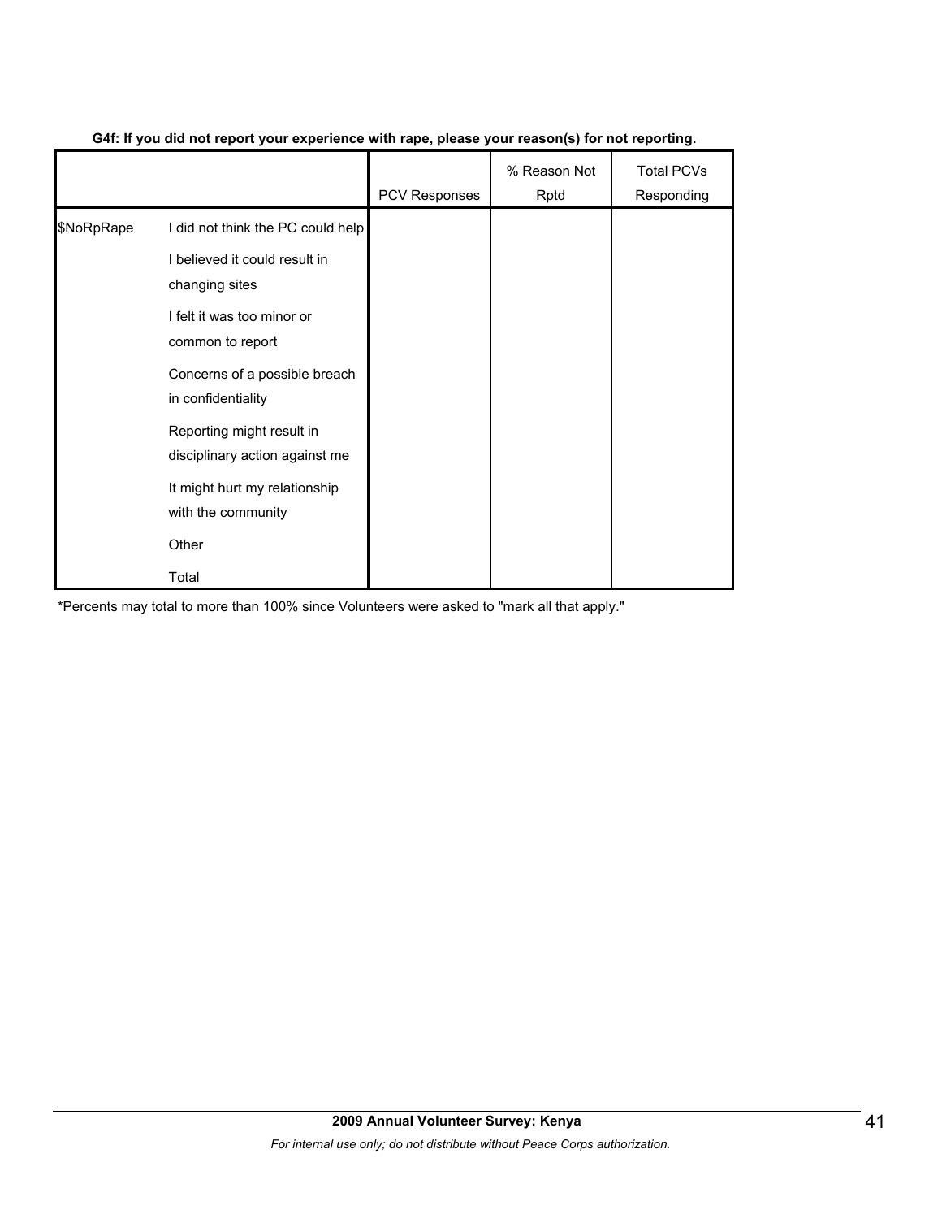**G4f: If you did not report your experience with rape, please your reason(s) for not reporting.**

| | | PCV Responses | % Reason Not Rptd | Total PCVs Responding |
|---|---|---|---|---|
| $NoRpRape | I did not think the PC could help | | | |
| | I believed it could result in changing sites | | | |
| | I felt it was too minor or common to report | | | |
| | Concerns of a possible breach in confidentiality | | | |
| | Reporting might result in disciplinary action against me | | | |
| | It might hurt my relationship with the community | | | |
| | Other | | | |
| | Total | | | |

*Percents may total to more than 100% since Volunteers were asked to "mark all that apply."

**2009 Annual Volunteer Survey: Kenya**

*For internal use only; do not distribute without Peace Corps authorization.*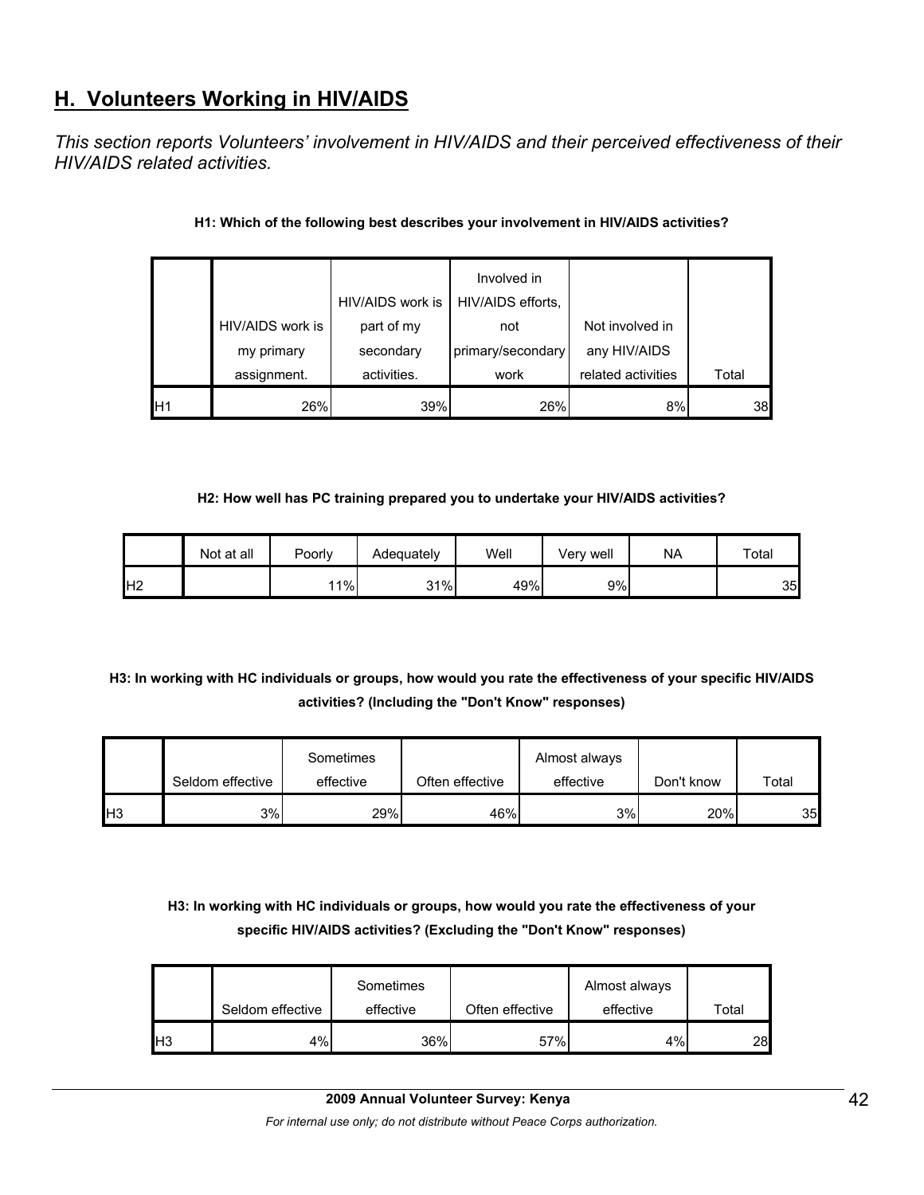## H. Volunteers Working in HIV/AIDS

*This section reports Volunteers' involvement in HIV/AIDS and their perceived effectiveness of their HIV/AIDS related activities.*

**H1: Which of the following best describes your involvement in HIV/AIDS activities?**

| | HIV/AIDS work is my primary assignment. | HIV/AIDS work is part of my secondary activities. | Involved in HIV/AIDS efforts, not primary/secondary work | Not involved in any HIV/AIDS related activities | Total |
|---|---|---|---|---|---|
| H1 | 26% | 39% | 26% | 8% | 38 |

**H2: How well has PC training prepared you to undertake your HIV/AIDS activities?**

| | Not at all | Poorly | Adequately | Well | Very well | NA | Total |
|---|---|---|---|---|---|---|---|
| H2 | | 11% | 31% | 49% | 9% | | 35 |

**H3: In working with HC individuals or groups, how would you rate the effectiveness of your specific HIV/AIDS activities? (Including the "Don't Know" responses)**

| | Seldom effective | Sometimes effective | Often effective | Almost always effective | Don't know | Total |
|---|---|---|---|---|---|---|
| H3 | 3% | 29% | 46% | 3% | 20% | 35 |

**H3: In working with HC individuals or groups, how would you rate the effectiveness of your specific HIV/AIDS activities? (Excluding the "Don't Know" responses)**

| | Seldom effective | Sometimes effective | Often effective | Almost always effective | Total |
|---|---|---|---|---|---|
| H3 | 4% | 36% | 57% | 4% | 28 |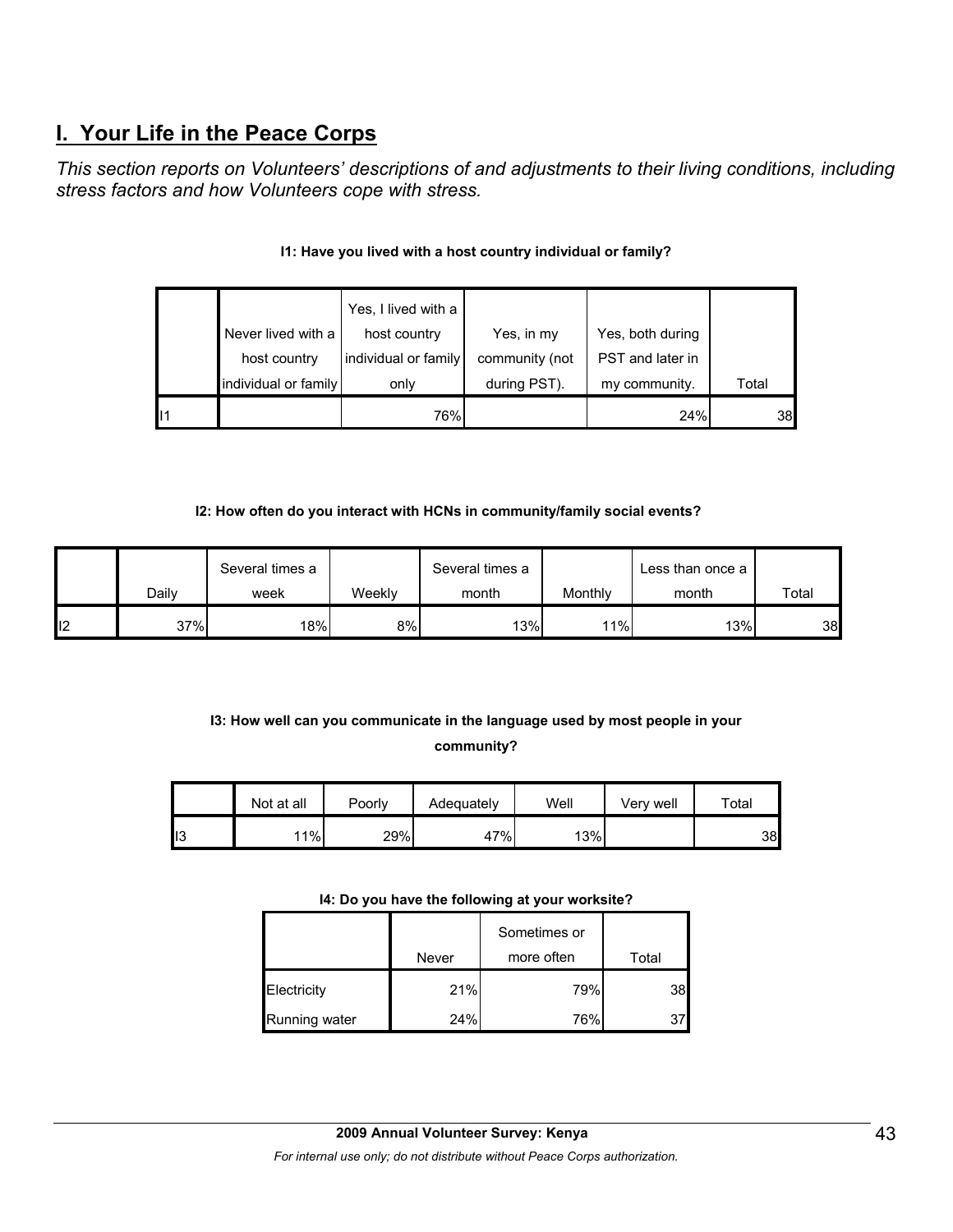## I. Your Life in the Peace Corps

*This section reports on Volunteers' descriptions of and adjustments to their living conditions, including stress factors and how Volunteers cope with stress.*

**I1: Have you lived with a host country individual or family?**

| | Never lived with a host country individual or family | Yes, I lived with a host country individual or family only | Yes, in my community (not during PST). | Yes, both during PST and later in my community. | Total |
|---|---|---|---|---|---|
| I1 | | 76% | | 24% | 38 |

**I2: How often do you interact with HCNs in community/family social events?**

| | Daily | Several times a week | Weekly | Several times a month | Monthly | Less than once a month | Total |
|---|---|---|---|---|---|---|---|
| I2 | 37% | 18% | 8% | 13% | 11% | 13% | 38 |

**I3: How well can you communicate in the language used by most people in your community?**

| | Not at all | Poorly | Adequately | Well | Very well | Total |
|---|---|---|---|---|---|---|
| I3 | 11% | 29% | 47% | 13% | | 38 |

**I4: Do you have the following at your worksite?**

| | Never | Sometimes or more often | Total |
|---|---|---|---|
| Electricity | 21% | 79% | 38 |
| Running water | 24% | 76% | 37 |

**2009 Annual Volunteer Survey: Kenya**

*For internal use only; do not distribute without Peace Corps authorization.*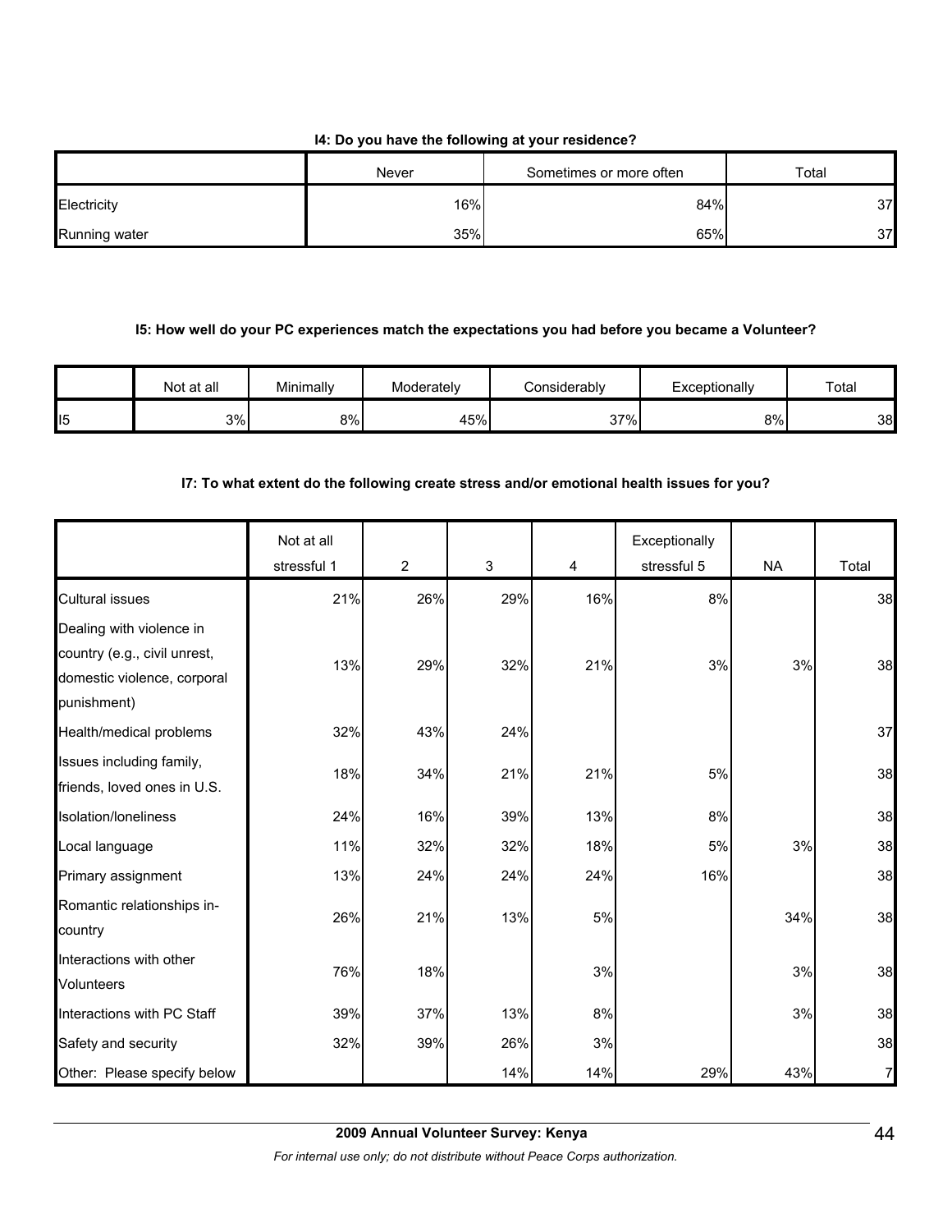**I4: Do you have the following at your residence?**

| | Never | Sometimes or more often | Total |
|---|---|---|---|
| Electricity | 16% | 84% | 37 |
| Running water | 35% | 65% | 37 |

**I5: How well do your PC experiences match the expectations you had before you became a Volunteer?**

| | Not at all | Minimally | Moderately | Considerably | Exceptionally | Total |
|---|---|---|---|---|---|---|
| I5 | 3% | 8% | 45% | 37% | 8% | 38 |

**I7: To what extent do the following create stress and/or emotional health issues for you?**

| | Not at all stressful 1 | 2 | 3 | 4 | Exceptionally stressful 5 | NA | Total |
|---|---|---|---|---|---|---|---|
| Cultural issues | 21% | 26% | 29% | 16% | 8% | | 38 |
| Dealing with violence in country (e.g., civil unrest, domestic violence, corporal punishment) | 13% | 29% | 32% | 21% | 3% | 3% | 38 |
| Health/medical problems | 32% | 43% | 24% | | | | 37 |
| Issues including family, friends, loved ones in U.S. | 18% | 34% | 21% | 21% | 5% | | 38 |
| Isolation/loneliness | 24% | 16% | 39% | 13% | 8% | | 38 |
| Local language | 11% | 32% | 32% | 18% | 5% | 3% | 38 |
| Primary assignment | 13% | 24% | 24% | 24% | 16% | | 38 |
| Romantic relationships in-country | 26% | 21% | 13% | 5% | | 34% | 38 |
| Interactions with other Volunteers | 76% | 18% | | 3% | | 3% | 38 |
| Interactions with PC Staff | 39% | 37% | 13% | 8% | | 3% | 38 |
| Safety and security | 32% | 39% | 26% | 3% | | | 38 |
| Other: Please specify below | | | 14% | 14% | 29% | 43% | 7 |

**2009 Annual Volunteer Survey: Kenya**

*For internal use only; do not distribute without Peace Corps authorization.*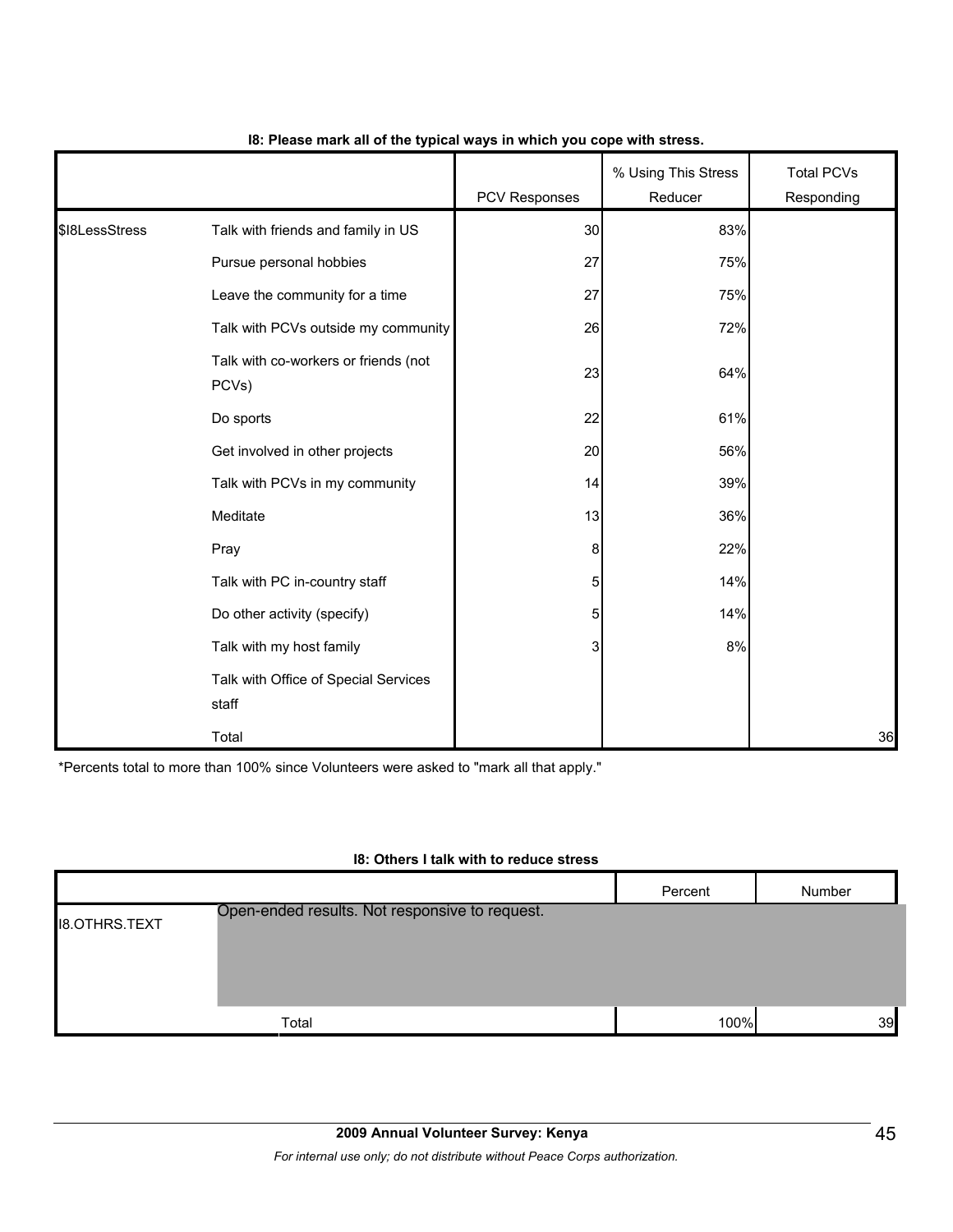**I8: Please mark all of the typical ways in which you cope with stress.**

| | | PCV Responses | % Using This Stress Reducer | Total PCVs Responding |
|---|---|---|---|---|
| $I8LessStress | Talk with friends and family in US | 30 | 83% | |
| | Pursue personal hobbies | 27 | 75% | |
| | Leave the community for a time | 27 | 75% | |
| | Talk with PCVs outside my community | 26 | 72% | |
| | Talk with co-workers or friends (not PCVs) | 23 | 64% | |
| | Do sports | 22 | 61% | |
| | Get involved in other projects | 20 | 56% | |
| | Talk with PCVs in my community | 14 | 39% | |
| | Meditate | 13 | 36% | |
| | Pray | 8 | 22% | |
| | Talk with PC in-country staff | 5 | 14% | |
| | Do other activity (specify) | 5 | 14% | |
| | Talk with my host family | 3 | 8% | |
| | Talk with Office of Special Services staff | | | |
| | Total | | | 36 |

*Percents total to more than 100% since Volunteers were asked to "mark all that apply."

**I8: Others I talk with to reduce stress**

| | | Percent | Number |
|---|---|---|---|
| I8.OTHRS.TEXT | Open-ended results. Not responsive to request. | | |
| | Total | 100% | 39 |

**2009 Annual Volunteer Survey: Kenya**

*For internal use only; do not distribute without Peace Corps authorization.*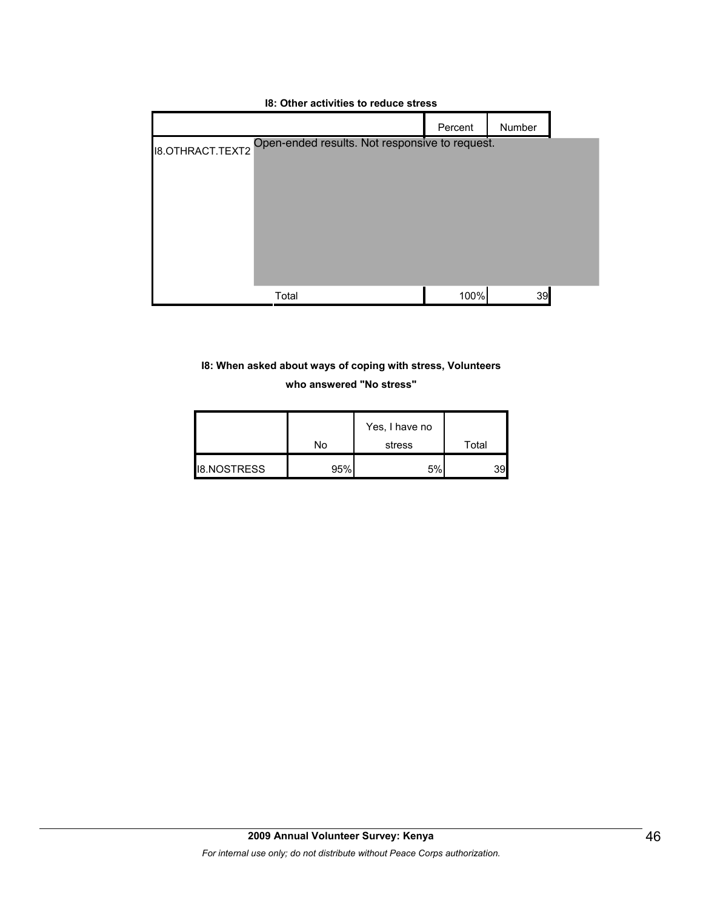**I8: Other activities to reduce stress**

| | | Percent | Number |
|---|---|---|---|
| I8.OTHRACT.TEXT2 | Open-ended results. Not responsive to request. | | |
| | Total | 100% | 39 |

**I8: When asked about ways of coping with stress, Volunteers who answered "No stress"**

| | No | Yes, I have no stress | Total |
|---|---|---|---|
| I8.NOSTRESS | 95% | 5% | 39 |

**2009 Annual Volunteer Survey: Kenya**

*For internal use only; do not distribute without Peace Corps authorization.*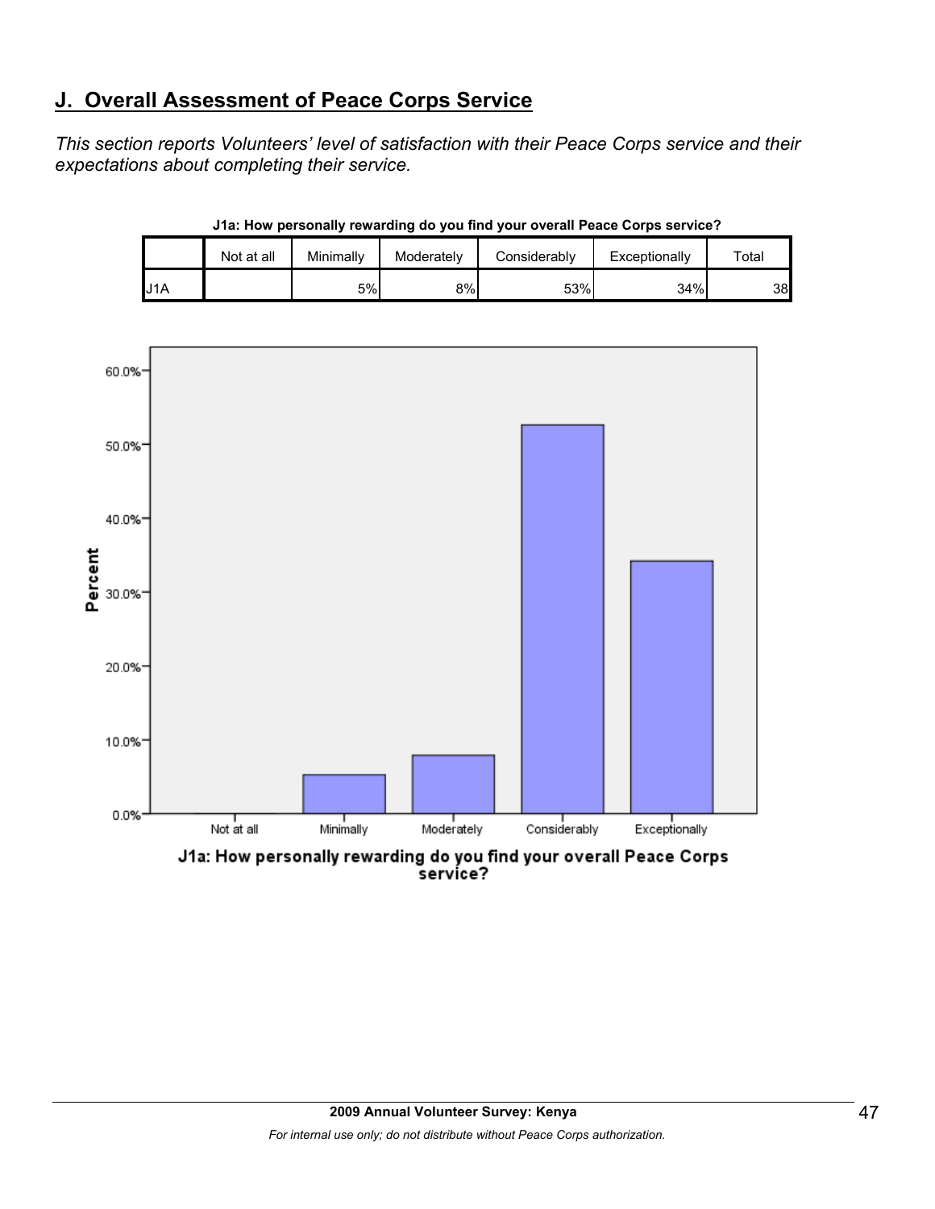## J. Overall Assessment of Peace Corps Service

*This section reports Volunteers' level of satisfaction with their Peace Corps service and their expectations about completing their service.*

**J1a: How personally rewarding do you find your overall Peace Corps service?**

| | Not at all | Minimally | Moderately | Considerably | Exceptionally | Total |
|---|---|---|---|---|---|---|
| J1A | | 5% | 8% | 53% | 34% | 38 |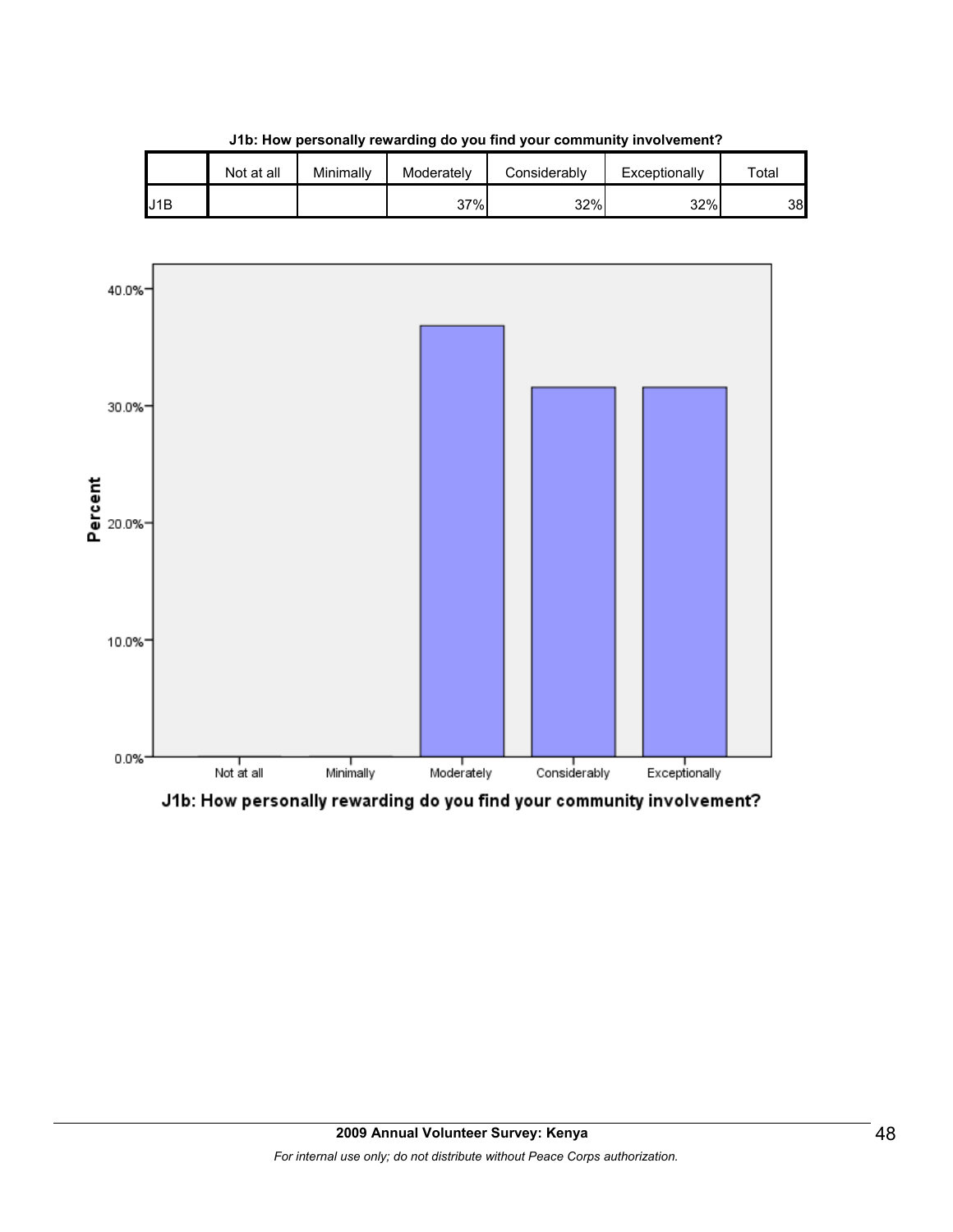**J1b: How personally rewarding do you find your community involvement?**

| | Not at all | Minimally | Moderately | Considerably | Exceptionally | Total |
|---|---|---|---|---|---|---|
| J1B | | | 37% | 32% | 32% | 38 |

J1b: How personally rewarding do you find your community involvement?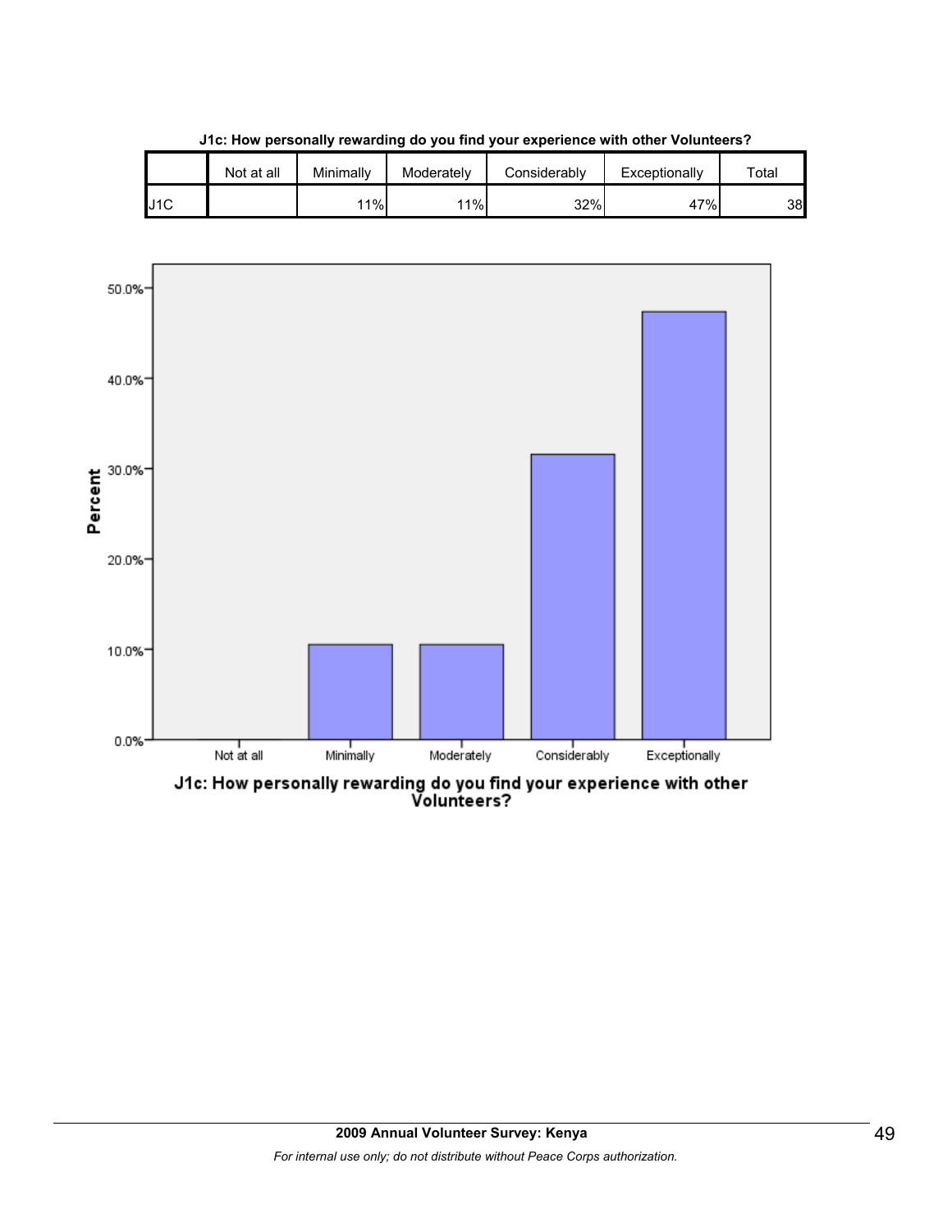**J1c: How personally rewarding do you find your experience with other Volunteers?**

| | Not at all | Minimally | Moderately | Considerably | Exceptionally | Total |
|---|---|---|---|---|---|---|
| J1C | | 11% | 11% | 32% | 47% | 38 |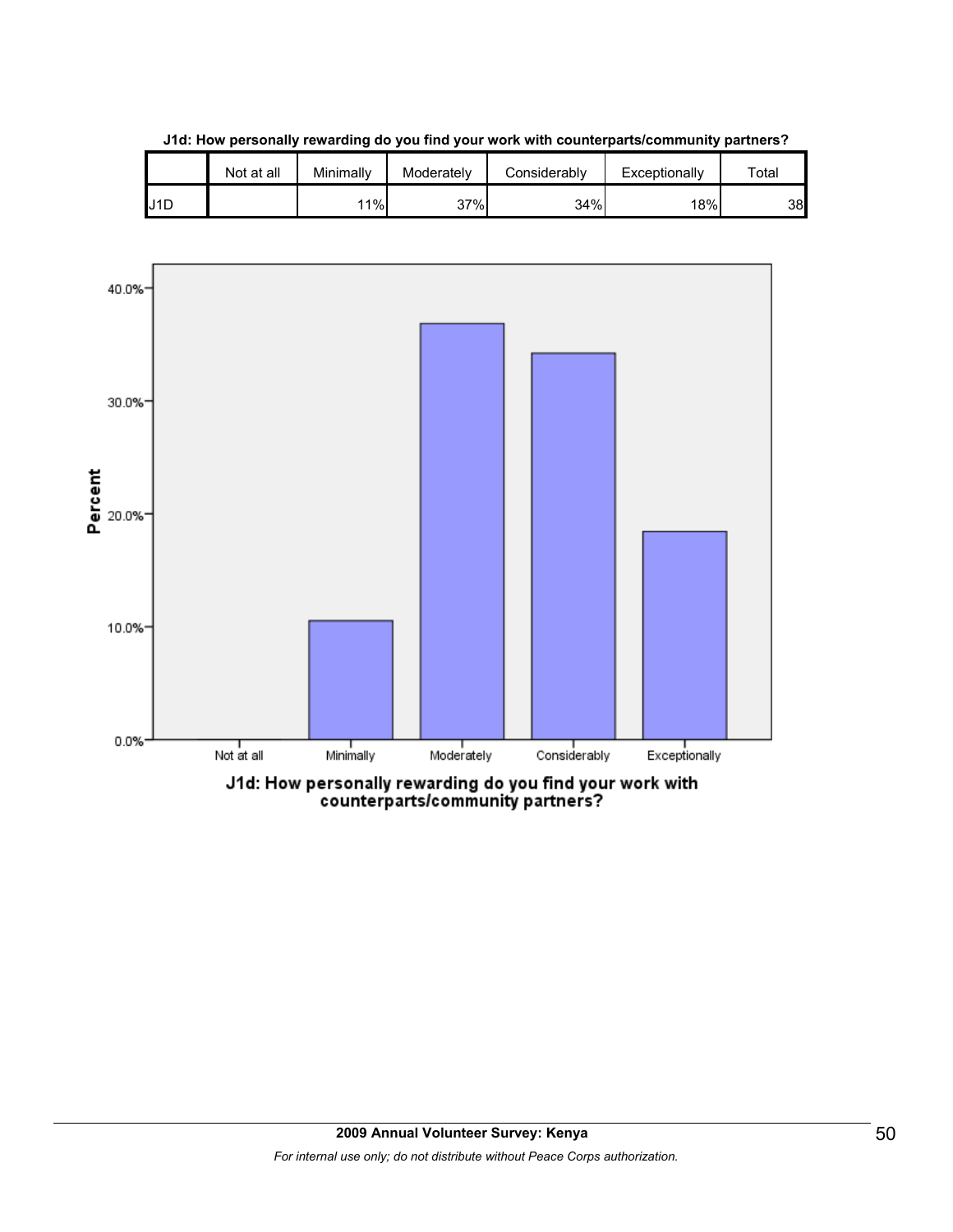**J1d: How personally rewarding do you find your work with counterparts/community partners?**

| | Not at all | Minimally | Moderately | Considerably | Exceptionally | Total |
|---|---|---|---|---|---|---|
| J1D | | 11% | 37% | 34% | 18% | 38 |

J1d: How personally rewarding do you find your work with counterparts/community partners?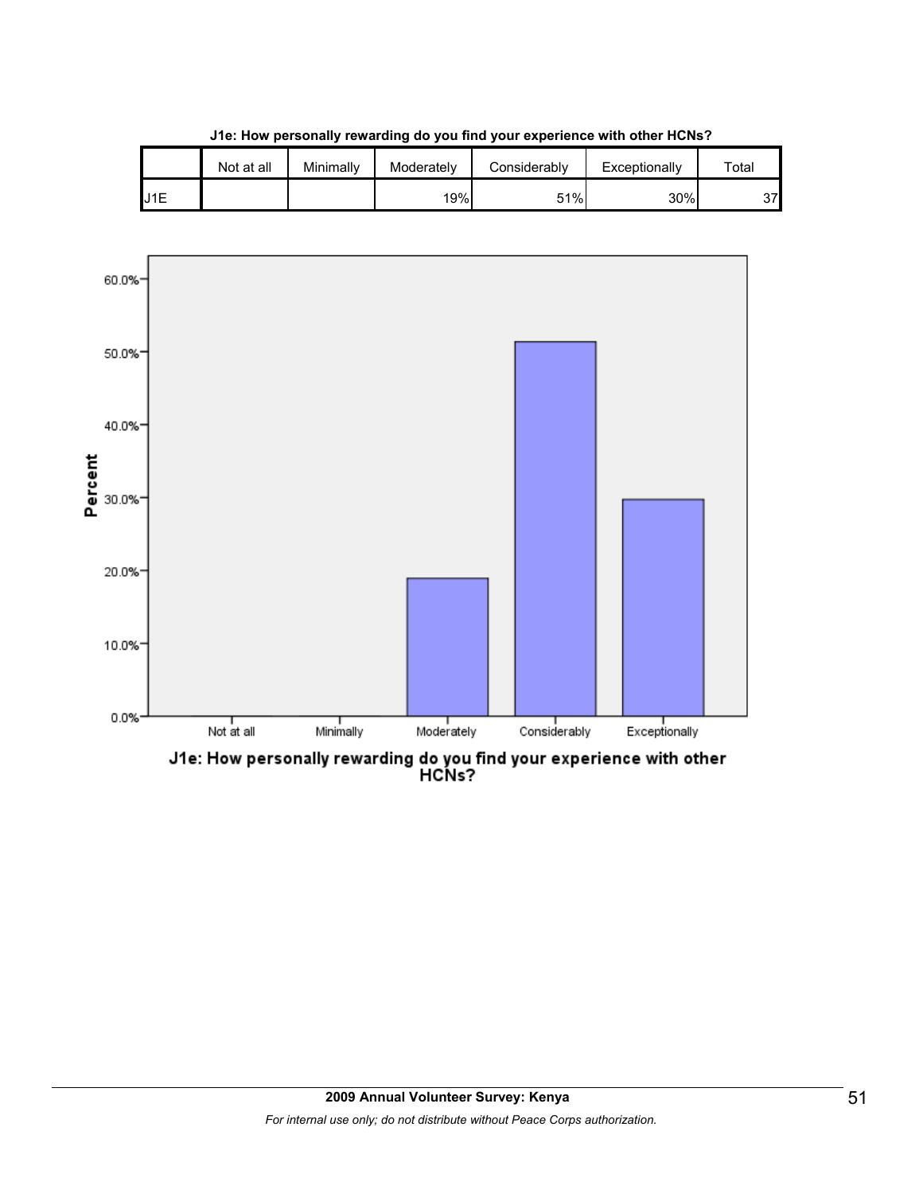**J1e: How personally rewarding do you find your experience with other HCNs?**

| | Not at all | Minimally | Moderately | Considerably | Exceptionally | Total |
|---|---|---|---|---|---|---|
| J1E | | | 19% | 51% | 30% | 37 |

J1e: How personally rewarding do you find your experience with other HCNs?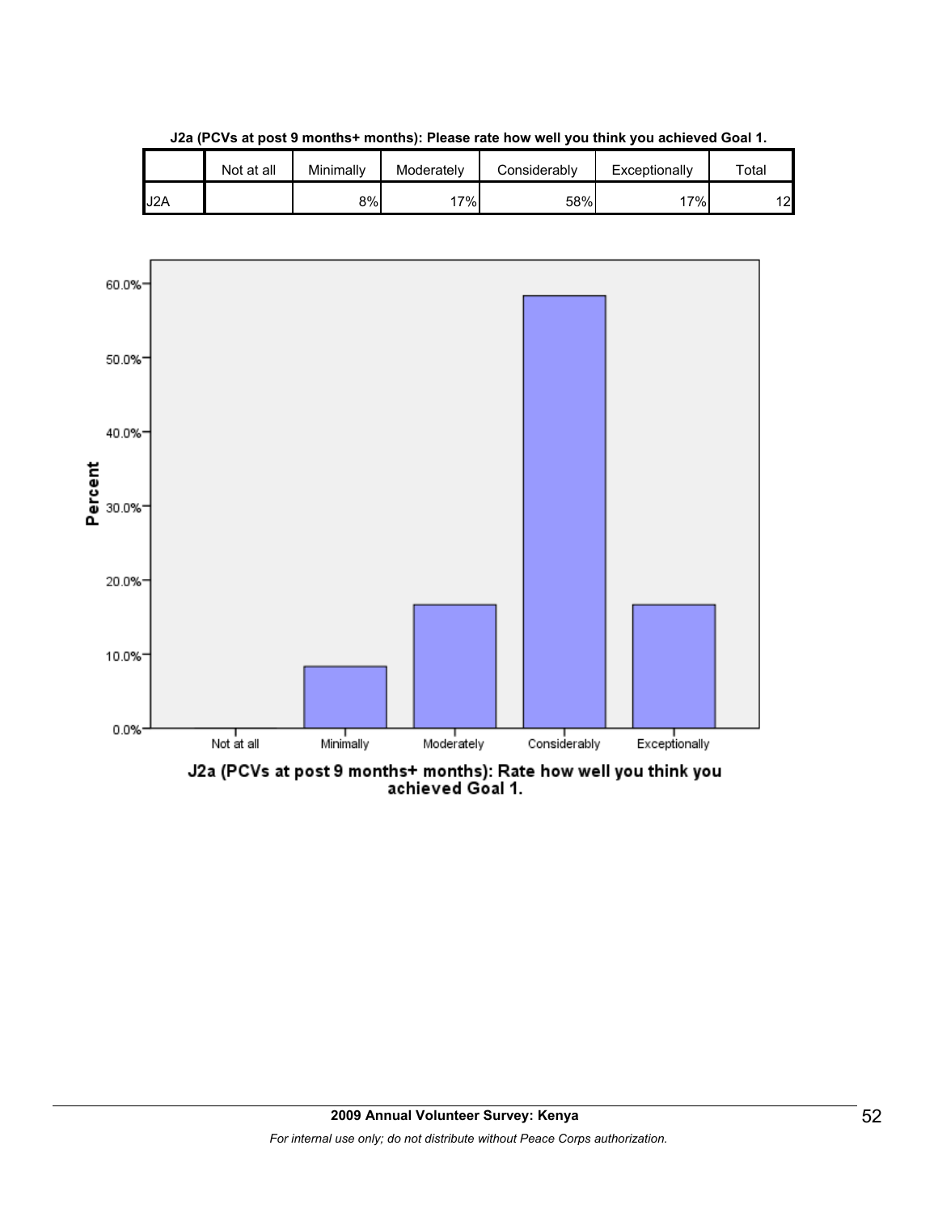**J2a (PCVs at post 9 months+ months): Please rate how well you think you achieved Goal 1.**

| | Not at all | Minimally | Moderately | Considerably | Exceptionally | Total |
|---|---|---|---|---|---|---|
| J2A | | 8% | 17% | 58% | 17% | 12 |

J2a (PCVs at post 9 months+ months): Rate how well you think you achieved Goal 1.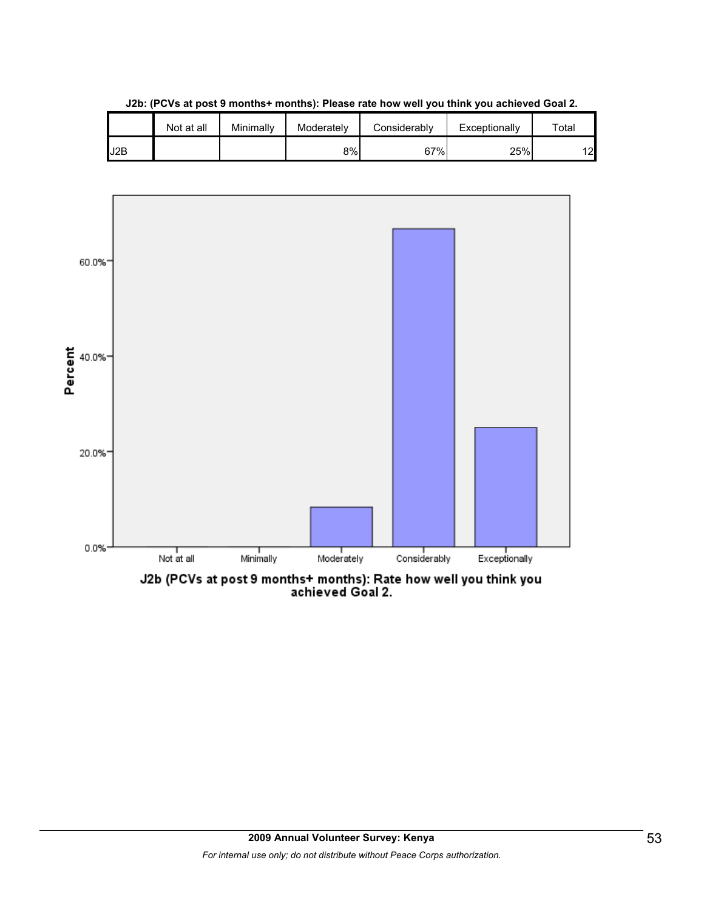**J2b: (PCVs at post 9 months+ months): Please rate how well you think you achieved Goal 2.**

| | Not at all | Minimally | Moderately | Considerably | Exceptionally | Total |
|---|---|---|---|---|---|---|
| J2B | | | 8% | 67% | 25% | 12 |

J2b (PCVs at post 9 months+ months): Rate how well you think you achieved Goal 2.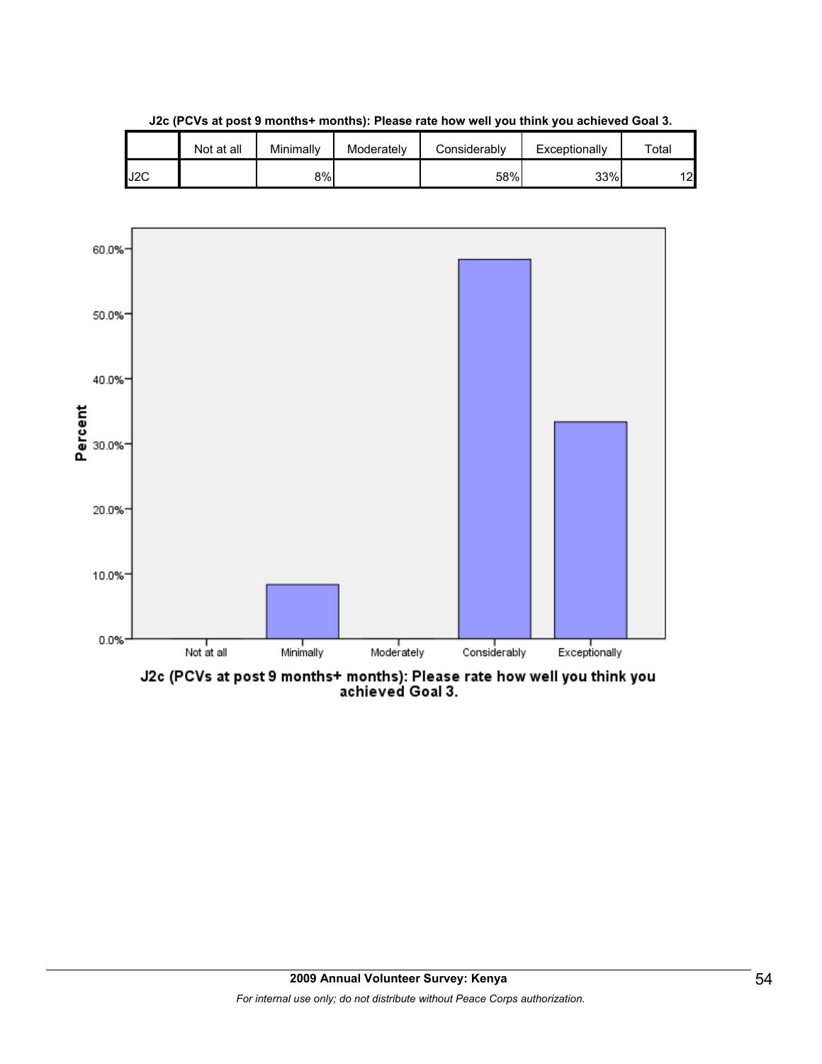**J2c (PCVs at post 9 months+ months): Please rate how well you think you achieved Goal 3.**

| | Not at all | Minimally | Moderately | Considerably | Exceptionally | Total |
|---|---|---|---|---|---|---|
| J2C | | 8% | | 58% | 33% | 12 |

J2c (PCVs at post 9 months+ months): Please rate how well you think you achieved Goal 3.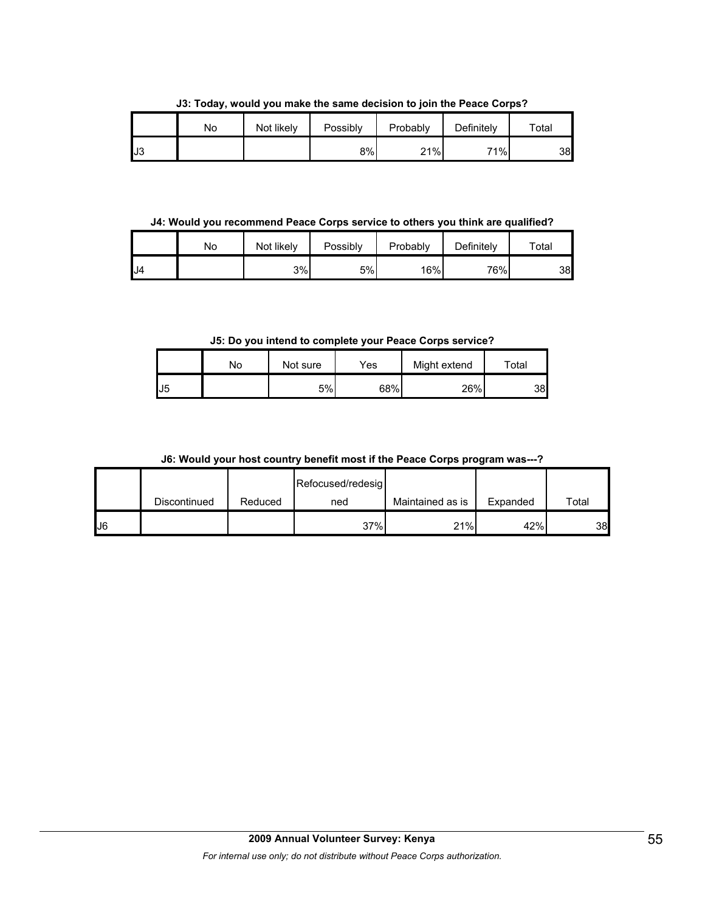**J3: Today, would you make the same decision to join the Peace Corps?**

| | No | Not likely | Possibly | Probably | Definitely | Total |
|---|---|---|---|---|---|---|
| J3 | | | 8% | 21% | 71% | 38 |

**J4: Would you recommend Peace Corps service to others you think are qualified?**

| | No | Not likely | Possibly | Probably | Definitely | Total |
|---|---|---|---|---|---|---|
| J4 | | 3% | 5% | 16% | 76% | 38 |

**J5: Do you intend to complete your Peace Corps service?**

| | No | Not sure | Yes | Might extend | Total |
|---|---|---|---|---|---|
| J5 | | 5% | 68% | 26% | 38 |

**J6: Would your host country benefit most if the Peace Corps program was---?**

| | Discontinued | Reduced | Refocused/redesigned | Maintained as is | Expanded | Total |
|---|---|---|---|---|---|---|
| J6 | | | 37% | 21% | 42% | 38 |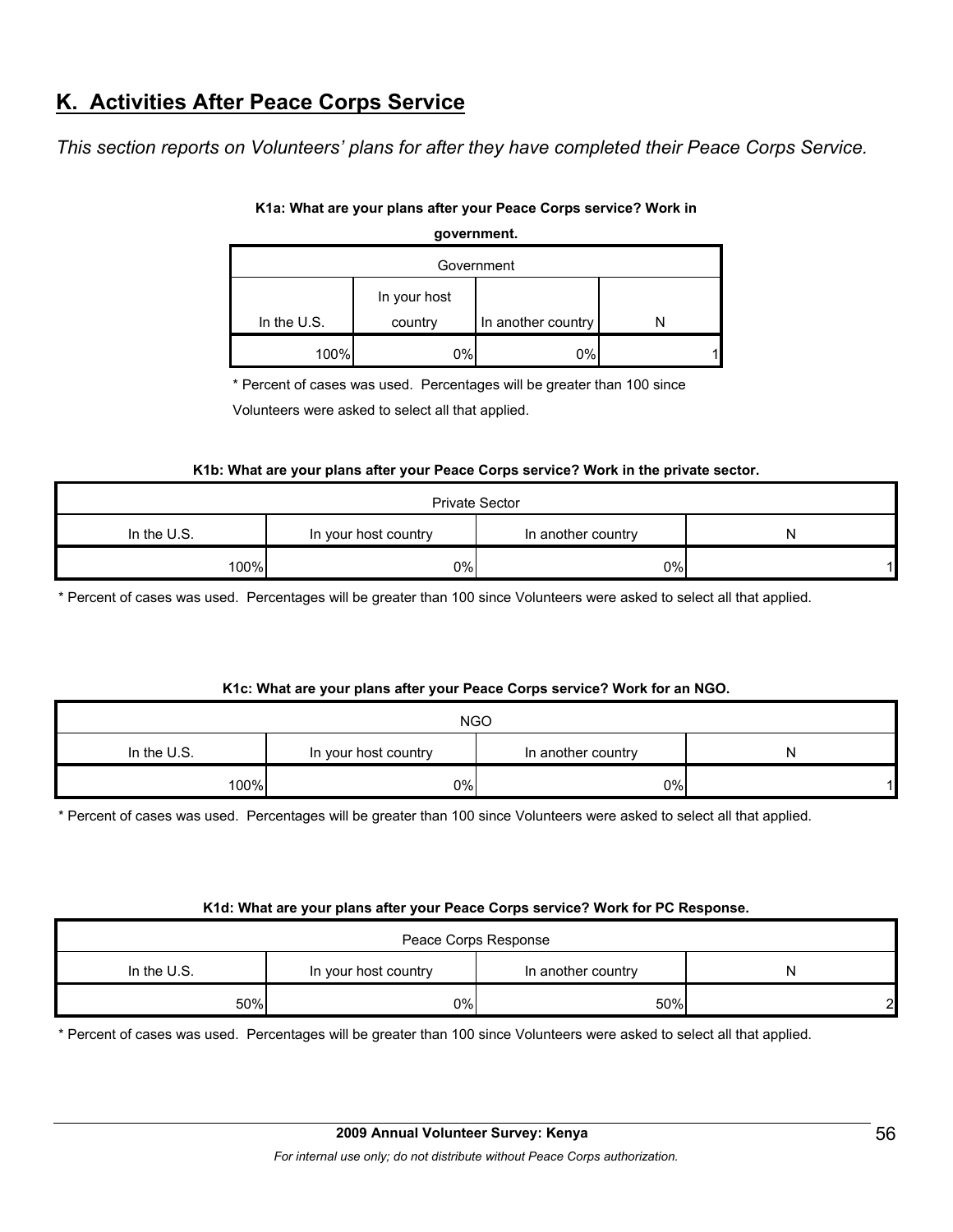## K. Activities After Peace Corps Service

*This section reports on Volunteers' plans for after they have completed their Peace Corps Service.*

**K1a: What are your plans after your Peace Corps service? Work in government.**

| Government | | | |
|---|---|---|---|
| In the U.S. | In your host country | In another country | N |
| 100% | 0% | 0% | 1 |

\* Percent of cases was used. Percentages will be greater than 100 since Volunteers were asked to select all that applied.

**K1b: What are your plans after your Peace Corps service? Work in the private sector.**

| Private Sector | | | |
|---|---|---|---|
| In the U.S. | In your host country | In another country | N |
| 100% | 0% | 0% | 1 |

\* Percent of cases was used. Percentages will be greater than 100 since Volunteers were asked to select all that applied.

**K1c: What are your plans after your Peace Corps service? Work for an NGO.**

| NGO | | | |
|---|---|---|---|
| In the U.S. | In your host country | In another country | N |
| 100% | 0% | 0% | 1 |

\* Percent of cases was used. Percentages will be greater than 100 since Volunteers were asked to select all that applied.

**K1d: What are your plans after your Peace Corps service? Work for PC Response.**

| Peace Corps Response | | | |
|---|---|---|---|
| In the U.S. | In your host country | In another country | N |
| 50% | 0% | 50% | 2 |

\* Percent of cases was used. Percentages will be greater than 100 since Volunteers were asked to select all that applied.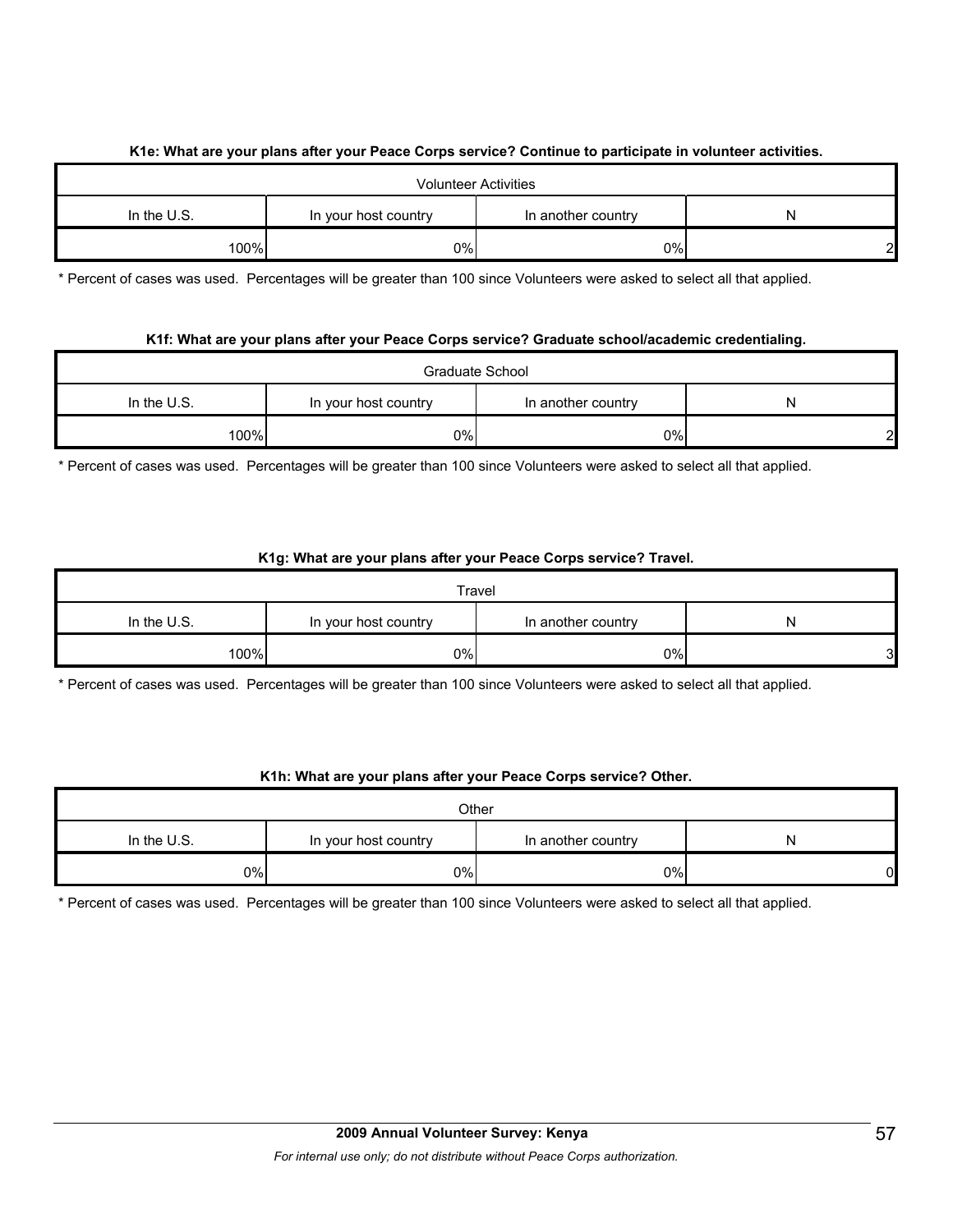**K1e: What are your plans after your Peace Corps service? Continue to participate in volunteer activities.**

| Volunteer Activities | | | |
|---|---|---|---|
| In the U.S. | In your host country | In another country | N |
| 100% | 0% | 0% | 2 |

\* Percent of cases was used. Percentages will be greater than 100 since Volunteers were asked to select all that applied.

**K1f: What are your plans after your Peace Corps service? Graduate school/academic credentialing.**

| Graduate School | | | |
|---|---|---|---|
| In the U.S. | In your host country | In another country | N |
| 100% | 0% | 0% | 2 |

\* Percent of cases was used. Percentages will be greater than 100 since Volunteers were asked to select all that applied.

**K1g: What are your plans after your Peace Corps service? Travel.**

| Travel | | | |
|---|---|---|---|
| In the U.S. | In your host country | In another country | N |
| 100% | 0% | 0% | 3 |

\* Percent of cases was used. Percentages will be greater than 100 since Volunteers were asked to select all that applied.

**K1h: What are your plans after your Peace Corps service? Other.**

| Other | | | |
|---|---|---|---|
| In the U.S. | In your host country | In another country | N |
| 0% | 0% | 0% | 0 |

\* Percent of cases was used. Percentages will be greater than 100 since Volunteers were asked to select all that applied.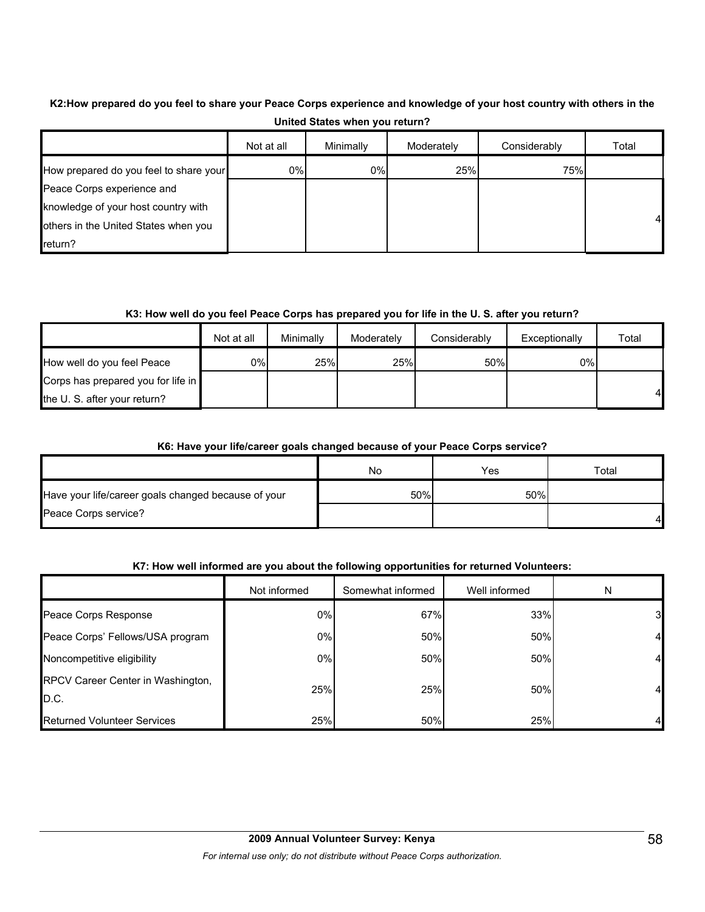**K2:How prepared do you feel to share your Peace Corps experience and knowledge of your host country with others in the United States when you return?**

| | Not at all | Minimally | Moderately | Considerably | Total |
|---|---|---|---|---|---|
| How prepared do you feel to share your Peace Corps experience and knowledge of your host country with others in the United States when you return? | 0% | 0% | 25% | 75% | 4 |

**K3: How well do you feel Peace Corps has prepared you for life in the U. S. after you return?**

| | Not at all | Minimally | Moderately | Considerably | Exceptionally | Total |
|---|---|---|---|---|---|---|
| How well do you feel Peace Corps has prepared you for life in the U. S. after your return? | 0% | 25% | 25% | 50% | 0% | 4 |

**K6: Have your life/career goals changed because of your Peace Corps service?**

| | No | Yes | Total |
|---|---|---|---|
| Have your life/career goals changed because of your Peace Corps service? | 50% | 50% | 4 |

**K7: How well informed are you about the following opportunities for returned Volunteers:**

| | Not informed | Somewhat informed | Well informed | N |
|---|---|---|---|---|
| Peace Corps Response | 0% | 67% | 33% | 3 |
| Peace Corps' Fellows/USA program | 0% | 50% | 50% | 4 |
| Noncompetitive eligibility | 0% | 50% | 50% | 4 |
| RPCV Career Center in Washington, D.C. | 25% | 25% | 50% | 4 |
| Returned Volunteer Services | 25% | 50% | 25% | 4 |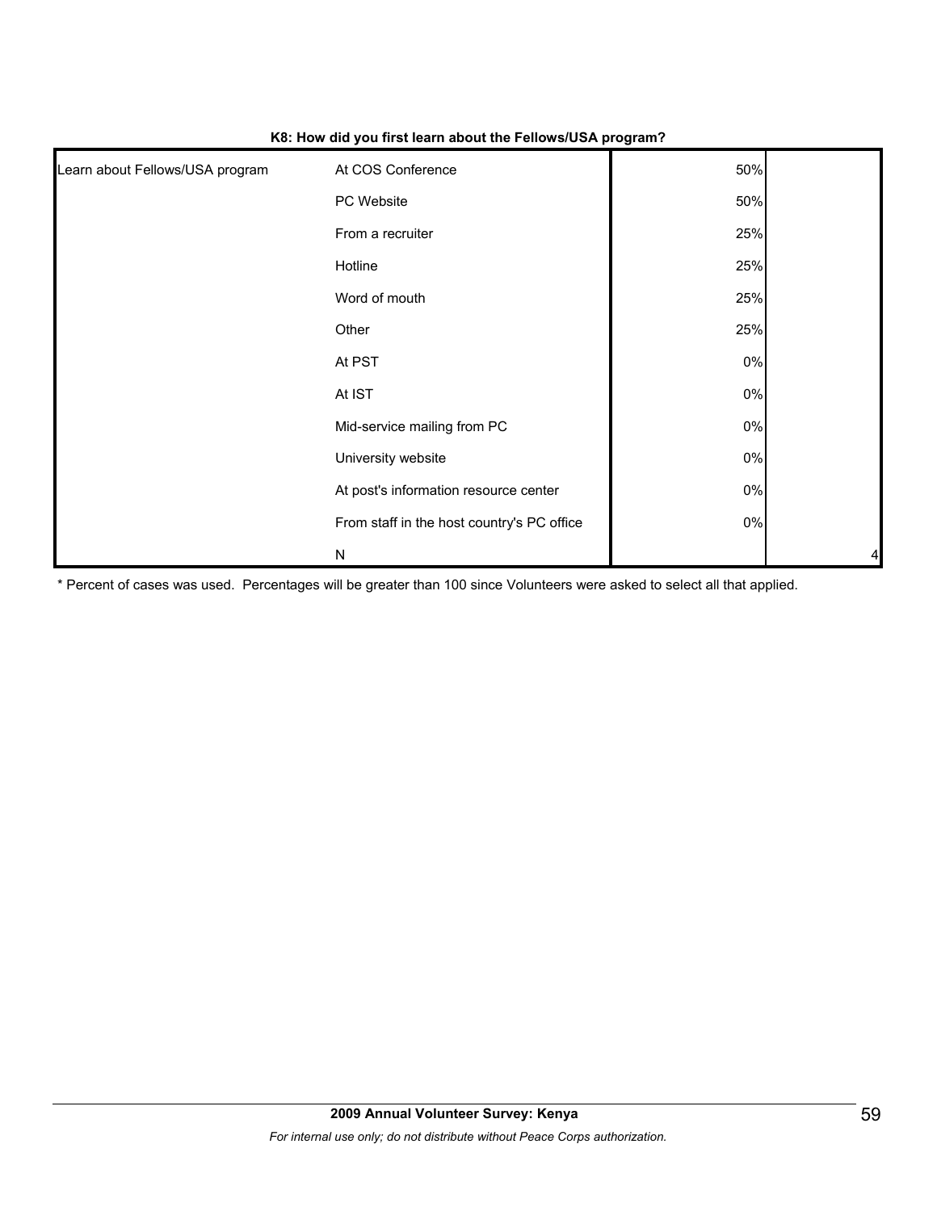**K8: How did you first learn about the Fellows/USA program?**

| | | | |
|---|---|---|---|
| Learn about Fellows/USA program | At COS Conference | 50% | |
| | PC Website | 50% | |
| | From a recruiter | 25% | |
| | Hotline | 25% | |
| | Word of mouth | 25% | |
| | Other | 25% | |
| | At PST | 0% | |
| | At IST | 0% | |
| | Mid-service mailing from PC | 0% | |
| | University website | 0% | |
| | At post's information resource center | 0% | |
| | From staff in the host country's PC office | 0% | |
| | N | | 4 |

* Percent of cases was used. Percentages will be greater than 100 since Volunteers were asked to select all that applied.

**2009 Annual Volunteer Survey: Kenya**

*For internal use only; do not distribute without Peace Corps authorization.*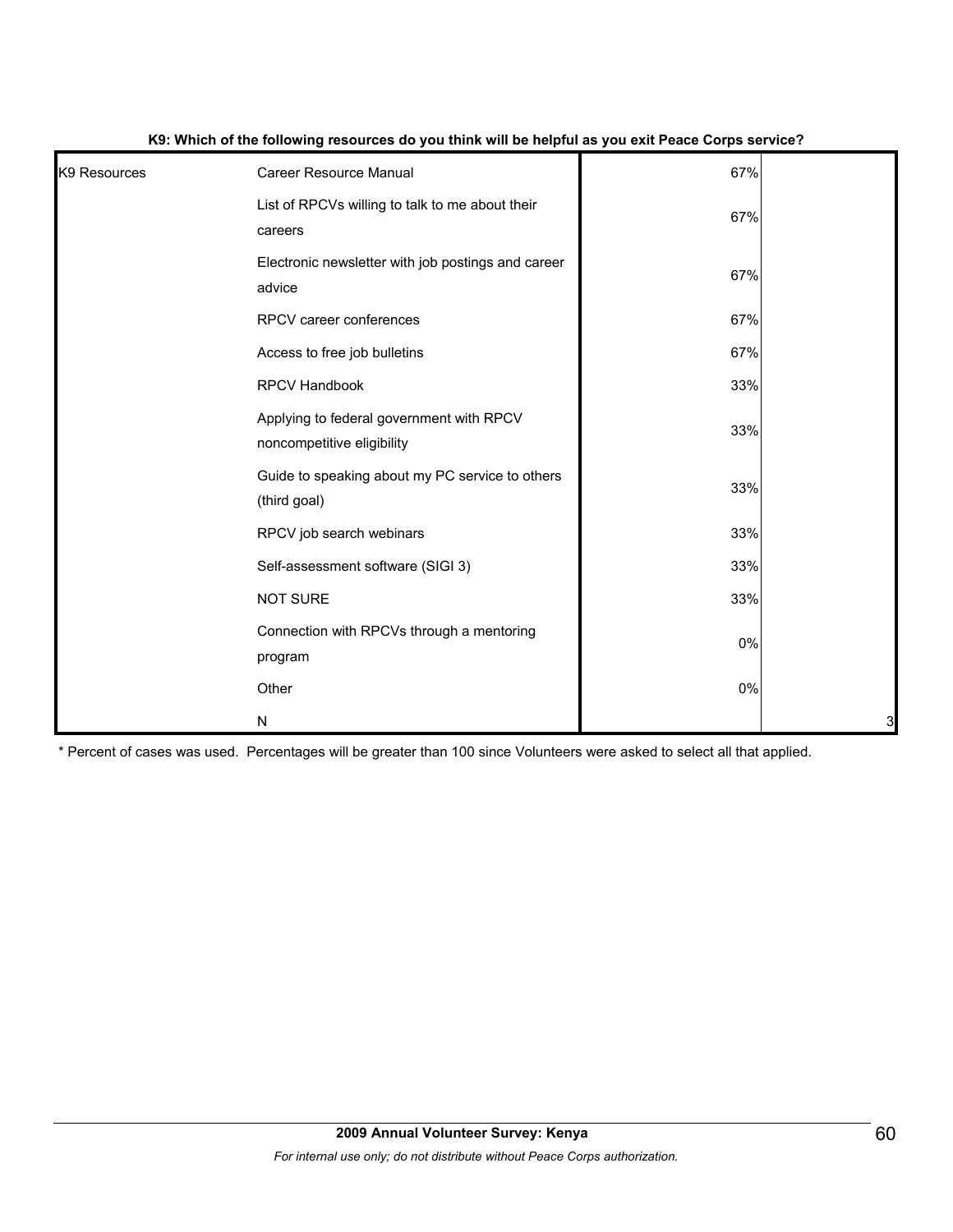**K9: Which of the following resources do you think will be helpful as you exit Peace Corps service?**

| | | | |
|---|---|---|---|
| K9 Resources | Career Resource Manual | 67% | |
| | List of RPCVs willing to talk to me about their careers | 67% | |
| | Electronic newsletter with job postings and career advice | 67% | |
| | RPCV career conferences | 67% | |
| | Access to free job bulletins | 67% | |
| | RPCV Handbook | 33% | |
| | Applying to federal government with RPCV noncompetitive eligibility | 33% | |
| | Guide to speaking about my PC service to others (third goal) | 33% | |
| | RPCV job search webinars | 33% | |
| | Self-assessment software (SIGI 3) | 33% | |
| | NOT SURE | 33% | |
| | Connection with RPCVs through a mentoring program | 0% | |
| | Other | 0% | |
| | N | | 3 |

* Percent of cases was used. Percentages will be greater than 100 since Volunteers were asked to select all that applied.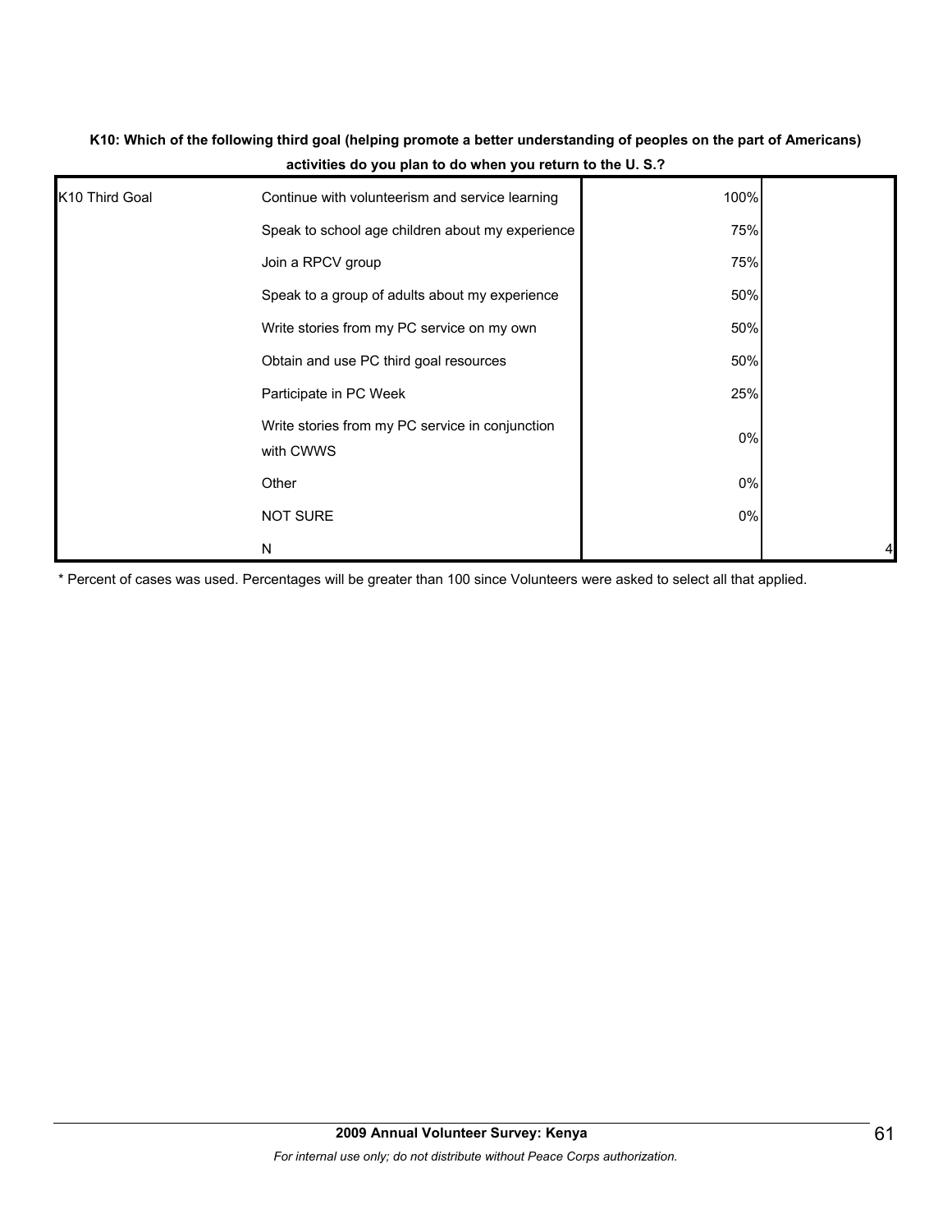**K10: Which of the following third goal (helping promote a better understanding of peoples on the part of Americans) activities do you plan to do when you return to the U. S.?**

| | | | |
|---|---|---|---|
| K10 Third Goal | Continue with volunteerism and service learning | 100% | |
| | Speak to school age children about my experience | 75% | |
| | Join a RPCV group | 75% | |
| | Speak to a group of adults about my experience | 50% | |
| | Write stories from my PC service on my own | 50% | |
| | Obtain and use PC third goal resources | 50% | |
| | Participate in PC Week | 25% | |
| | Write stories from my PC service in conjunction with CWWS | 0% | |
| | Other | 0% | |
| | NOT SURE | 0% | |
| | N | | 4 |

* Percent of cases was used. Percentages will be greater than 100 since Volunteers were asked to select all that applied.